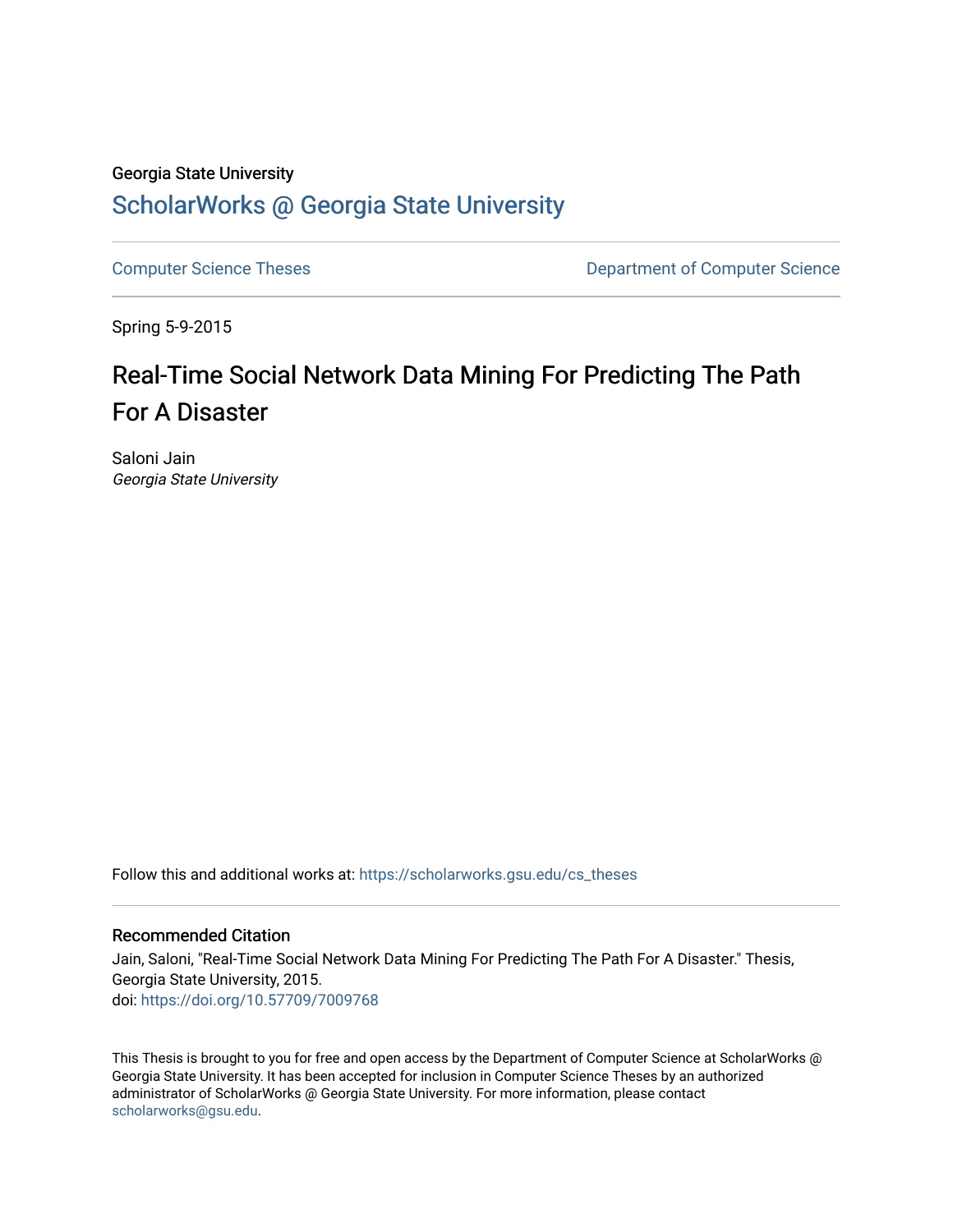Georgia State University

# ScholarWorks @ Georgia State University

Computer Science Theses

Department of Computer Science

Spring 5-9-2015

# Real-Time Social Network Data Mining For Predicting The Path For A Disaster

Saloni Jain

*Georgia State University*

Follow this and additional works at: https://scholarworks.gsu.edu/cs_theses

## Recommended Citation

Jain, Saloni, "Real-Time Social Network Data Mining For Predicting The Path For A Disaster." Thesis, Georgia State University, 2015.

doi: https://doi.org/10.57709/7009768

This Thesis is brought to you for free and open access by the Department of Computer Science at ScholarWorks @ Georgia State University. It has been accepted for inclusion in Computer Science Theses by an authorized administrator of ScholarWorks @ Georgia State University. For more information, please contact scholarworks@gsu.edu.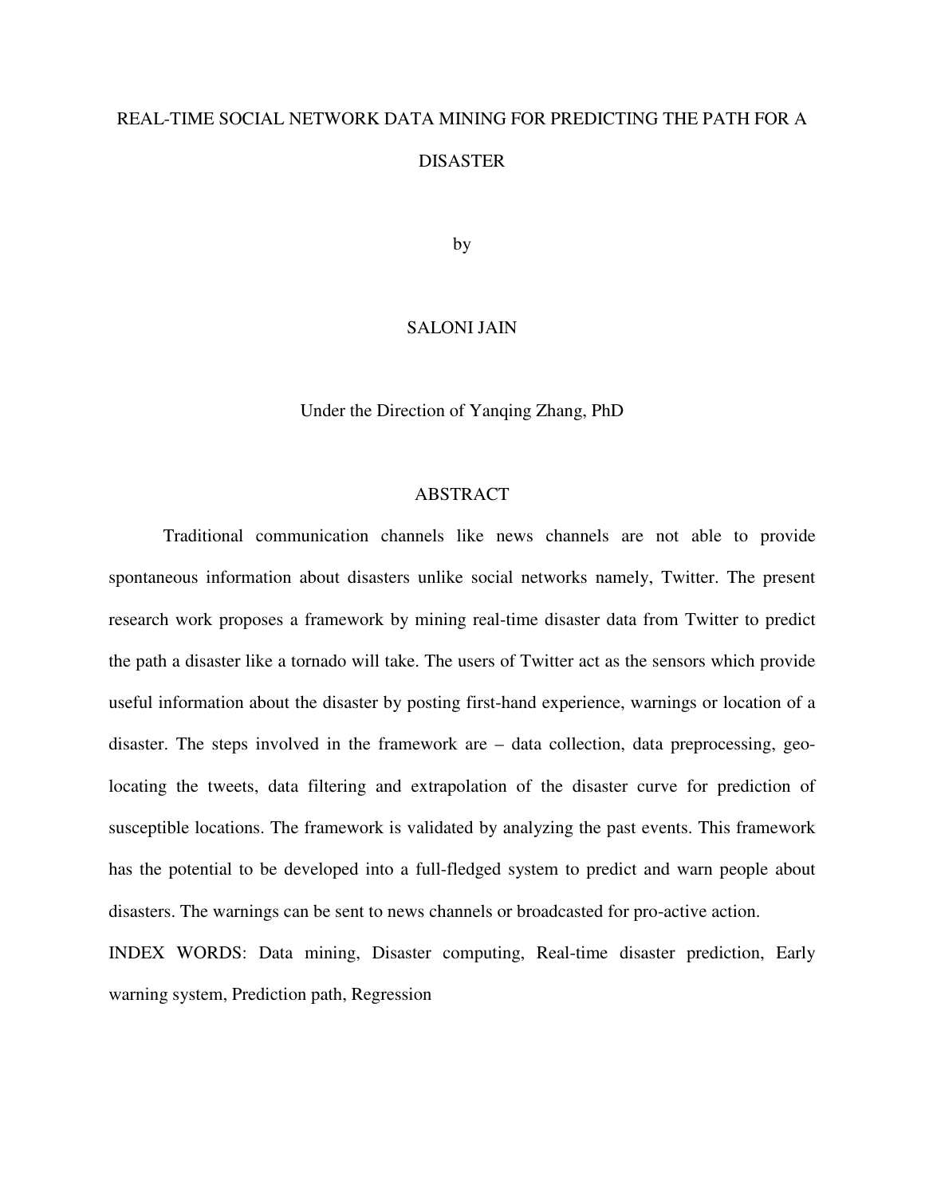# REAL-TIME SOCIAL NETWORK DATA MINING FOR PREDICTING THE PATH FOR A DISASTER

by

SALONI JAIN

Under the Direction of Yanqing Zhang, PhD

## ABSTRACT

Traditional communication channels like news channels are not able to provide spontaneous information about disasters unlike social networks namely, Twitter. The present research work proposes a framework by mining real-time disaster data from Twitter to predict the path a disaster like a tornado will take. The users of Twitter act as the sensors which provide useful information about the disaster by posting first-hand experience, warnings or location of a disaster. The steps involved in the framework are – data collection, data preprocessing, geo-locating the tweets, data filtering and extrapolation of the disaster curve for prediction of susceptible locations. The framework is validated by analyzing the past events. This framework has the potential to be developed into a full-fledged system to predict and warn people about disasters. The warnings can be sent to news channels or broadcasted for pro-active action.

INDEX WORDS: Data mining, Disaster computing, Real-time disaster prediction, Early warning system, Prediction path, Regression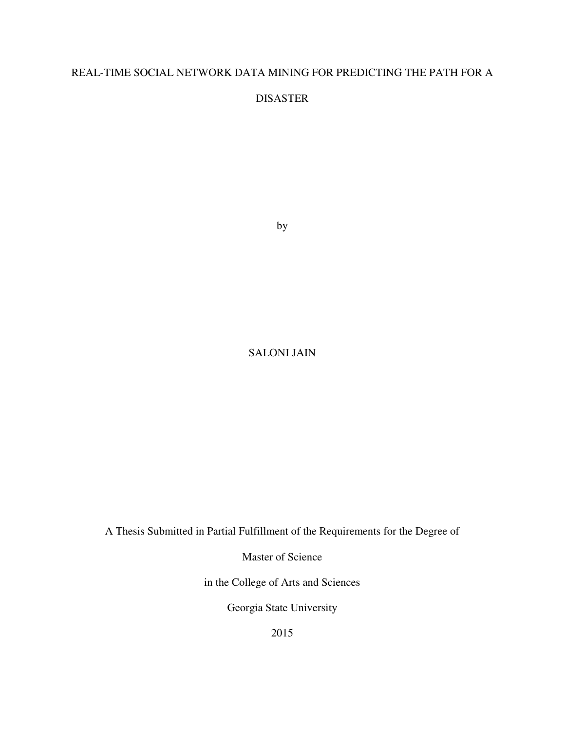# REAL-TIME SOCIAL NETWORK DATA MINING FOR PREDICTING THE PATH FOR A DISASTER

by

SALONI JAIN

A Thesis Submitted in Partial Fulfillment of the Requirements for the Degree of

Master of Science

in the College of Arts and Sciences

Georgia State University

2015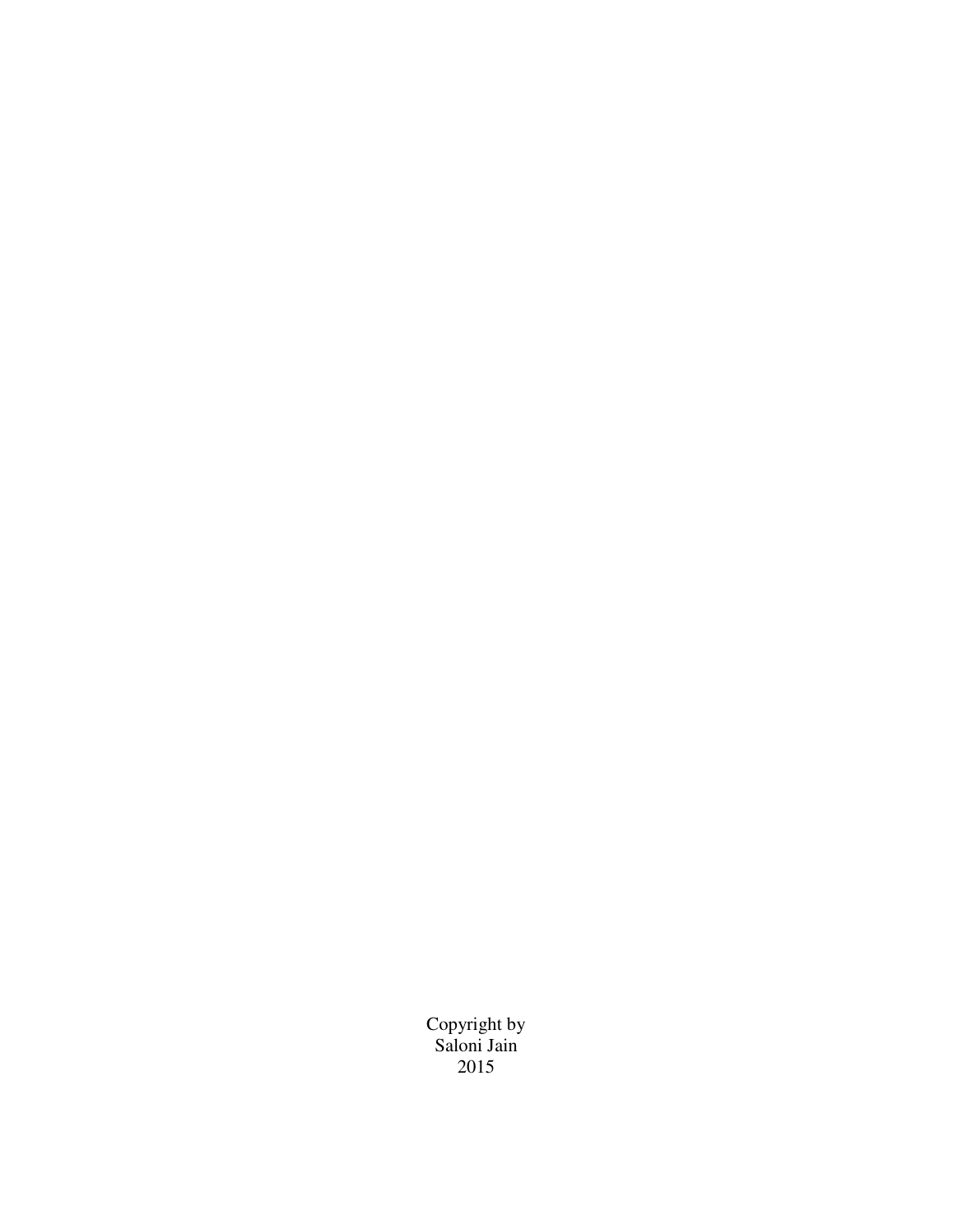Copyright by
Saloni Jain
2015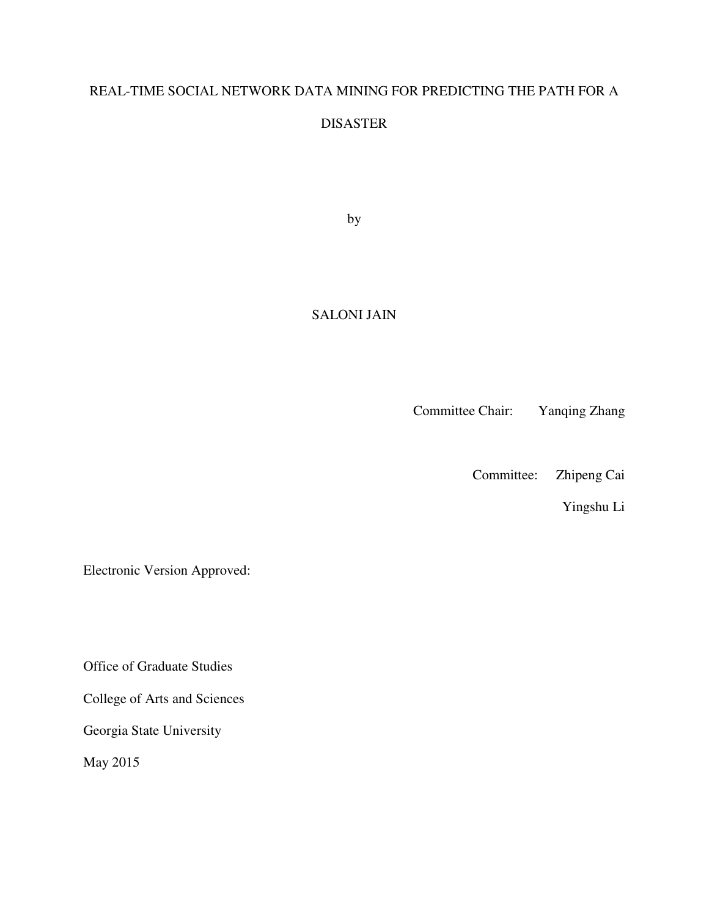REAL-TIME SOCIAL NETWORK DATA MINING FOR PREDICTING THE PATH FOR A DISASTER

by

SALONI JAIN

Committee Chair: Yanqing Zhang

Committee: Zhipeng Cai

Yingshu Li

Electronic Version Approved:

Office of Graduate Studies

College of Arts and Sciences

Georgia State University

May 2015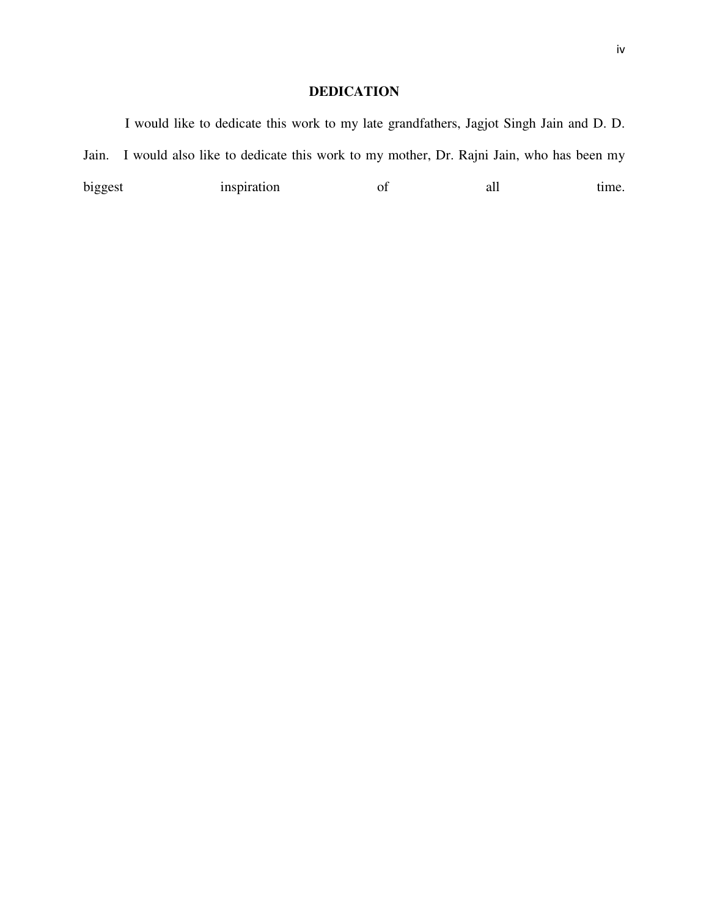# DEDICATION

I would like to dedicate this work to my late grandfathers, Jagjot Singh Jain and D. D. Jain. I would also like to dedicate this work to my mother, Dr. Rajni Jain, who has been my biggest inspiration of all time.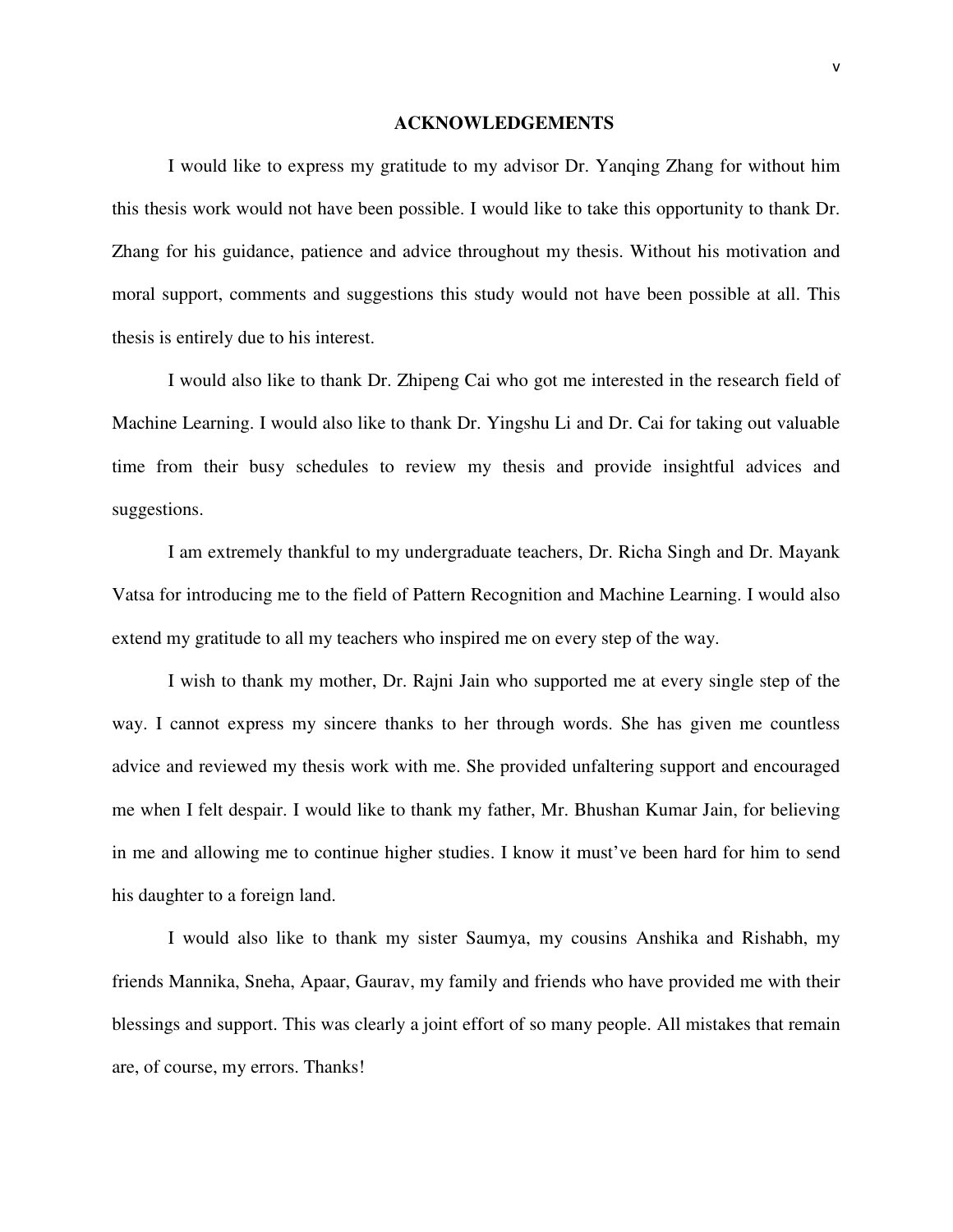## ACKNOWLEDGEMENTS

I would like to express my gratitude to my advisor Dr. Yanqing Zhang for without him this thesis work would not have been possible. I would like to take this opportunity to thank Dr. Zhang for his guidance, patience and advice throughout my thesis. Without his motivation and moral support, comments and suggestions this study would not have been possible at all. This thesis is entirely due to his interest.

I would also like to thank Dr. Zhipeng Cai who got me interested in the research field of Machine Learning. I would also like to thank Dr. Yingshu Li and Dr. Cai for taking out valuable time from their busy schedules to review my thesis and provide insightful advices and suggestions.

I am extremely thankful to my undergraduate teachers, Dr. Richa Singh and Dr. Mayank Vatsa for introducing me to the field of Pattern Recognition and Machine Learning. I would also extend my gratitude to all my teachers who inspired me on every step of the way.

I wish to thank my mother, Dr. Rajni Jain who supported me at every single step of the way. I cannot express my sincere thanks to her through words. She has given me countless advice and reviewed my thesis work with me. She provided unfaltering support and encouraged me when I felt despair. I would like to thank my father, Mr. Bhushan Kumar Jain, for believing in me and allowing me to continue higher studies. I know it must've been hard for him to send his daughter to a foreign land.

I would also like to thank my sister Saumya, my cousins Anshika and Rishabh, my friends Mannika, Sneha, Apaar, Gaurav, my family and friends who have provided me with their blessings and support. This was clearly a joint effort of so many people. All mistakes that remain are, of course, my errors. Thanks!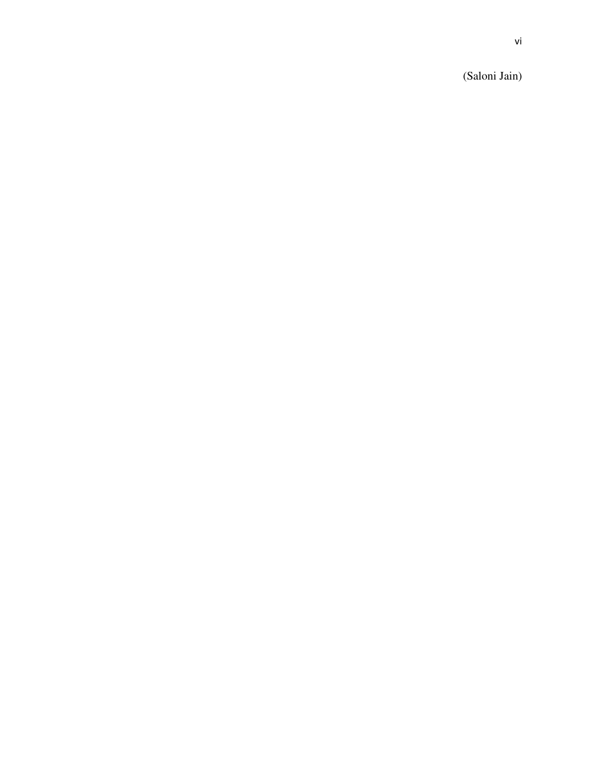(Saloni Jain)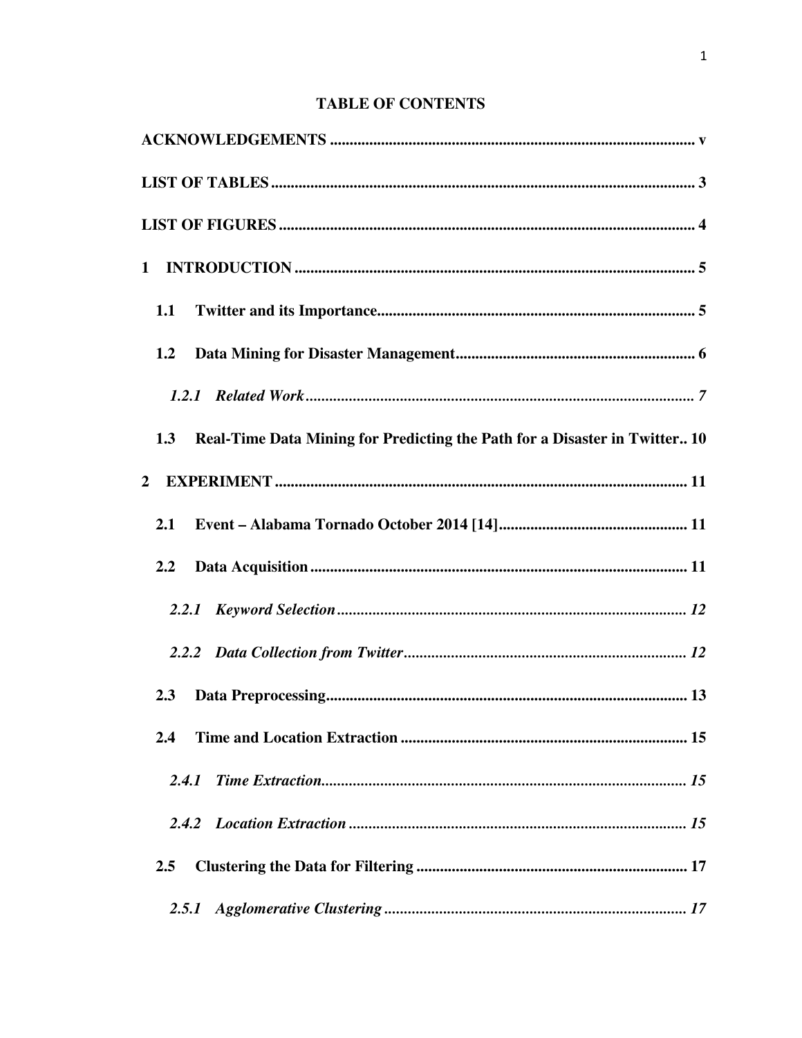# TABLE OF CONTENTS

**ACKNOWLEDGEMENTS** ............................................................................................. v

**LIST OF TABLES** ........................................................................................................... 3

**LIST OF FIGURES** ......................................................................................................... 4

**1 INTRODUCTION** ...................................................................................................... 5

**1.1 Twitter and its Importance** .................................................................................. 5

**1.2 Data Mining for Disaster Management** ............................................................. 6

***1.2.1 Related Work*** ................................................................................................... 7

**1.3 Real-Time Data Mining for Predicting the Path for a Disaster in Twitter** .. 10

**2 EXPERIMENT** ......................................................................................................... 11

**2.1 Event – Alabama Tornado October 2014 [14]** ................................................ 11

**2.2 Data Acquisition** ................................................................................................ 11

***2.2.1 Keyword Selection*** ......................................................................................... 12

***2.2.2 Data Collection from Twitter*** ........................................................................ 12

**2.3 Data Preprocessing** ............................................................................................ 13

**2.4 Time and Location Extraction** ......................................................................... 15

***2.4.1 Time Extraction*** ............................................................................................. 15

***2.4.2 Location Extraction*** ...................................................................................... 15

**2.5 Clustering the Data for Filtering** ..................................................................... 17

***2.5.1 Agglomerative Clustering*** ............................................................................. 17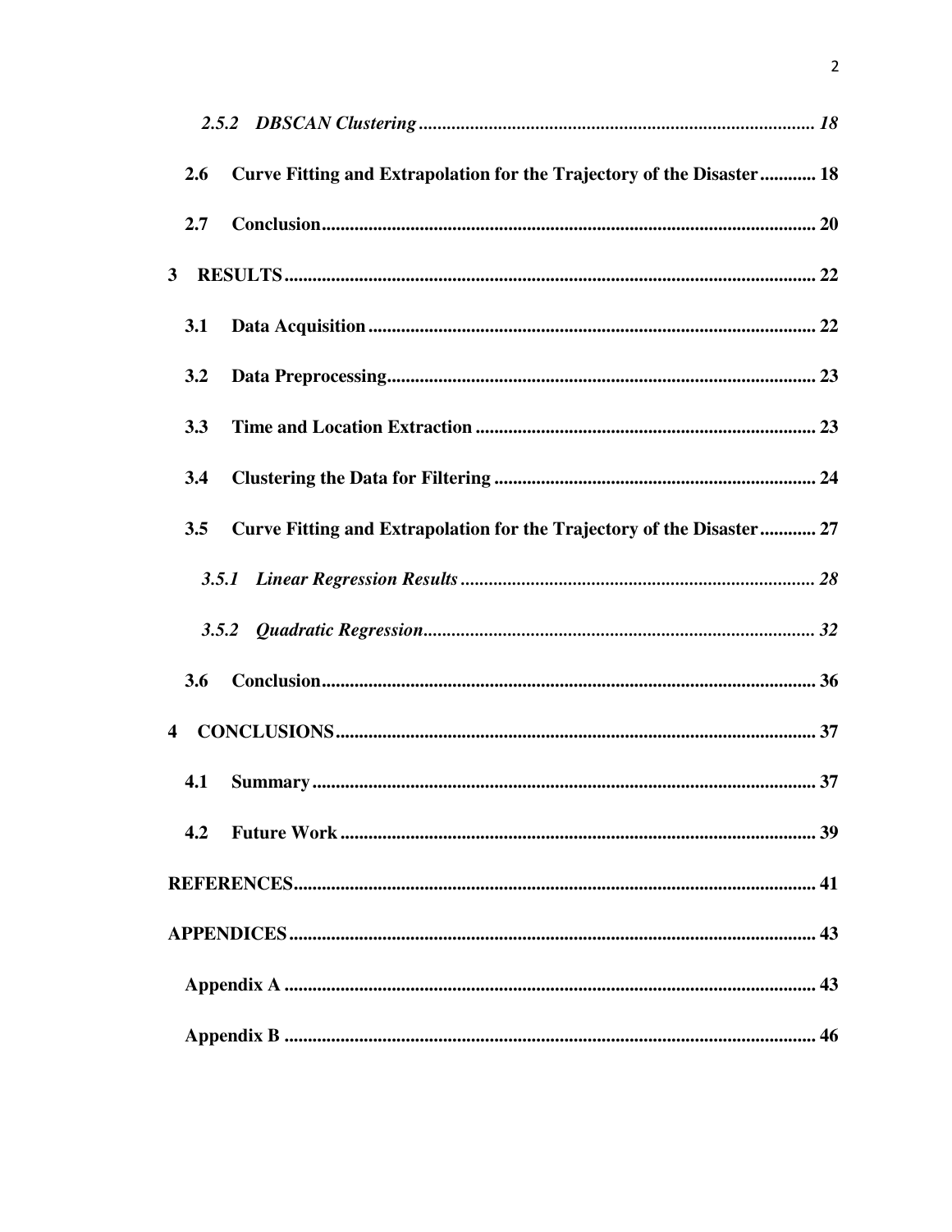*2.5.2 DBSCAN Clustering* ..................................................................................... *18*

**2.6 Curve Fitting and Extrapolation for the Trajectory of the Disaster ............ 18**

**2.7 Conclusion ........................................................................................................ 20**

**3 RESULTS .......................................................................................................... 22**

**3.1 Data Acquisition ............................................................................................... 22**

**3.2 Data Preprocessing ........................................................................................... 23**

**3.3 Time and Location Extraction ........................................................................ 23**

**3.4 Clustering the Data for Filtering .................................................................... 24**

**3.5 Curve Fitting and Extrapolation for the Trajectory of the Disaster ............ 27**

*3.5.1 Linear Regression Results* ........................................................................... *28*

*3.5.2 Quadratic Regression* ................................................................................... *32*

**3.6 Conclusion ........................................................................................................ 36**

**4 CONCLUSIONS ................................................................................................ 37**

**4.1 Summary ........................................................................................................... 37**

**4.2 Future Work ..................................................................................................... 39**

**REFERENCES ....................................................................................................... 41**

**APPENDICES ........................................................................................................ 43**

**Appendix A ............................................................................................................ 43**

**Appendix B ............................................................................................................ 46**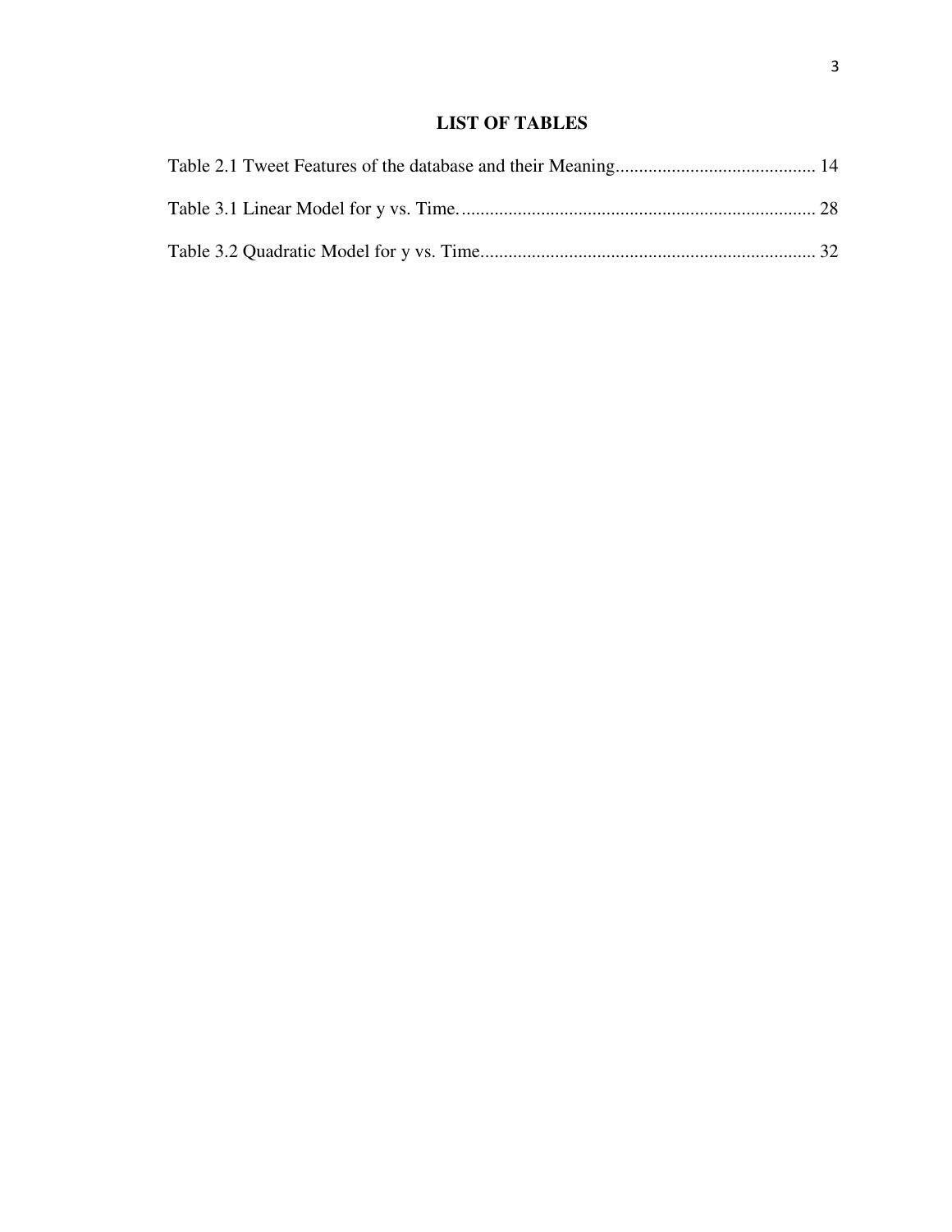## LIST OF TABLES

Table 2.1 Tweet Features of the database and their Meaning.......................................... 14

Table 3.1 Linear Model for y vs. Time............................................................................ 28

Table 3.2 Quadratic Model for y vs. Time........................................................................ 32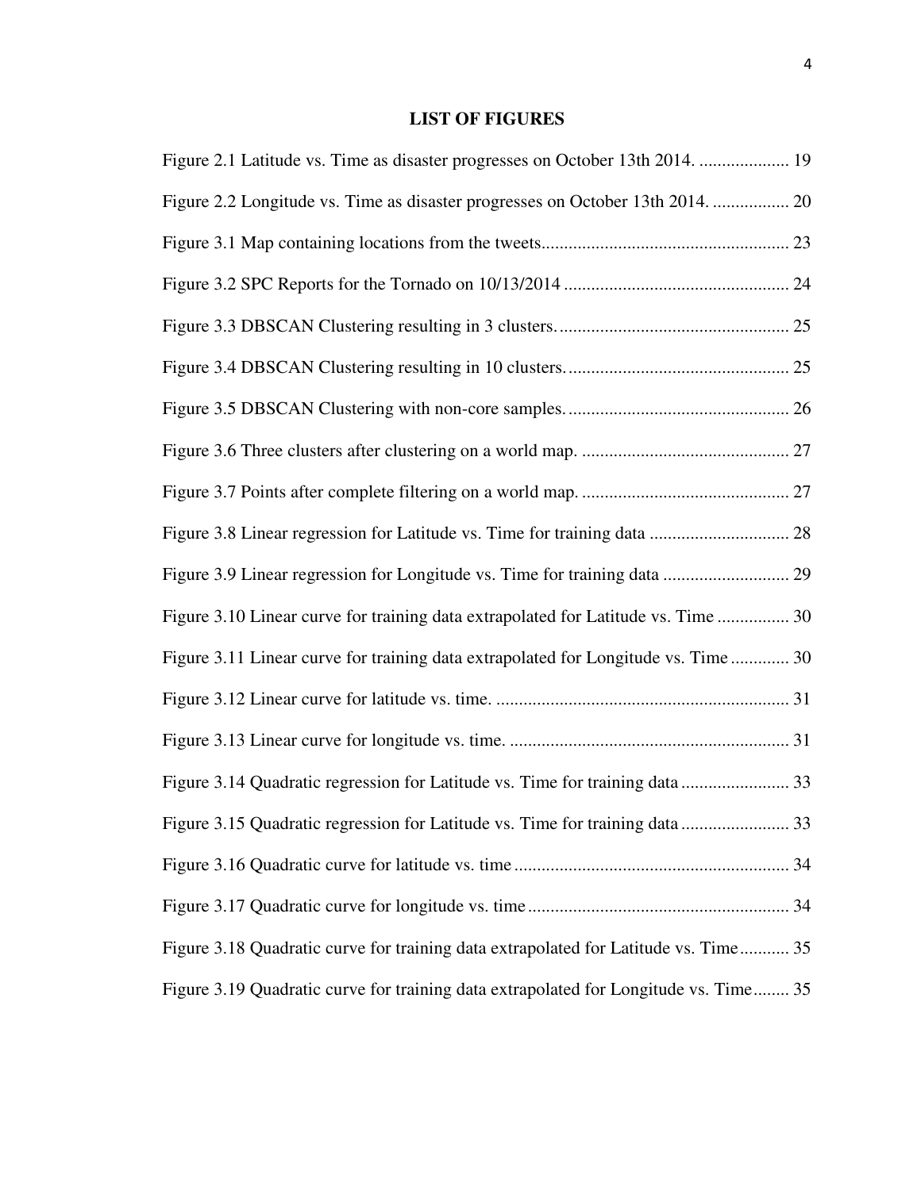## LIST OF FIGURES

Figure 2.1 Latitude vs. Time as disaster progresses on October 13th 2014. .................... 19

Figure 2.2 Longitude vs. Time as disaster progresses on October 13th 2014. ................. 20

Figure 3.1 Map containing locations from the tweets....................................................... 23

Figure 3.2 SPC Reports for the Tornado on 10/13/2014 .................................................. 24

Figure 3.3 DBSCAN Clustering resulting in 3 clusters. ................................................... 25

Figure 3.4 DBSCAN Clustering resulting in 10 clusters. ................................................. 25

Figure 3.5 DBSCAN Clustering with non-core samples. ................................................. 26

Figure 3.6 Three clusters after clustering on a world map. .............................................. 27

Figure 3.7 Points after complete filtering on a world map. .............................................. 27

Figure 3.8 Linear regression for Latitude vs. Time for training data ............................... 28

Figure 3.9 Linear regression for Longitude vs. Time for training data ............................ 29

Figure 3.10 Linear curve for training data extrapolated for Latitude vs. Time ................ 30

Figure 3.11 Linear curve for training data extrapolated for Longitude vs. Time ............. 30

Figure 3.12 Linear curve for latitude vs. time. ................................................................. 31

Figure 3.13 Linear curve for longitude vs. time. .............................................................. 31

Figure 3.14 Quadratic regression for Latitude vs. Time for training data ........................ 33

Figure 3.15 Quadratic regression for Latitude vs. Time for training data ........................ 33

Figure 3.16 Quadratic curve for latitude vs. time ............................................................. 34

Figure 3.17 Quadratic curve for longitude vs. time .......................................................... 34

Figure 3.18 Quadratic curve for training data extrapolated for Latitude vs. Time ........... 35

Figure 3.19 Quadratic curve for training data extrapolated for Longitude vs. Time ........ 35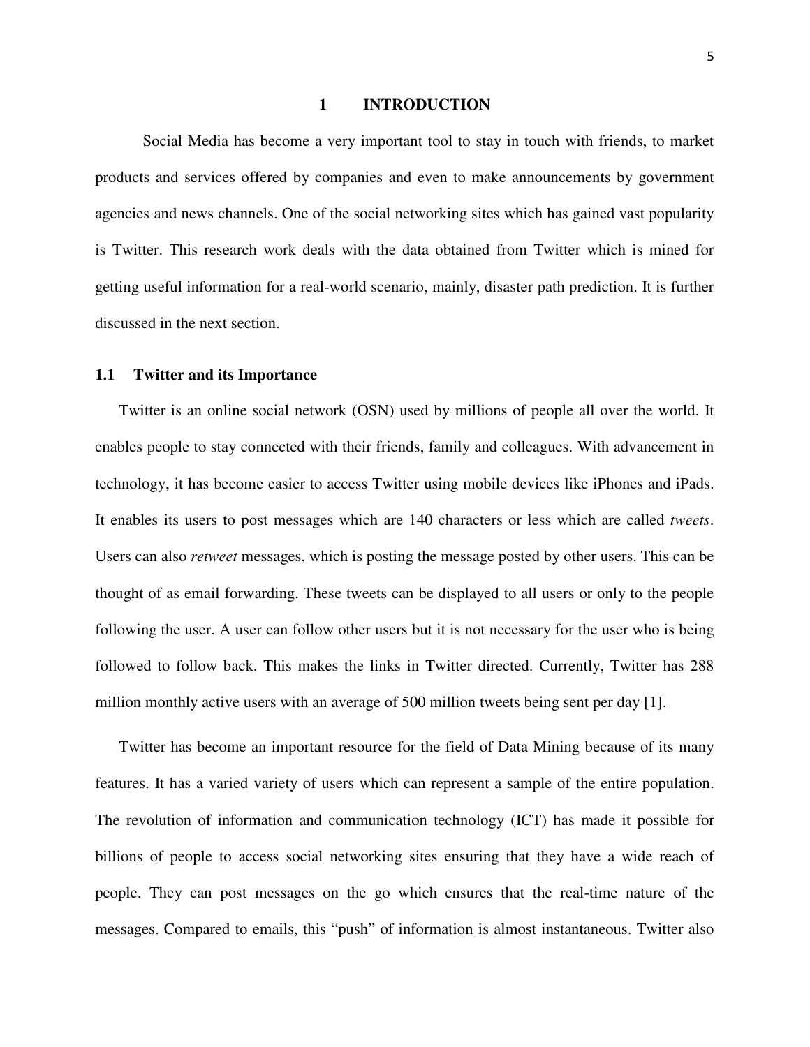# 1 INTRODUCTION

Social Media has become a very important tool to stay in touch with friends, to market products and services offered by companies and even to make announcements by government agencies and news channels. One of the social networking sites which has gained vast popularity is Twitter. This research work deals with the data obtained from Twitter which is mined for getting useful information for a real-world scenario, mainly, disaster path prediction. It is further discussed in the next section.

## 1.1 Twitter and its Importance

Twitter is an online social network (OSN) used by millions of people all over the world. It enables people to stay connected with their friends, family and colleagues. With advancement in technology, it has become easier to access Twitter using mobile devices like iPhones and iPads. It enables its users to post messages which are 140 characters or less which are called *tweets*. Users can also *retweet* messages, which is posting the message posted by other users. This can be thought of as email forwarding. These tweets can be displayed to all users or only to the people following the user. A user can follow other users but it is not necessary for the user who is being followed to follow back. This makes the links in Twitter directed. Currently, Twitter has 288 million monthly active users with an average of 500 million tweets being sent per day [1].

Twitter has become an important resource for the field of Data Mining because of its many features. It has a varied variety of users which can represent a sample of the entire population. The revolution of information and communication technology (ICT) has made it possible for billions of people to access social networking sites ensuring that they have a wide reach of people. They can post messages on the go which ensures that the real-time nature of the messages. Compared to emails, this "push" of information is almost instantaneous. Twitter also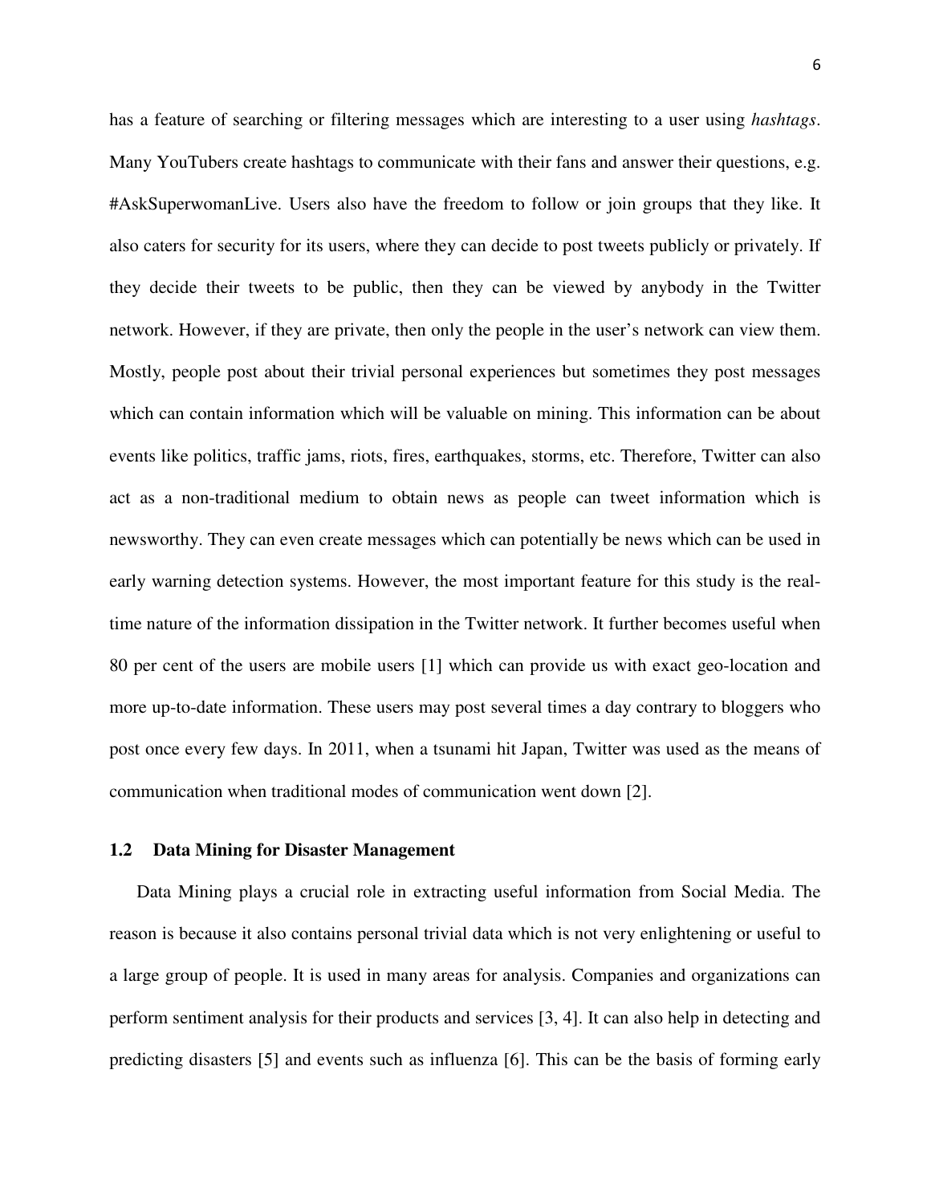has a feature of searching or filtering messages which are interesting to a user using *hashtags*. Many YouTubers create hashtags to communicate with their fans and answer their questions, e.g. #AskSuperwomanLive. Users also have the freedom to follow or join groups that they like. It also caters for security for its users, where they can decide to post tweets publicly or privately. If they decide their tweets to be public, then they can be viewed by anybody in the Twitter network. However, if they are private, then only the people in the user's network can view them. Mostly, people post about their trivial personal experiences but sometimes they post messages which can contain information which will be valuable on mining. This information can be about events like politics, traffic jams, riots, fires, earthquakes, storms, etc. Therefore, Twitter can also act as a non-traditional medium to obtain news as people can tweet information which is newsworthy. They can even create messages which can potentially be news which can be used in early warning detection systems. However, the most important feature for this study is the real-time nature of the information dissipation in the Twitter network. It further becomes useful when 80 per cent of the users are mobile users [1] which can provide us with exact geo-location and more up-to-date information. These users may post several times a day contrary to bloggers who post once every few days. In 2011, when a tsunami hit Japan, Twitter was used as the means of communication when traditional modes of communication went down [2].

## 1.2 Data Mining for Disaster Management

Data Mining plays a crucial role in extracting useful information from Social Media. The reason is because it also contains personal trivial data which is not very enlightening or useful to a large group of people. It is used in many areas for analysis. Companies and organizations can perform sentiment analysis for their products and services [3, 4]. It can also help in detecting and predicting disasters [5] and events such as influenza [6]. This can be the basis of forming early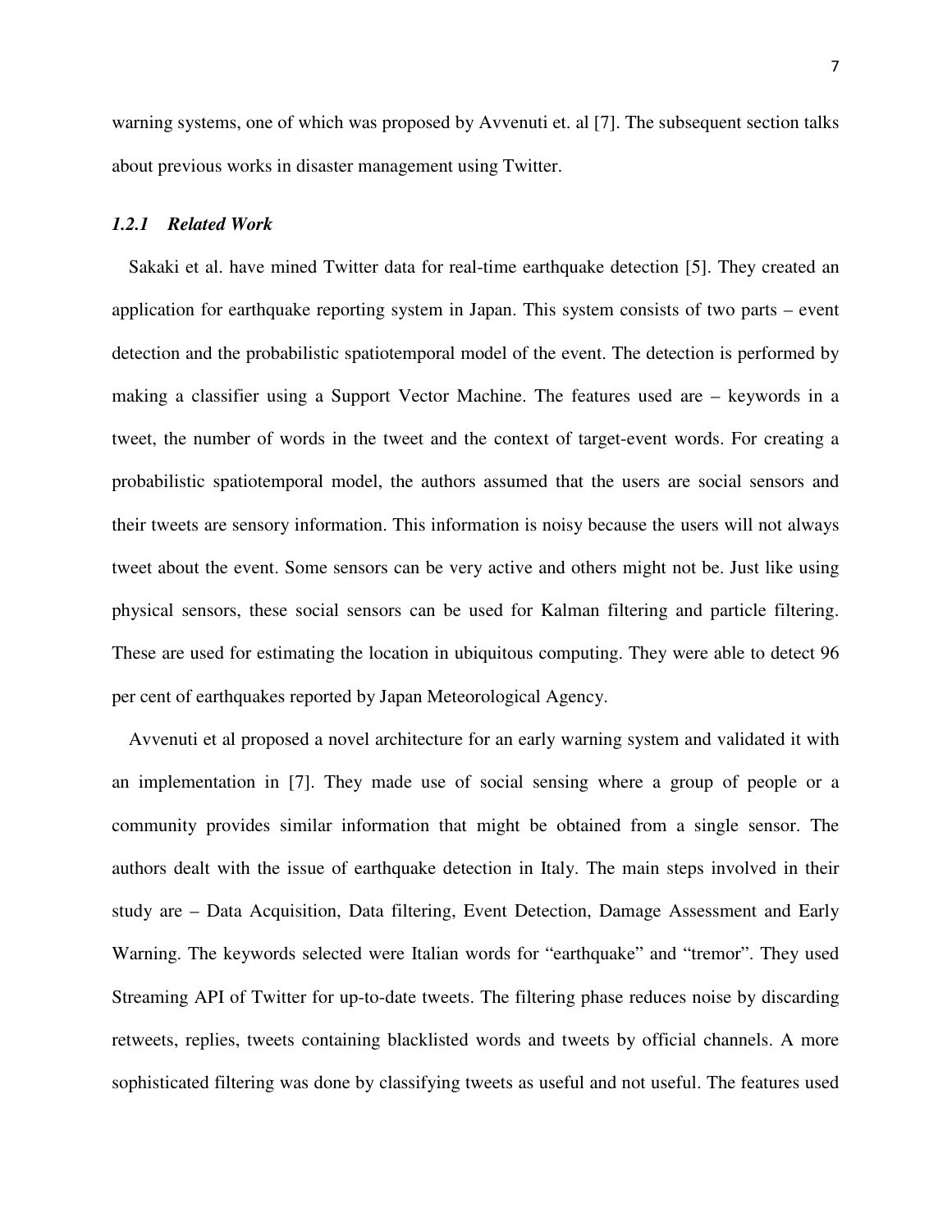warning systems, one of which was proposed by Avvenuti et. al [7]. The subsequent section talks about previous works in disaster management using Twitter.

### *1.2.1 Related Work*

Sakaki et al. have mined Twitter data for real-time earthquake detection [5]. They created an application for earthquake reporting system in Japan. This system consists of two parts – event detection and the probabilistic spatiotemporal model of the event. The detection is performed by making a classifier using a Support Vector Machine. The features used are – keywords in a tweet, the number of words in the tweet and the context of target-event words. For creating a probabilistic spatiotemporal model, the authors assumed that the users are social sensors and their tweets are sensory information. This information is noisy because the users will not always tweet about the event. Some sensors can be very active and others might not be. Just like using physical sensors, these social sensors can be used for Kalman filtering and particle filtering. These are used for estimating the location in ubiquitous computing. They were able to detect 96 per cent of earthquakes reported by Japan Meteorological Agency.

Avvenuti et al proposed a novel architecture for an early warning system and validated it with an implementation in [7]. They made use of social sensing where a group of people or a community provides similar information that might be obtained from a single sensor. The authors dealt with the issue of earthquake detection in Italy. The main steps involved in their study are – Data Acquisition, Data filtering, Event Detection, Damage Assessment and Early Warning. The keywords selected were Italian words for "earthquake" and "tremor". They used Streaming API of Twitter for up-to-date tweets. The filtering phase reduces noise by discarding retweets, replies, tweets containing blacklisted words and tweets by official channels. A more sophisticated filtering was done by classifying tweets as useful and not useful. The features used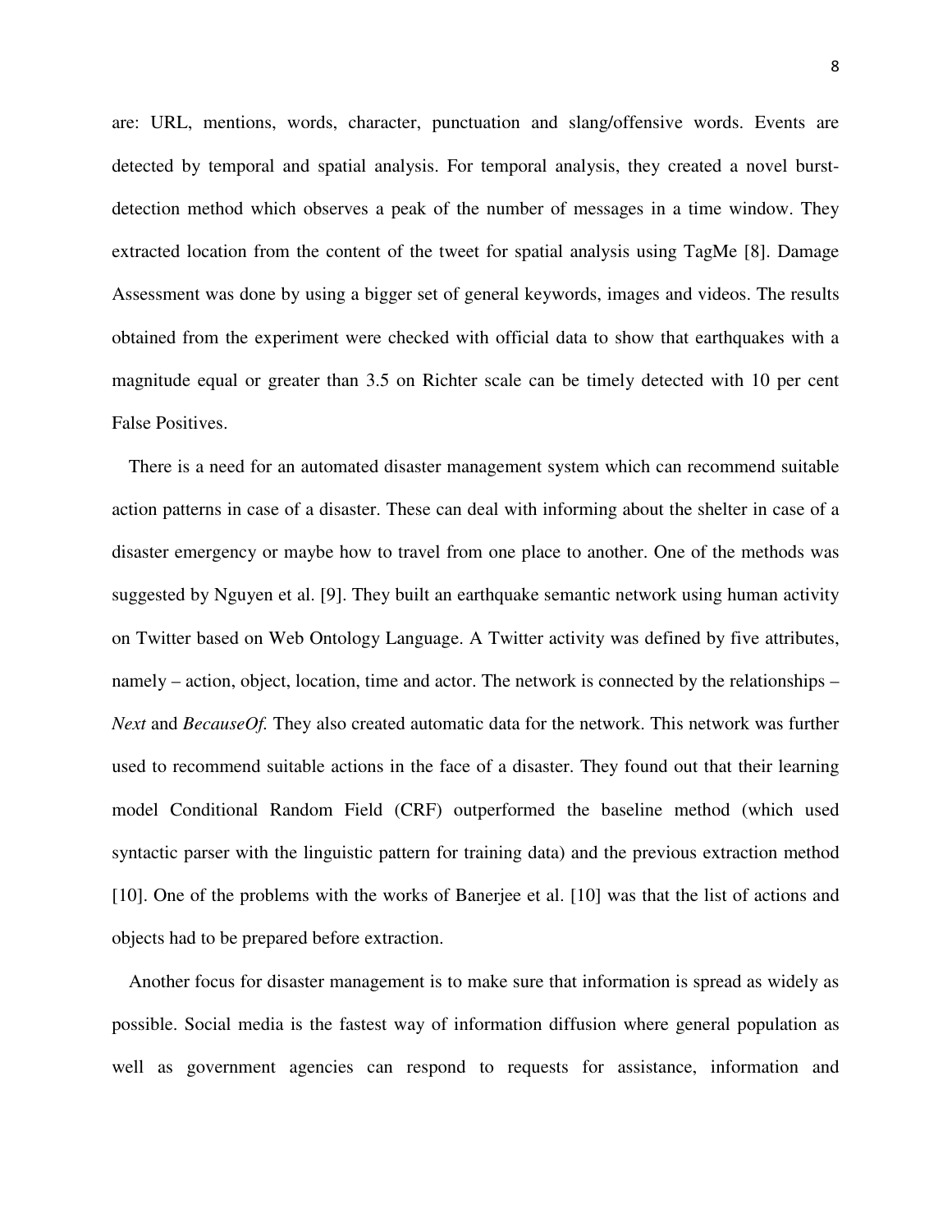are: URL, mentions, words, character, punctuation and slang/offensive words. Events are detected by temporal and spatial analysis. For temporal analysis, they created a novel burst-detection method which observes a peak of the number of messages in a time window. They extracted location from the content of the tweet for spatial analysis using TagMe [8]. Damage Assessment was done by using a bigger set of general keywords, images and videos. The results obtained from the experiment were checked with official data to show that earthquakes with a magnitude equal or greater than 3.5 on Richter scale can be timely detected with 10 per cent False Positives.

There is a need for an automated disaster management system which can recommend suitable action patterns in case of a disaster. These can deal with informing about the shelter in case of a disaster emergency or maybe how to travel from one place to another. One of the methods was suggested by Nguyen et al. [9]. They built an earthquake semantic network using human activity on Twitter based on Web Ontology Language. A Twitter activity was defined by five attributes, namely – action, object, location, time and actor. The network is connected by the relationships – *Next* and *BecauseOf.* They also created automatic data for the network. This network was further used to recommend suitable actions in the face of a disaster. They found out that their learning model Conditional Random Field (CRF) outperformed the baseline method (which used syntactic parser with the linguistic pattern for training data) and the previous extraction method [10]. One of the problems with the works of Banerjee et al. [10] was that the list of actions and objects had to be prepared before extraction.

Another focus for disaster management is to make sure that information is spread as widely as possible. Social media is the fastest way of information diffusion where general population as well as government agencies can respond to requests for assistance, information and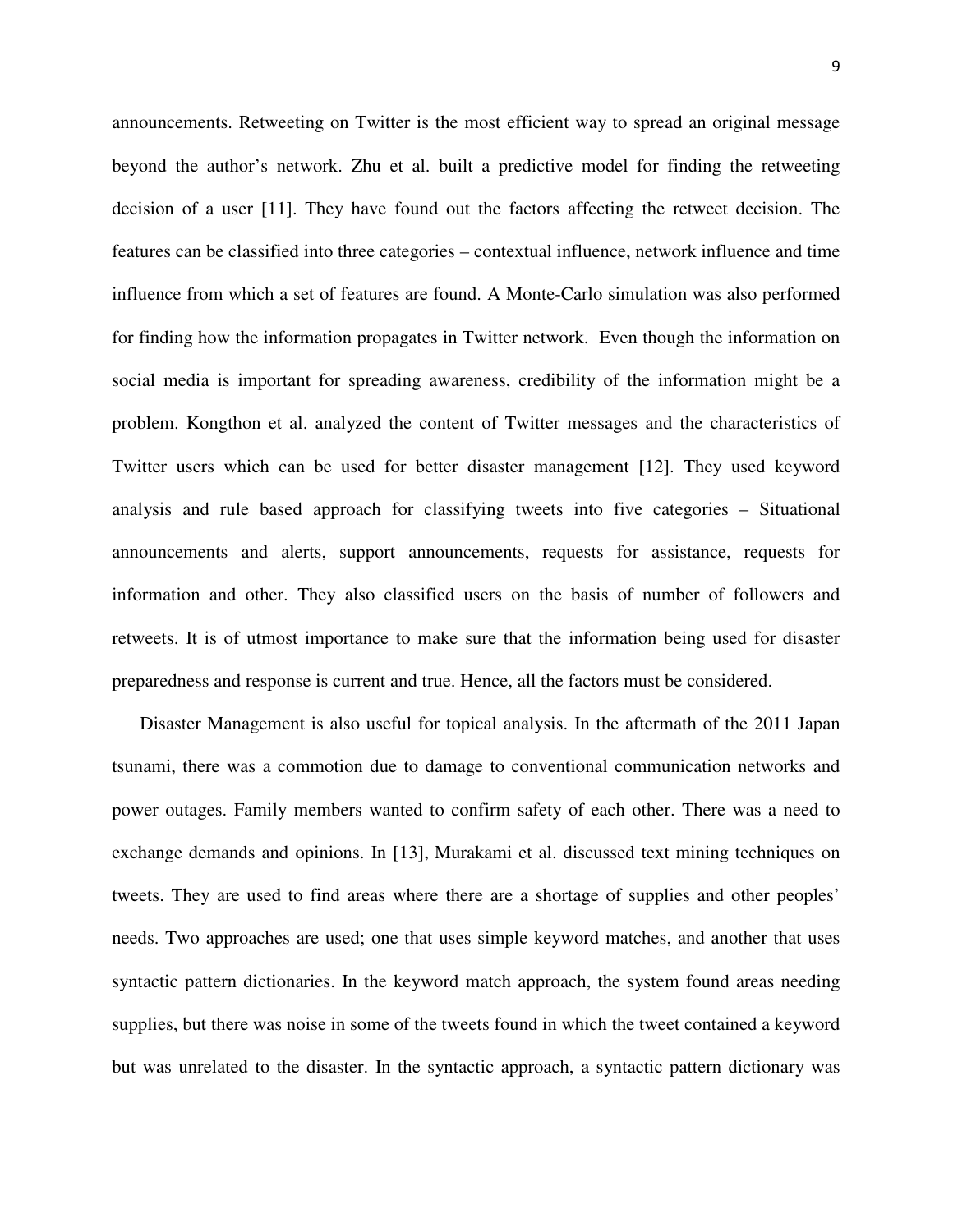announcements. Retweeting on Twitter is the most efficient way to spread an original message beyond the author's network. Zhu et al. built a predictive model for finding the retweeting decision of a user [11]. They have found out the factors affecting the retweet decision. The features can be classified into three categories – contextual influence, network influence and time influence from which a set of features are found. A Monte-Carlo simulation was also performed for finding how the information propagates in Twitter network. Even though the information on social media is important for spreading awareness, credibility of the information might be a problem. Kongthon et al. analyzed the content of Twitter messages and the characteristics of Twitter users which can be used for better disaster management [12]. They used keyword analysis and rule based approach for classifying tweets into five categories – Situational announcements and alerts, support announcements, requests for assistance, requests for information and other. They also classified users on the basis of number of followers and retweets. It is of utmost importance to make sure that the information being used for disaster preparedness and response is current and true. Hence, all the factors must be considered.

Disaster Management is also useful for topical analysis. In the aftermath of the 2011 Japan tsunami, there was a commotion due to damage to conventional communication networks and power outages. Family members wanted to confirm safety of each other. There was a need to exchange demands and opinions. In [13], Murakami et al. discussed text mining techniques on tweets. They are used to find areas where there are a shortage of supplies and other peoples' needs. Two approaches are used; one that uses simple keyword matches, and another that uses syntactic pattern dictionaries. In the keyword match approach, the system found areas needing supplies, but there was noise in some of the tweets found in which the tweet contained a keyword but was unrelated to the disaster. In the syntactic approach, a syntactic pattern dictionary was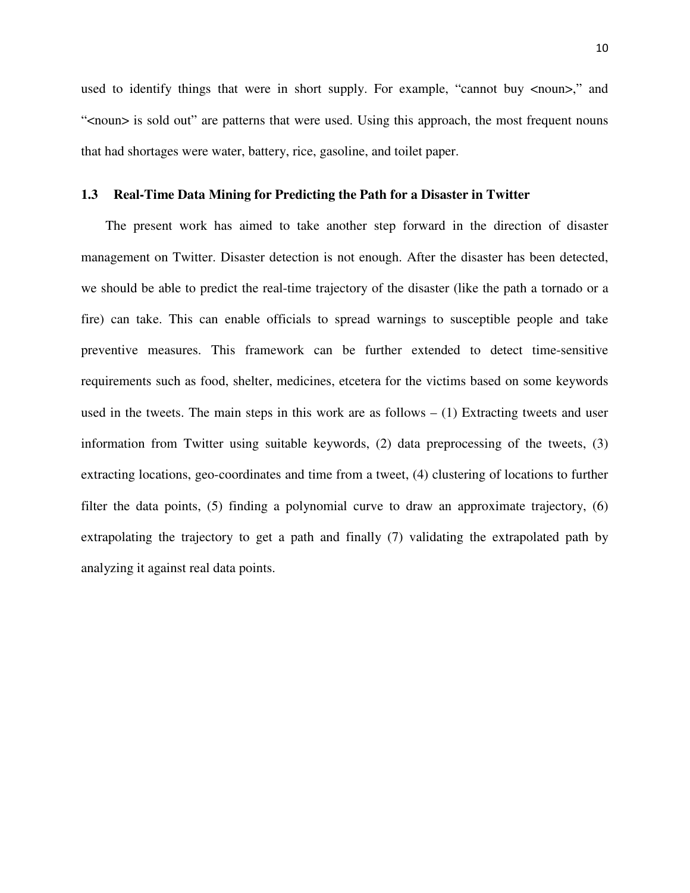used to identify things that were in short supply. For example, "cannot buy <noun>," and "<noun> is sold out" are patterns that were used. Using this approach, the most frequent nouns that had shortages were water, battery, rice, gasoline, and toilet paper.

### 1.3 Real-Time Data Mining for Predicting the Path for a Disaster in Twitter

The present work has aimed to take another step forward in the direction of disaster management on Twitter. Disaster detection is not enough. After the disaster has been detected, we should be able to predict the real-time trajectory of the disaster (like the path a tornado or a fire) can take. This can enable officials to spread warnings to susceptible people and take preventive measures. This framework can be further extended to detect time-sensitive requirements such as food, shelter, medicines, etcetera for the victims based on some keywords used in the tweets. The main steps in this work are as follows – (1) Extracting tweets and user information from Twitter using suitable keywords, (2) data preprocessing of the tweets, (3) extracting locations, geo-coordinates and time from a tweet, (4) clustering of locations to further filter the data points, (5) finding a polynomial curve to draw an approximate trajectory, (6) extrapolating the trajectory to get a path and finally (7) validating the extrapolated path by analyzing it against real data points.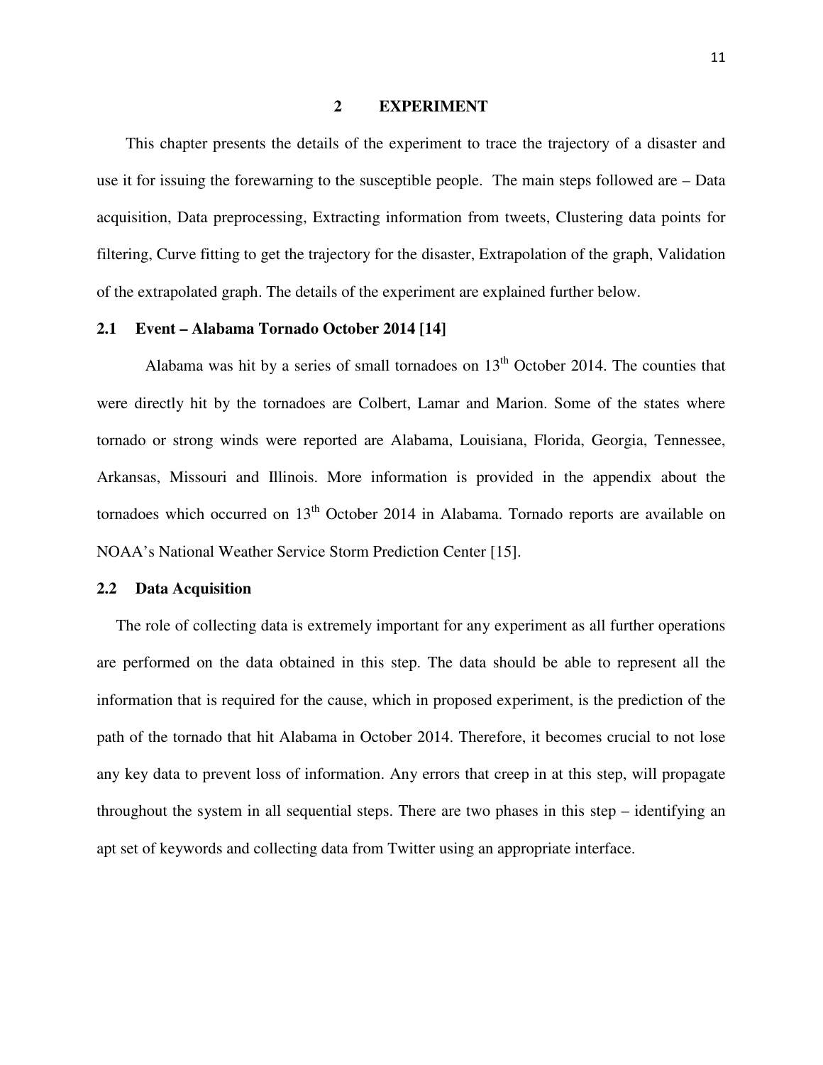# 2 EXPERIMENT

This chapter presents the details of the experiment to trace the trajectory of a disaster and use it for issuing the forewarning to the susceptible people. The main steps followed are – Data acquisition, Data preprocessing, Extracting information from tweets, Clustering data points for filtering, Curve fitting to get the trajectory for the disaster, Extrapolation of the graph, Validation of the extrapolated graph. The details of the experiment are explained further below.

## 2.1 Event – Alabama Tornado October 2014 [14]

Alabama was hit by a series of small tornadoes on 13th October 2014. The counties that were directly hit by the tornadoes are Colbert, Lamar and Marion. Some of the states where tornado or strong winds were reported are Alabama, Louisiana, Florida, Georgia, Tennessee, Arkansas, Missouri and Illinois. More information is provided in the appendix about the tornadoes which occurred on 13th October 2014 in Alabama. Tornado reports are available on NOAA's National Weather Service Storm Prediction Center [15].

## 2.2 Data Acquisition

The role of collecting data is extremely important for any experiment as all further operations are performed on the data obtained in this step. The data should be able to represent all the information that is required for the cause, which in proposed experiment, is the prediction of the path of the tornado that hit Alabama in October 2014. Therefore, it becomes crucial to not lose any key data to prevent loss of information. Any errors that creep in at this step, will propagate throughout the system in all sequential steps. There are two phases in this step – identifying an apt set of keywords and collecting data from Twitter using an appropriate interface.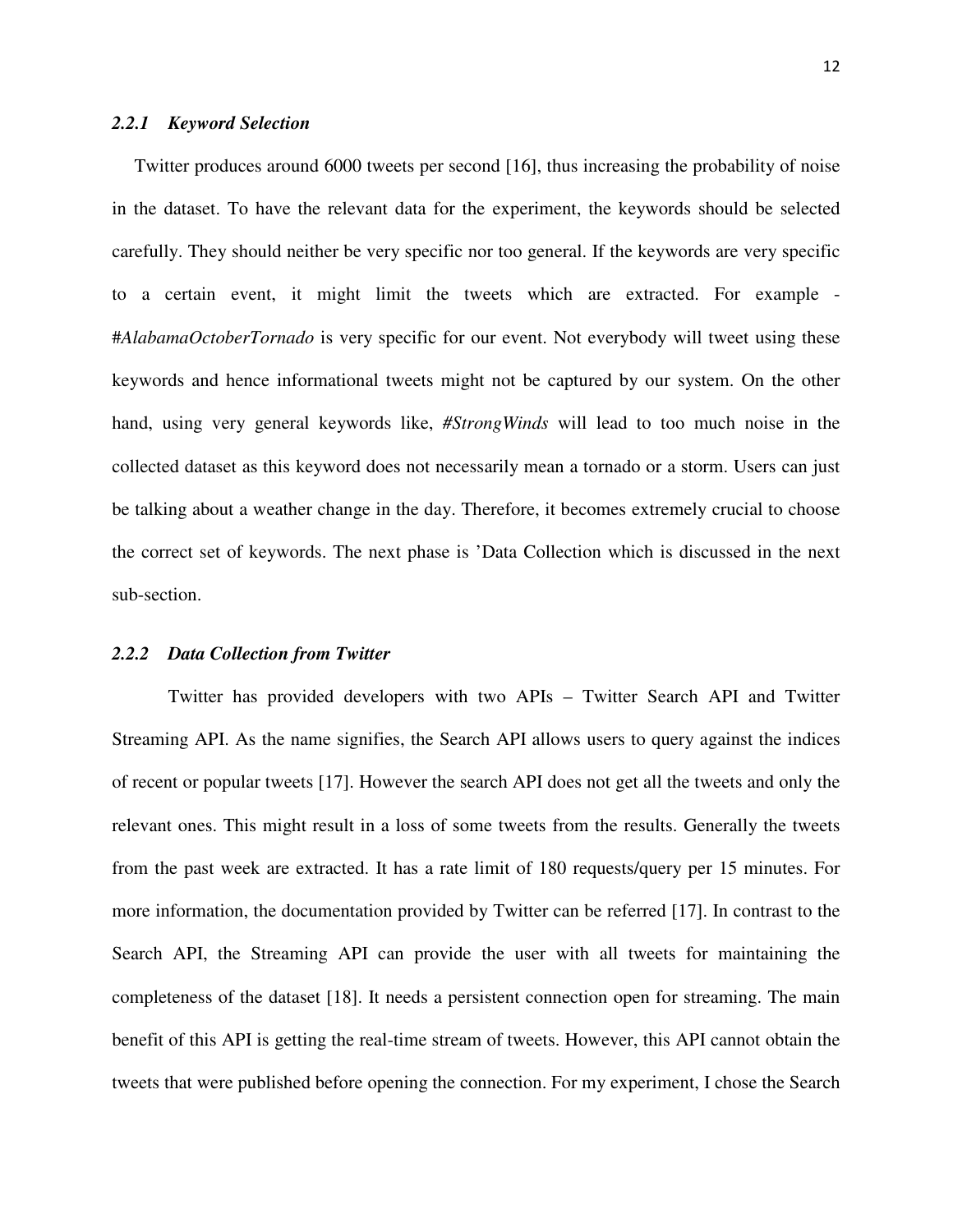### *2.2.1 Keyword Selection*

Twitter produces around 6000 tweets per second [16], thus increasing the probability of noise in the dataset. To have the relevant data for the experiment, the keywords should be selected carefully. They should neither be very specific nor too general. If the keywords are very specific to a certain event, it might limit the tweets which are extracted. For example - #*AlabamaOctoberTornado* is very specific for our event. Not everybody will tweet using these keywords and hence informational tweets might not be captured by our system. On the other hand, using very general keywords like, *#StrongWinds* will lead to too much noise in the collected dataset as this keyword does not necessarily mean a tornado or a storm. Users can just be talking about a weather change in the day. Therefore, it becomes extremely crucial to choose the correct set of keywords. The next phase is 'Data Collection which is discussed in the next sub-section.

### *2.2.2 Data Collection from Twitter*

Twitter has provided developers with two APIs – Twitter Search API and Twitter Streaming API. As the name signifies, the Search API allows users to query against the indices of recent or popular tweets [17]. However the search API does not get all the tweets and only the relevant ones. This might result in a loss of some tweets from the results. Generally the tweets from the past week are extracted. It has a rate limit of 180 requests/query per 15 minutes. For more information, the documentation provided by Twitter can be referred [17]. In contrast to the Search API, the Streaming API can provide the user with all tweets for maintaining the completeness of the dataset [18]. It needs a persistent connection open for streaming. The main benefit of this API is getting the real-time stream of tweets. However, this API cannot obtain the tweets that were published before opening the connection. For my experiment, I chose the Search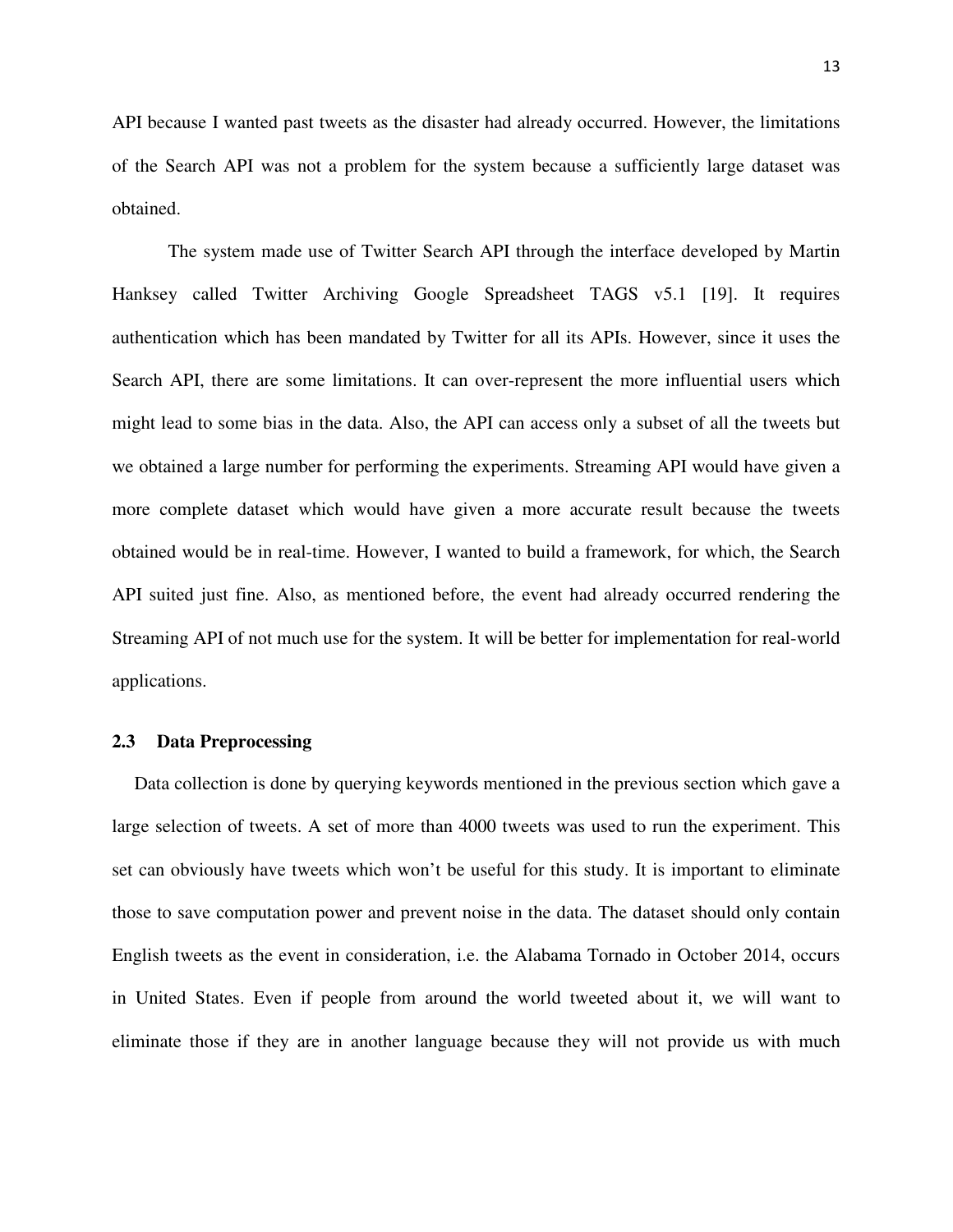API because I wanted past tweets as the disaster had already occurred. However, the limitations of the Search API was not a problem for the system because a sufficiently large dataset was obtained.

The system made use of Twitter Search API through the interface developed by Martin Hanksey called Twitter Archiving Google Spreadsheet TAGS v5.1 [19]. It requires authentication which has been mandated by Twitter for all its APIs. However, since it uses the Search API, there are some limitations. It can over-represent the more influential users which might lead to some bias in the data. Also, the API can access only a subset of all the tweets but we obtained a large number for performing the experiments. Streaming API would have given a more complete dataset which would have given a more accurate result because the tweets obtained would be in real-time. However, I wanted to build a framework, for which, the Search API suited just fine. Also, as mentioned before, the event had already occurred rendering the Streaming API of not much use for the system. It will be better for implementation for real-world applications.

## 2.3 Data Preprocessing

Data collection is done by querying keywords mentioned in the previous section which gave a large selection of tweets. A set of more than 4000 tweets was used to run the experiment. This set can obviously have tweets which won't be useful for this study. It is important to eliminate those to save computation power and prevent noise in the data. The dataset should only contain English tweets as the event in consideration, i.e. the Alabama Tornado in October 2014, occurs in United States. Even if people from around the world tweeted about it, we will want to eliminate those if they are in another language because they will not provide us with much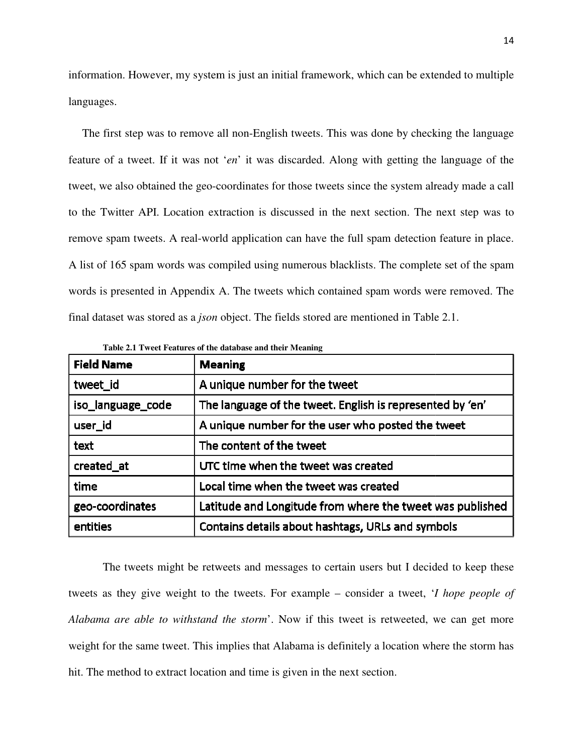information. However, my system is just an initial framework, which can be extended to multiple languages.

The first step was to remove all non-English tweets. This was done by checking the language feature of a tweet. If it was not '*en*' it was discarded. Along with getting the language of the tweet, we also obtained the geo-coordinates for those tweets since the system already made a call to the Twitter API. Location extraction is discussed in the next section. The next step was to remove spam tweets. A real-world application can have the full spam detection feature in place. A list of 165 spam words was compiled using numerous blacklists. The complete set of the spam words is presented in Appendix A. The tweets which contained spam words were removed. The final dataset was stored as a *json* object. The fields stored are mentioned in Table 2.1.

**Table 2.1 Tweet Features of the database and their Meaning**

| Field Name | Meaning |
|---|---|
| tweet_id | A unique number for the tweet |
| iso_language_code | The language of the tweet. English is represented by 'en' |
| user_id | A unique number for the user who posted the tweet |
| text | The content of the tweet |
| created_at | UTC time when the tweet was created |
| time | Local time when the tweet was created |
| geo-coordinates | Latitude and Longitude from where the tweet was published |
| entities | Contains details about hashtags, URLs and symbols |

The tweets might be retweets and messages to certain users but I decided to keep these tweets as they give weight to the tweets. For example – consider a tweet, '*I hope people of Alabama are able to withstand the storm*'. Now if this tweet is retweeted, we can get more weight for the same tweet. This implies that Alabama is definitely a location where the storm has hit. The method to extract location and time is given in the next section.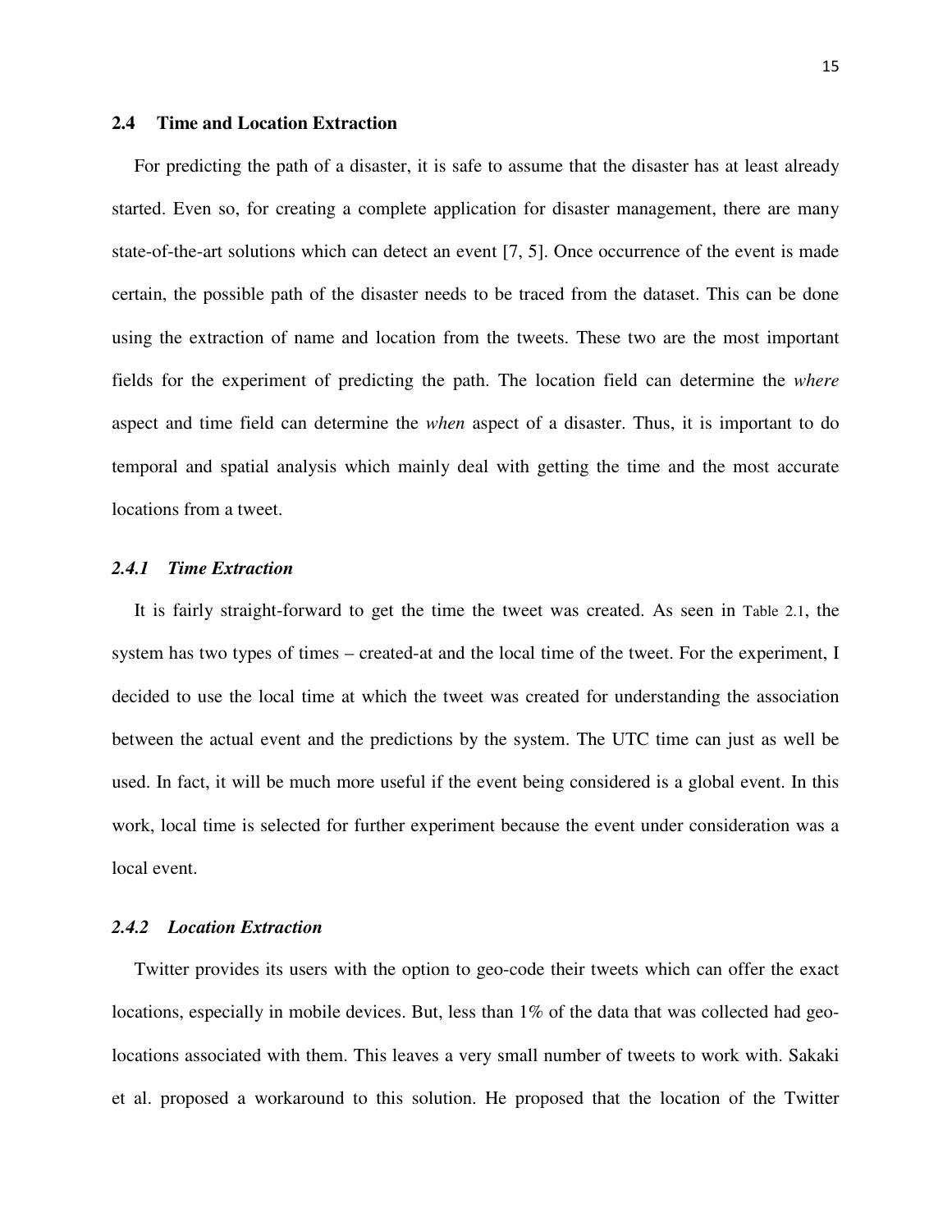## 2.4 Time and Location Extraction

For predicting the path of a disaster, it is safe to assume that the disaster has at least already started. Even so, for creating a complete application for disaster management, there are many state-of-the-art solutions which can detect an event [7, 5]. Once occurrence of the event is made certain, the possible path of the disaster needs to be traced from the dataset. This can be done using the extraction of name and location from the tweets. These two are the most important fields for the experiment of predicting the path. The location field can determine the *where* aspect and time field can determine the *when* aspect of a disaster. Thus, it is important to do temporal and spatial analysis which mainly deal with getting the time and the most accurate locations from a tweet.

### *2.4.1 Time Extraction*

It is fairly straight-forward to get the time the tweet was created. As seen in Table 2.1, the system has two types of times – created-at and the local time of the tweet. For the experiment, I decided to use the local time at which the tweet was created for understanding the association between the actual event and the predictions by the system. The UTC time can just as well be used. In fact, it will be much more useful if the event being considered is a global event. In this work, local time is selected for further experiment because the event under consideration was a local event.

### *2.4.2 Location Extraction*

Twitter provides its users with the option to geo-code their tweets which can offer the exact locations, especially in mobile devices. But, less than 1% of the data that was collected had geo-locations associated with them. This leaves a very small number of tweets to work with. Sakaki et al. proposed a workaround to this solution. He proposed that the location of the Twitter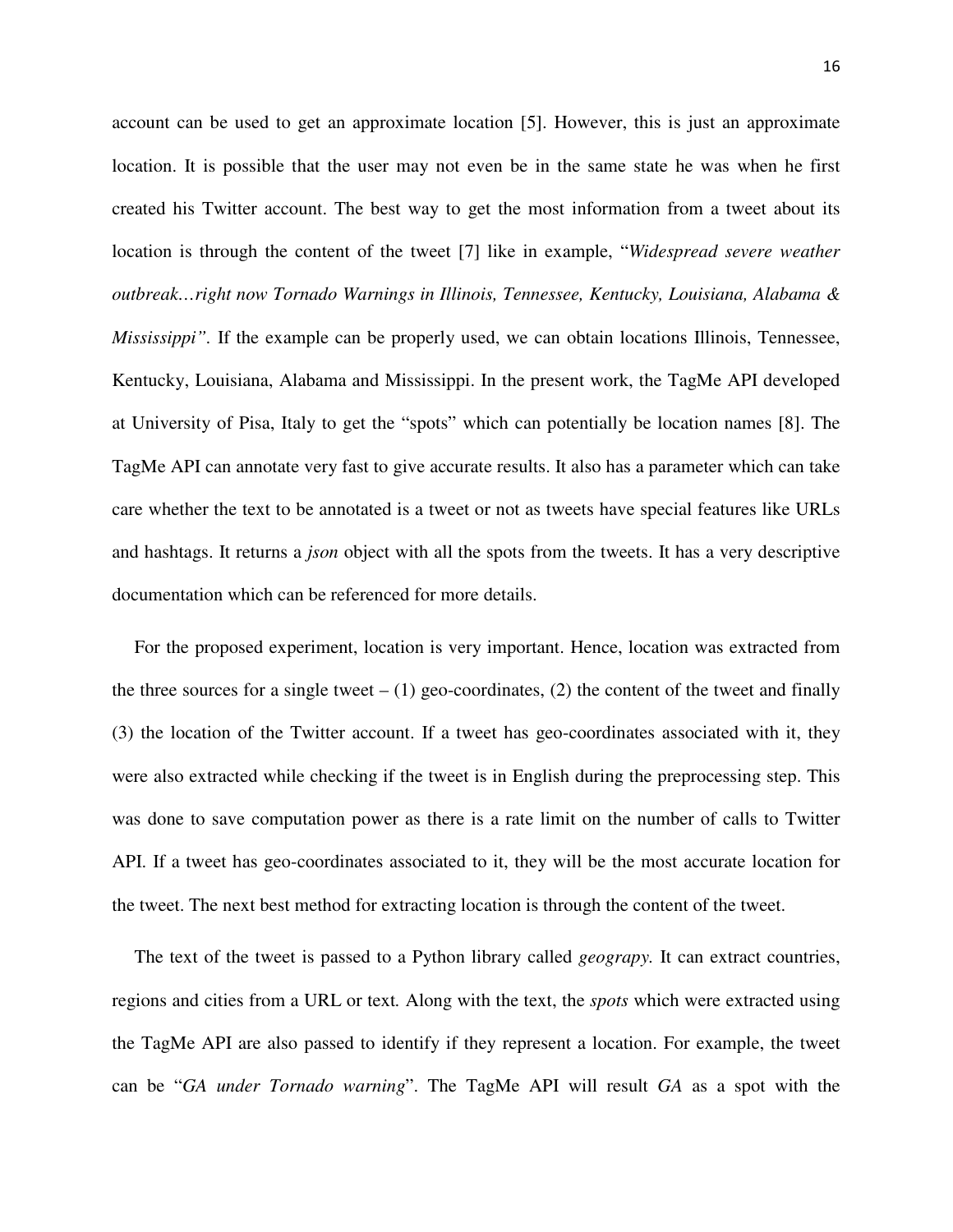account can be used to get an approximate location [5]. However, this is just an approximate location. It is possible that the user may not even be in the same state he was when he first created his Twitter account. The best way to get the most information from a tweet about its location is through the content of the tweet [7] like in example, "*Widespread severe weather outbreak…right now Tornado Warnings in Illinois, Tennessee, Kentucky, Louisiana, Alabama & Mississippi"*. If the example can be properly used, we can obtain locations Illinois, Tennessee, Kentucky, Louisiana, Alabama and Mississippi. In the present work, the TagMe API developed at University of Pisa, Italy to get the "spots" which can potentially be location names [8]. The TagMe API can annotate very fast to give accurate results. It also has a parameter which can take care whether the text to be annotated is a tweet or not as tweets have special features like URLs and hashtags. It returns a *json* object with all the spots from the tweets. It has a very descriptive documentation which can be referenced for more details.

For the proposed experiment, location is very important. Hence, location was extracted from the three sources for a single tweet – (1) geo-coordinates, (2) the content of the tweet and finally (3) the location of the Twitter account. If a tweet has geo-coordinates associated with it, they were also extracted while checking if the tweet is in English during the preprocessing step. This was done to save computation power as there is a rate limit on the number of calls to Twitter API. If a tweet has geo-coordinates associated to it, they will be the most accurate location for the tweet. The next best method for extracting location is through the content of the tweet.

The text of the tweet is passed to a Python library called *geograpy.* It can extract countries, regions and cities from a URL or text*.* Along with the text, the *spots* which were extracted using the TagMe API are also passed to identify if they represent a location. For example, the tweet can be "*GA under Tornado warning*". The TagMe API will result *GA* as a spot with the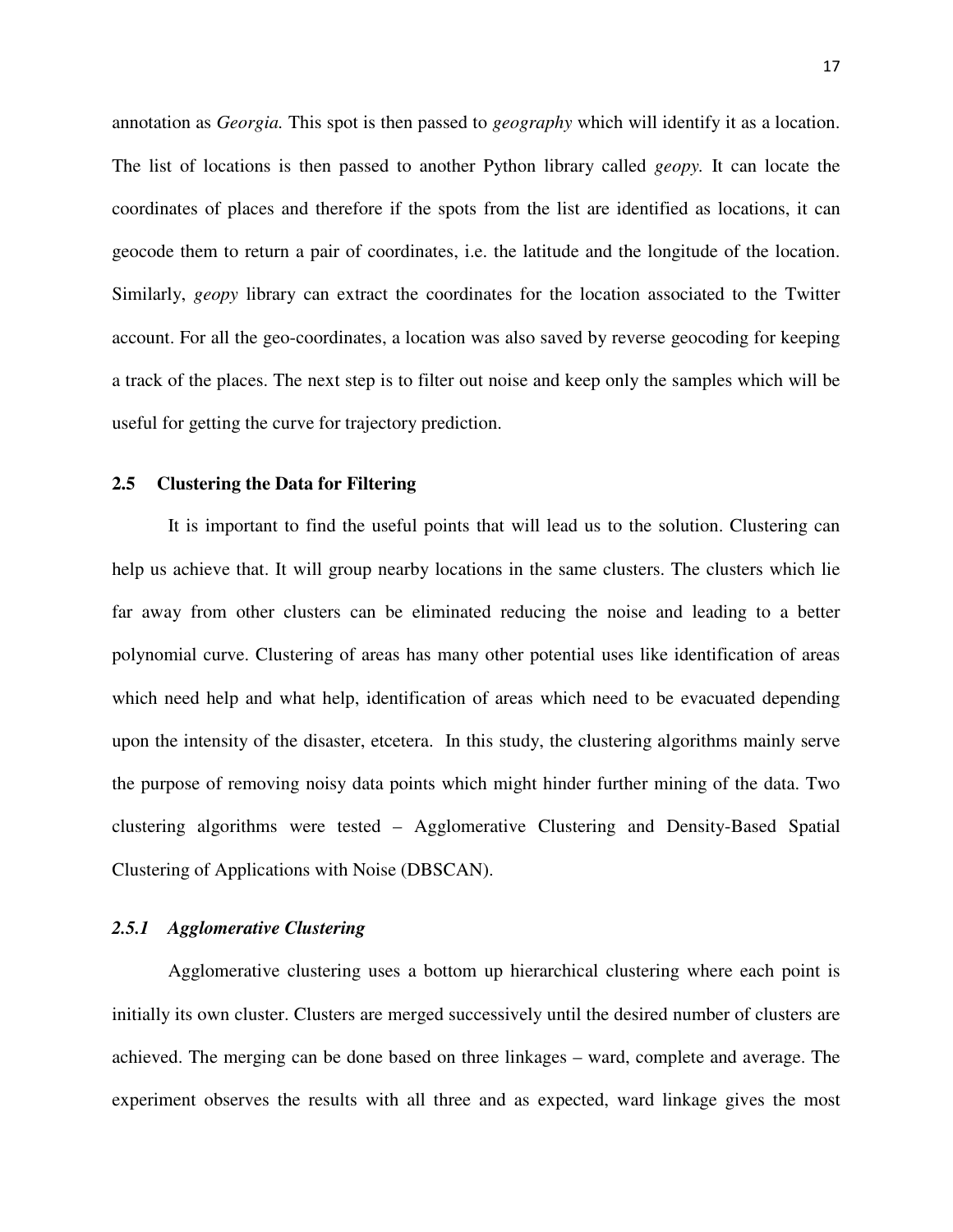annotation as *Georgia.* This spot is then passed to *geography* which will identify it as a location. The list of locations is then passed to another Python library called *geopy.* It can locate the coordinates of places and therefore if the spots from the list are identified as locations, it can geocode them to return a pair of coordinates, i.e. the latitude and the longitude of the location. Similarly, *geopy* library can extract the coordinates for the location associated to the Twitter account. For all the geo-coordinates, a location was also saved by reverse geocoding for keeping a track of the places. The next step is to filter out noise and keep only the samples which will be useful for getting the curve for trajectory prediction.

## 2.5 Clustering the Data for Filtering

It is important to find the useful points that will lead us to the solution. Clustering can help us achieve that. It will group nearby locations in the same clusters. The clusters which lie far away from other clusters can be eliminated reducing the noise and leading to a better polynomial curve. Clustering of areas has many other potential uses like identification of areas which need help and what help, identification of areas which need to be evacuated depending upon the intensity of the disaster, etcetera. In this study, the clustering algorithms mainly serve the purpose of removing noisy data points which might hinder further mining of the data. Two clustering algorithms were tested – Agglomerative Clustering and Density-Based Spatial Clustering of Applications with Noise (DBSCAN).

### *2.5.1 Agglomerative Clustering*

Agglomerative clustering uses a bottom up hierarchical clustering where each point is initially its own cluster. Clusters are merged successively until the desired number of clusters are achieved. The merging can be done based on three linkages – ward, complete and average. The experiment observes the results with all three and as expected, ward linkage gives the most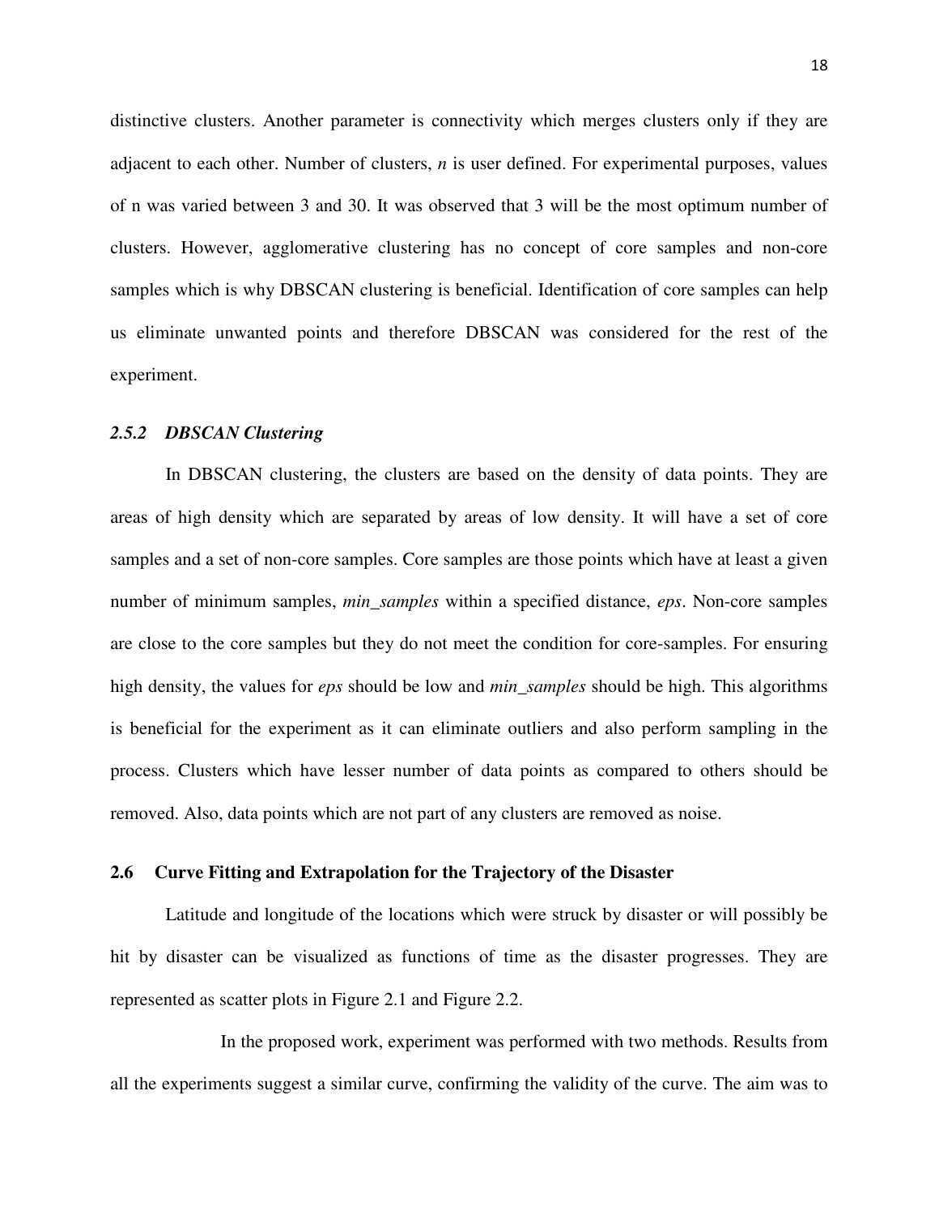distinctive clusters. Another parameter is connectivity which merges clusters only if they are adjacent to each other. Number of clusters, *n* is user defined. For experimental purposes, values of n was varied between 3 and 30. It was observed that 3 will be the most optimum number of clusters. However, agglomerative clustering has no concept of core samples and non-core samples which is why DBSCAN clustering is beneficial. Identification of core samples can help us eliminate unwanted points and therefore DBSCAN was considered for the rest of the experiment.

#### *2.5.2 DBSCAN Clustering*

In DBSCAN clustering, the clusters are based on the density of data points. They are areas of high density which are separated by areas of low density. It will have a set of core samples and a set of non-core samples. Core samples are those points which have at least a given number of minimum samples, *min_samples* within a specified distance, *eps*. Non-core samples are close to the core samples but they do not meet the condition for core-samples. For ensuring high density, the values for *eps* should be low and *min_samples* should be high. This algorithms is beneficial for the experiment as it can eliminate outliers and also perform sampling in the process. Clusters which have lesser number of data points as compared to others should be removed. Also, data points which are not part of any clusters are removed as noise.

### 2.6 Curve Fitting and Extrapolation for the Trajectory of the Disaster

Latitude and longitude of the locations which were struck by disaster or will possibly be hit by disaster can be visualized as functions of time as the disaster progresses. They are represented as scatter plots in Figure 2.1 and Figure 2.2.

In the proposed work, experiment was performed with two methods. Results from all the experiments suggest a similar curve, confirming the validity of the curve. The aim was to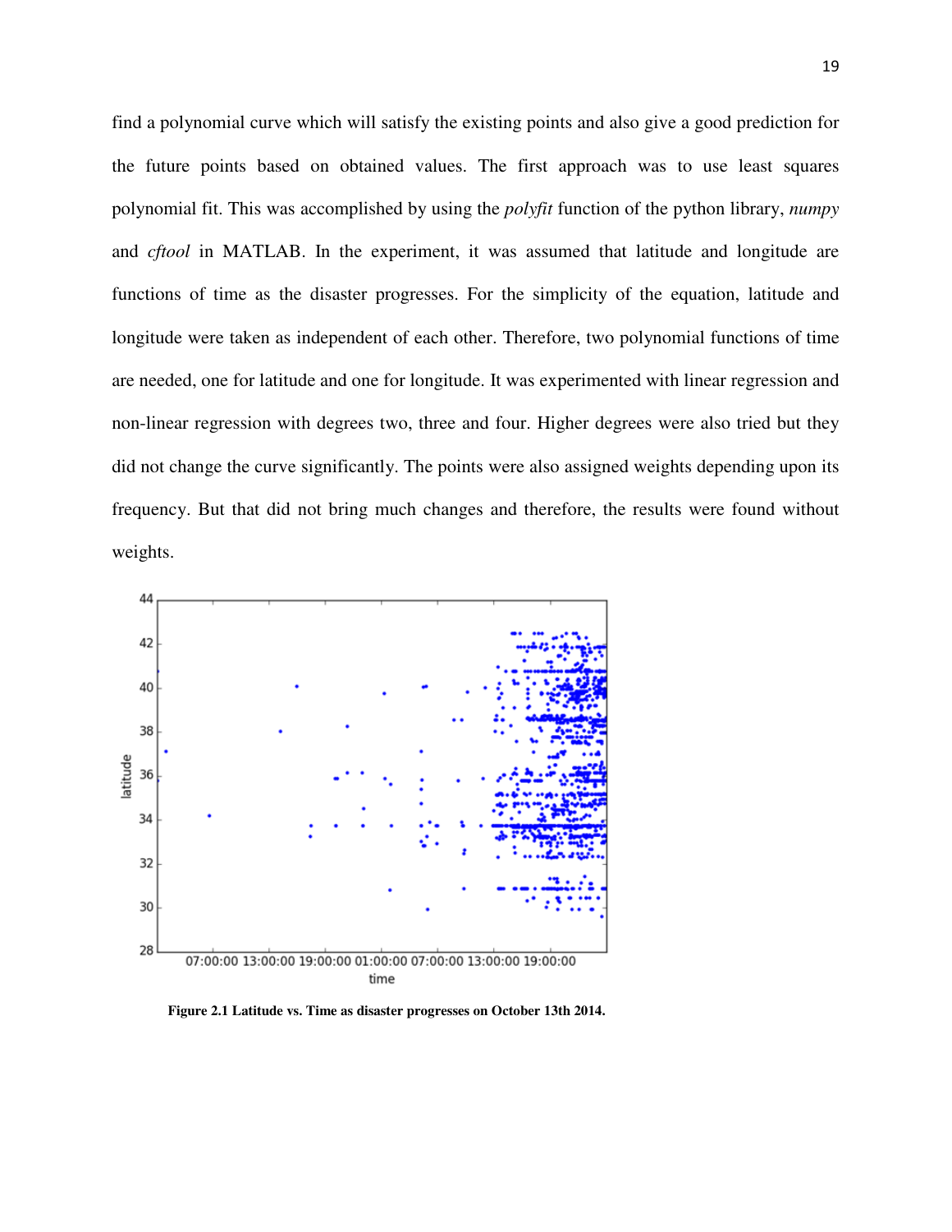find a polynomial curve which will satisfy the existing points and also give a good prediction for the future points based on obtained values. The first approach was to use least squares polynomial fit. This was accomplished by using the *polyfit* function of the python library, *numpy* and *cftool* in MATLAB. In the experiment, it was assumed that latitude and longitude are functions of time as the disaster progresses. For the simplicity of the equation, latitude and longitude were taken as independent of each other. Therefore, two polynomial functions of time are needed, one for latitude and one for longitude. It was experimented with linear regression and non-linear regression with degrees two, three and four. Higher degrees were also tried but they did not change the curve significantly. The points were also assigned weights depending upon its frequency. But that did not bring much changes and therefore, the results were found without weights.

**Figure 2.1 Latitude vs. Time as disaster progresses on October 13th 2014.**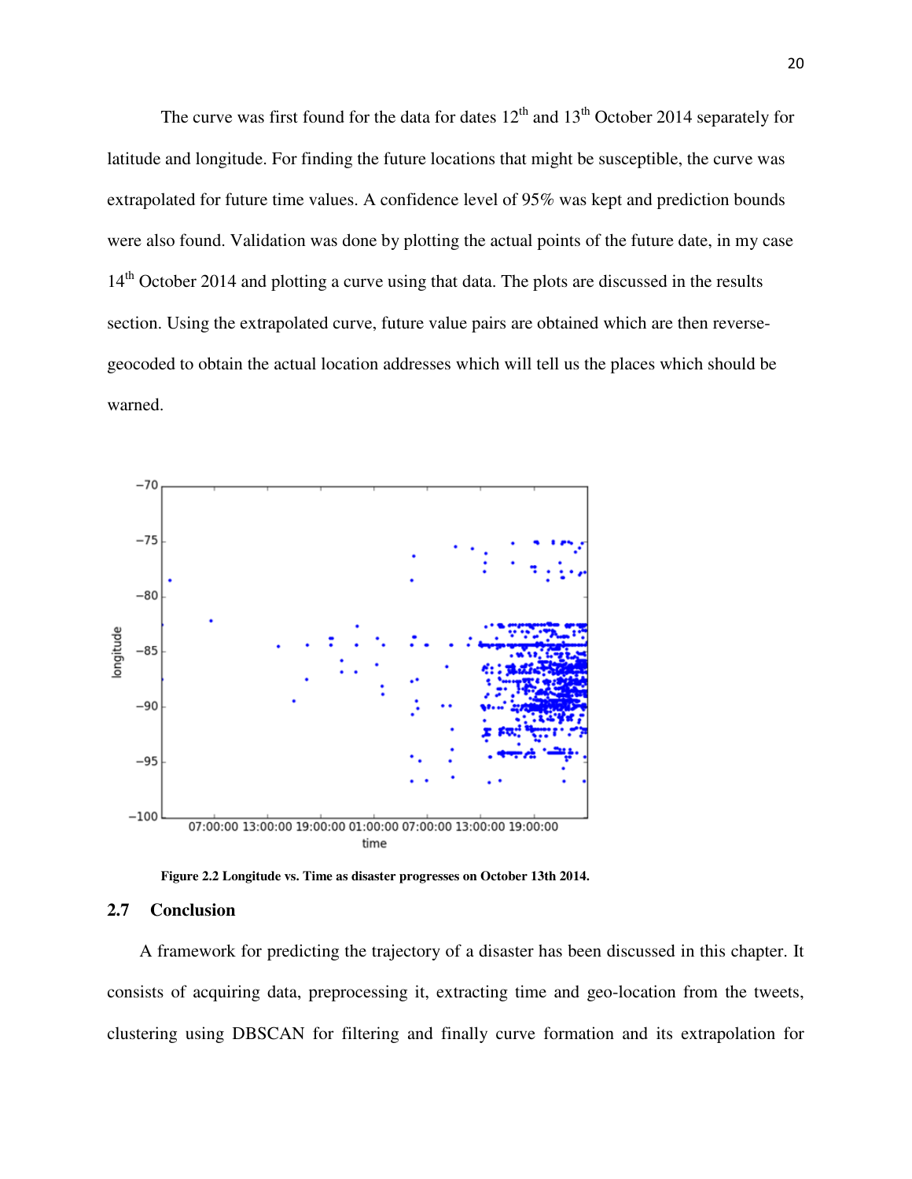The curve was first found for the data for dates 12th and 13th October 2014 separately for latitude and longitude. For finding the future locations that might be susceptible, the curve was extrapolated for future time values. A confidence level of 95% was kept and prediction bounds were also found. Validation was done by plotting the actual points of the future date, in my case 14th October 2014 and plotting a curve using that data. The plots are discussed in the results section. Using the extrapolated curve, future value pairs are obtained which are then reverse-geocoded to obtain the actual location addresses which will tell us the places which should be warned.

**Figure 2.2 Longitude vs. Time as disaster progresses on October 13th 2014.**

## 2.7 Conclusion

A framework for predicting the trajectory of a disaster has been discussed in this chapter. It consists of acquiring data, preprocessing it, extracting time and geo-location from the tweets, clustering using DBSCAN for filtering and finally curve formation and its extrapolation for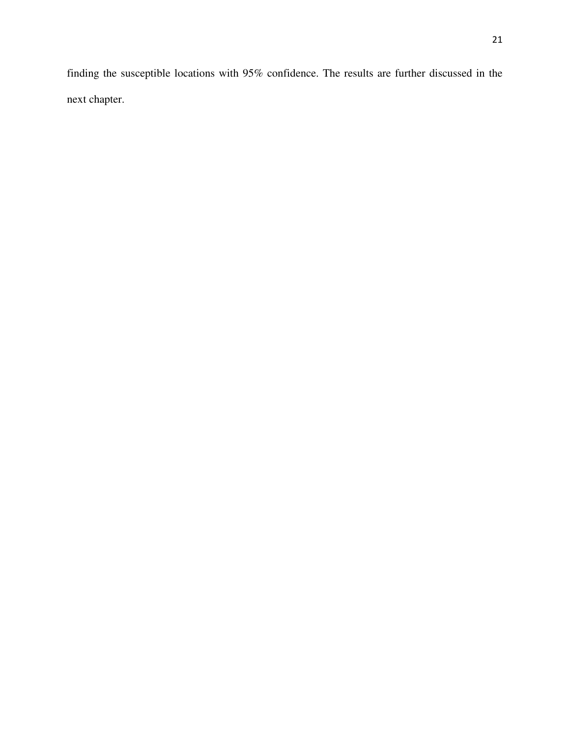finding the susceptible locations with 95% confidence. The results are further discussed in the next chapter.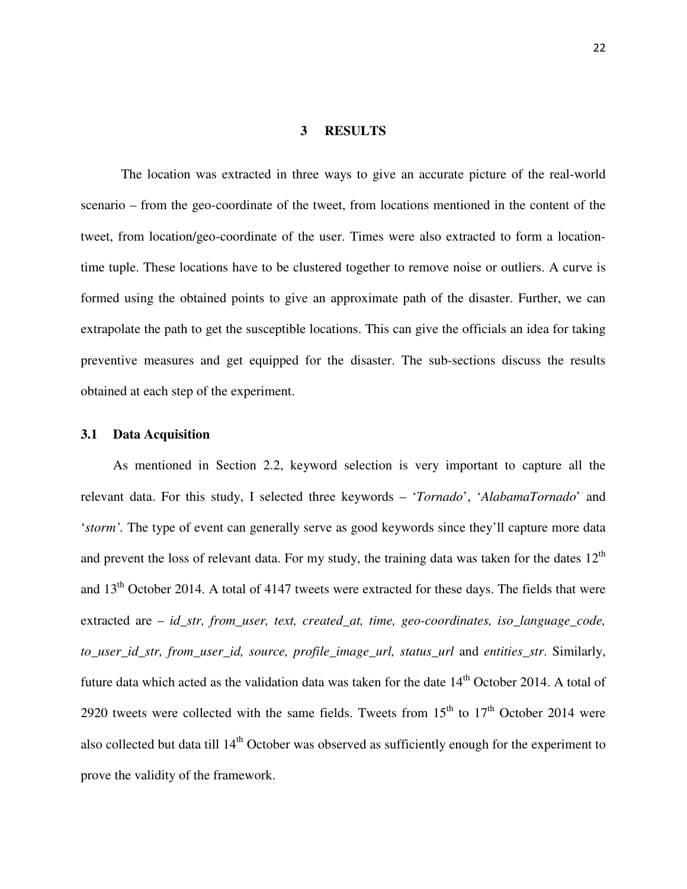# 3 RESULTS

The location was extracted in three ways to give an accurate picture of the real-world scenario – from the geo-coordinate of the tweet, from locations mentioned in the content of the tweet, from location/geo-coordinate of the user. Times were also extracted to form a location-time tuple. These locations have to be clustered together to remove noise or outliers. A curve is formed using the obtained points to give an approximate path of the disaster. Further, we can extrapolate the path to get the susceptible locations. This can give the officials an idea for taking preventive measures and get equipped for the disaster. The sub-sections discuss the results obtained at each step of the experiment.

## 3.1 Data Acquisition

As mentioned in Section 2.2, keyword selection is very important to capture all the relevant data. For this study, I selected three keywords – '*Tornado*', '*AlabamaTornado*' and '*storm'*. The type of event can generally serve as good keywords since they'll capture more data and prevent the loss of relevant data. For my study, the training data was taken for the dates 12th and 13th October 2014. A total of 4147 tweets were extracted for these days. The fields that were extracted are – *id_str, from_user, text, created_at, time, geo-coordinates, iso_language_code, to_user_id_str, from_user_id, source, profile_image_url, status_url* and *entities_str*. Similarly, future data which acted as the validation data was taken for the date 14th October 2014. A total of 2920 tweets were collected with the same fields. Tweets from 15th to 17th October 2014 were also collected but data till 14th October was observed as sufficiently enough for the experiment to prove the validity of the framework.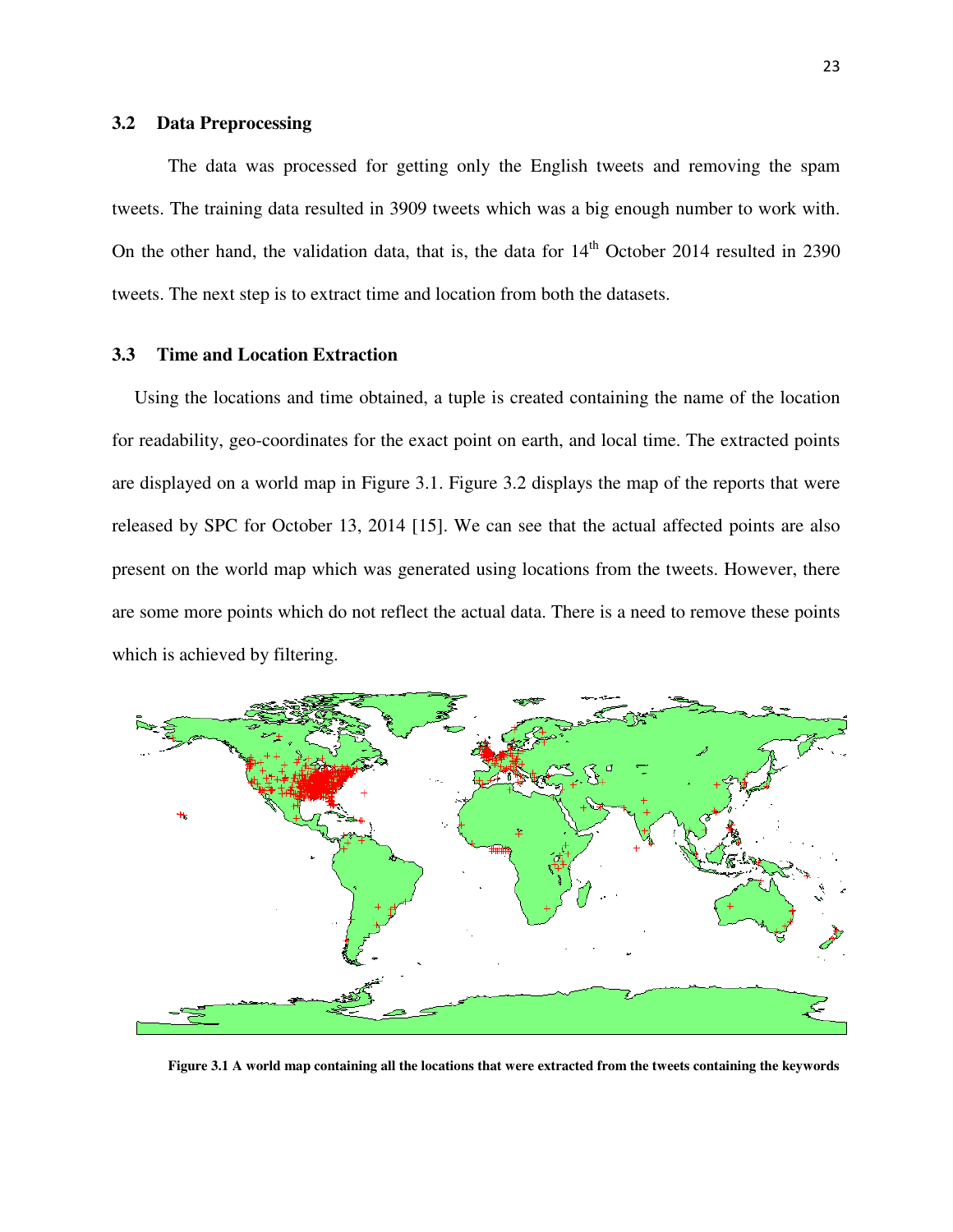### 3.2 Data Preprocessing

The data was processed for getting only the English tweets and removing the spam tweets. The training data resulted in 3909 tweets which was a big enough number to work with. On the other hand, the validation data, that is, the data for 14th October 2014 resulted in 2390 tweets. The next step is to extract time and location from both the datasets.

### 3.3 Time and Location Extraction

Using the locations and time obtained, a tuple is created containing the name of the location for readability, geo-coordinates for the exact point on earth, and local time. The extracted points are displayed on a world map in Figure 3.1. Figure 3.2 displays the map of the reports that were released by SPC for October 13, 2014 [15]. We can see that the actual affected points are also present on the world map which was generated using locations from the tweets. However, there are some more points which do not reflect the actual data. There is a need to remove these points which is achieved by filtering.

**Figure 3.1 A world map containing all the locations that were extracted from the tweets containing the keywords**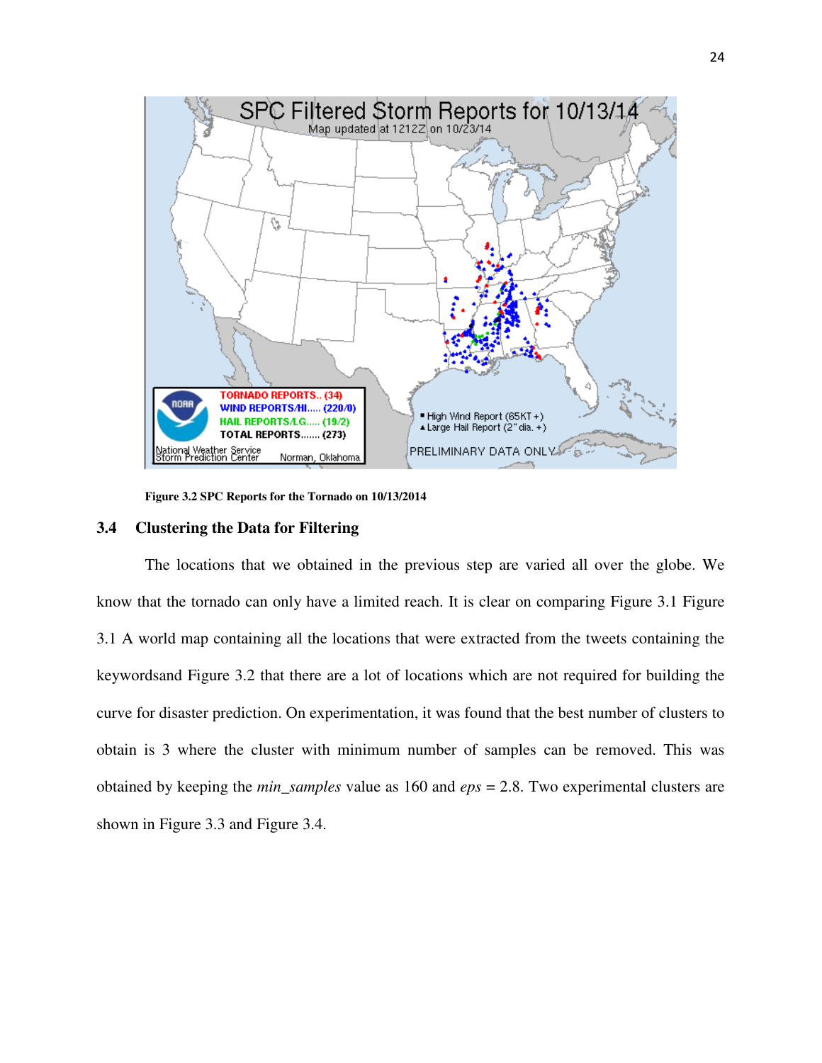Figure 3.2 SPC Reports for the Tornado on 10/13/2014

## 3.4 Clustering the Data for Filtering

The locations that we obtained in the previous step are varied all over the globe. We know that the tornado can only have a limited reach. It is clear on comparing Figure 3.1 Figure 3.1 A world map containing all the locations that were extracted from the tweets containing the keywordsand Figure 3.2 that there are a lot of locations which are not required for building the curve for disaster prediction. On experimentation, it was found that the best number of clusters to obtain is 3 where the cluster with minimum number of samples can be removed. This was obtained by keeping the *min_samples* value as 160 and *eps* = 2.8. Two experimental clusters are shown in Figure 3.3 and Figure 3.4.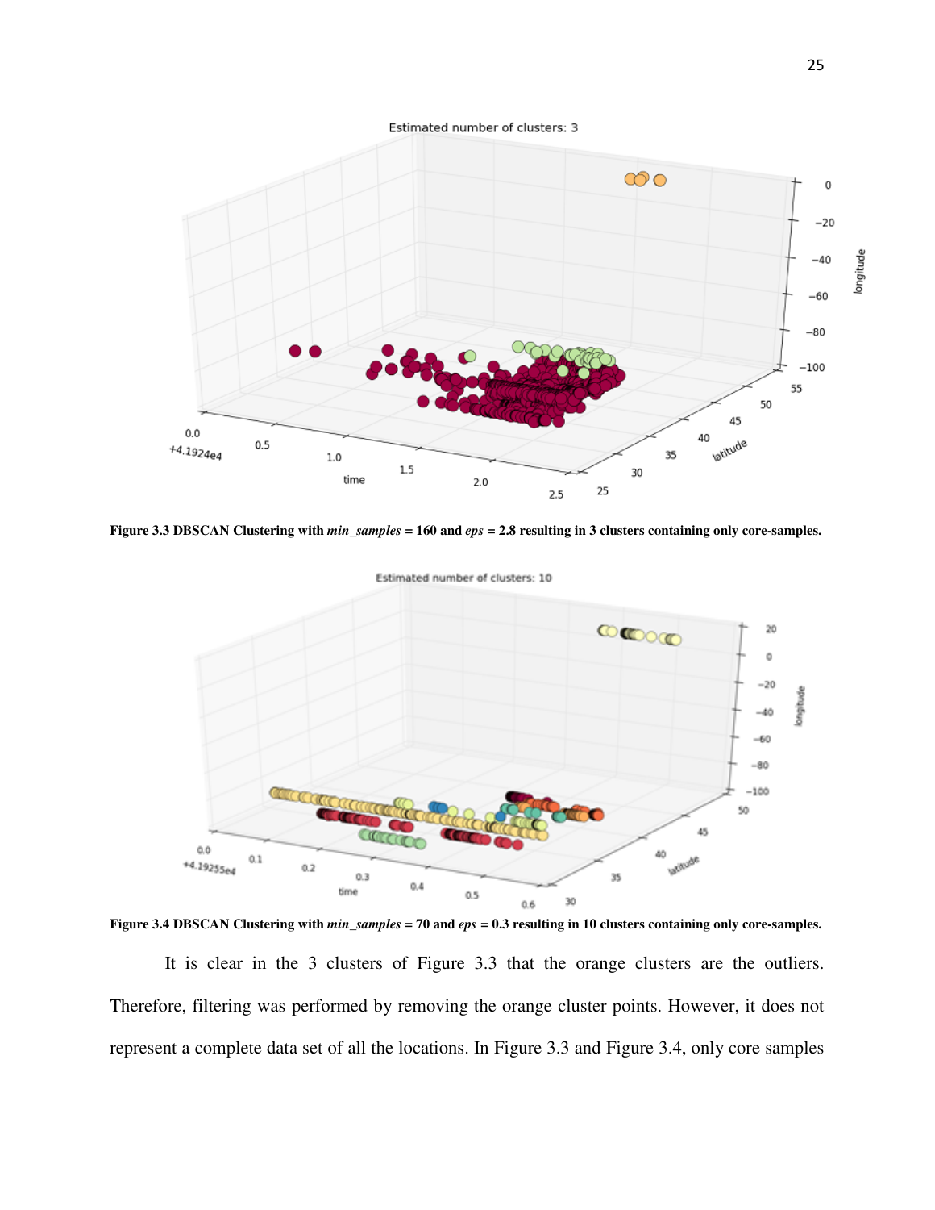**Figure 3.3 DBSCAN Clustering with *min_samples* = 160 and *eps* = 2.8 resulting in 3 clusters containing only core-samples.**

**Figure 3.4 DBSCAN Clustering with *min_samples* = 70 and *eps* = 0.3 resulting in 10 clusters containing only core-samples.**

It is clear in the 3 clusters of Figure 3.3 that the orange clusters are the outliers. Therefore, filtering was performed by removing the orange cluster points. However, it does not represent a complete data set of all the locations. In Figure 3.3 and Figure 3.4, only core samples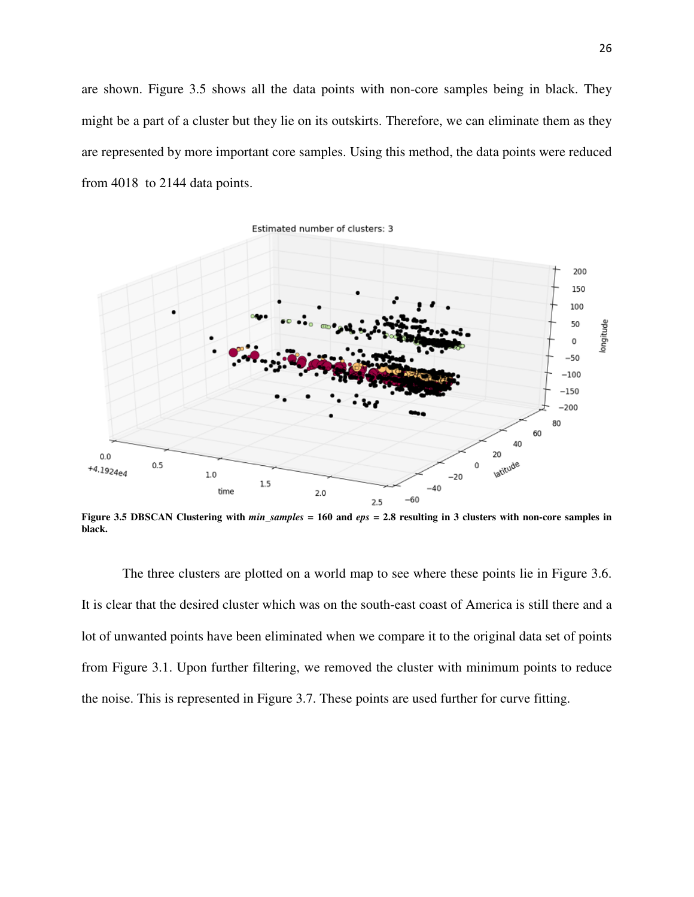are shown. Figure 3.5 shows all the data points with non-core samples being in black. They might be a part of a cluster but they lie on its outskirts. Therefore, we can eliminate them as they are represented by more important core samples. Using this method, the data points were reduced from 4018 to 2144 data points.

**Figure 3.5 DBSCAN Clustering with *min_samples* = 160 and *eps* = 2.8 resulting in 3 clusters with non-core samples in black.**

The three clusters are plotted on a world map to see where these points lie in Figure 3.6. It is clear that the desired cluster which was on the south-east coast of America is still there and a lot of unwanted points have been eliminated when we compare it to the original data set of points from Figure 3.1. Upon further filtering, we removed the cluster with minimum points to reduce the noise. This is represented in Figure 3.7. These points are used further for curve fitting.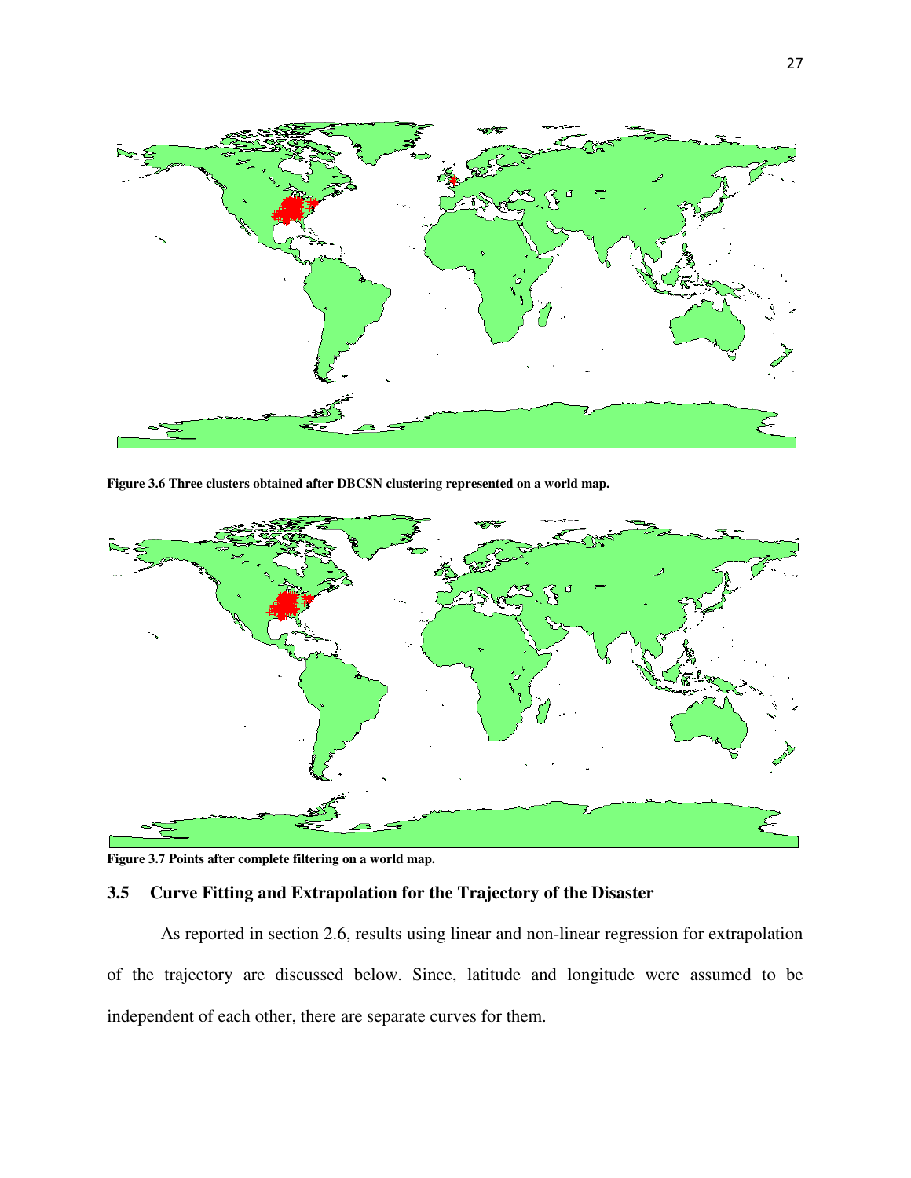Figure 3.6 Three clusters obtained after DBCSN clustering represented on a world map.

Figure 3.7 Points after complete filtering on a world map.

### 3.5 Curve Fitting and Extrapolation for the Trajectory of the Disaster

As reported in section 2.6, results using linear and non-linear regression for extrapolation of the trajectory are discussed below. Since, latitude and longitude were assumed to be independent of each other, there are separate curves for them.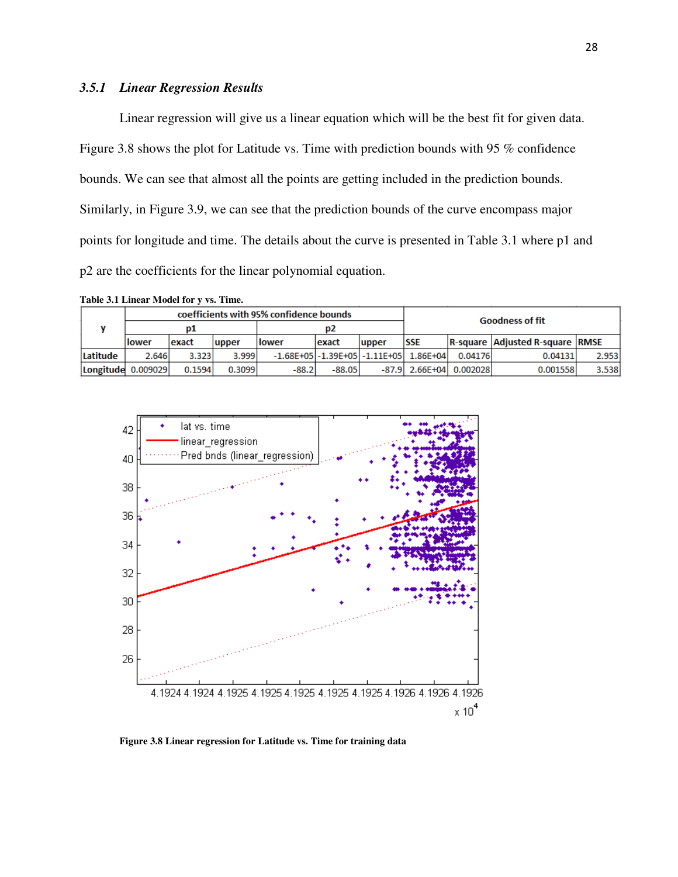### *3.5.1 Linear Regression Results*

Linear regression will give us a linear equation which will be the best fit for given data. Figure 3.8 shows the plot for Latitude vs. Time with prediction bounds with 95 % confidence bounds. We can see that almost all the points are getting included in the prediction bounds. Similarly, in Figure 3.9, we can see that the prediction bounds of the curve encompass major points for longitude and time. The details about the curve is presented in Table 3.1 where p1 and p2 are the coefficients for the linear polynomial equation.

**Table 3.1 Linear Model for y vs. Time.**

| y | coefficients with 95% confidence bounds | | | | | | Goodness of fit | | | |
|---|---|---|---|---|---|---|---|---|---|---|
| | p1 | | | p2 | | | | | | |
| | lower | exact | upper | lower | exact | upper | SSE | R-square | Adjusted R-square | RMSE |
| Latitude | 2.646 | 3.323 | 3.999 | -1.68E+05 | -1.39E+05 | -1.11E+05 | 1.86E+04 | 0.04176 | 0.04131 | 2.953 |
| Longitude | 0.009029 | 0.1594 | 0.3099 | -88.2 | -88.05 | -87.9 | 2.66E+04 | 0.002028 | 0.001558 | 3.538 |

**Figure 3.8 Linear regression for Latitude vs. Time for training data**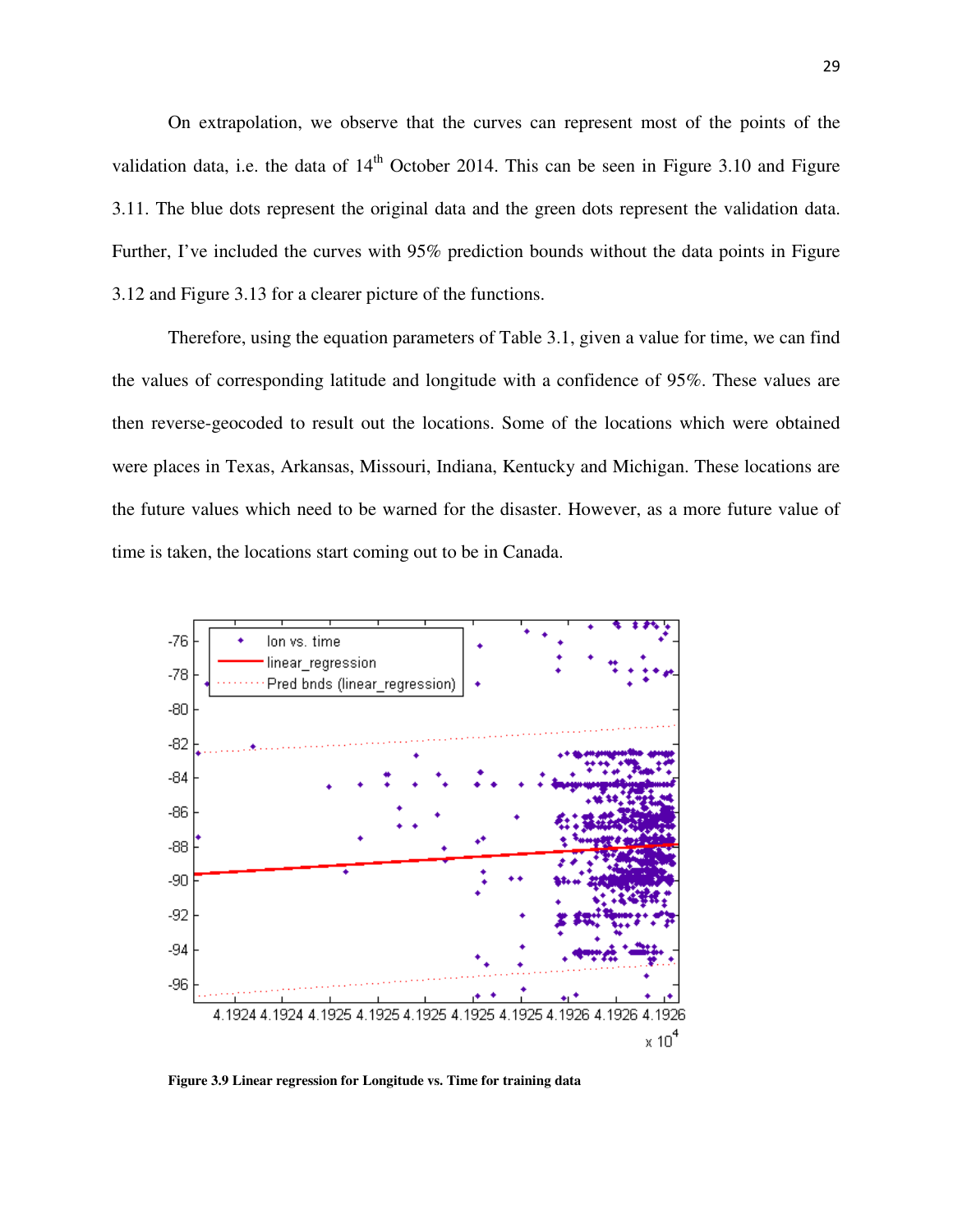On extrapolation, we observe that the curves can represent most of the points of the validation data, i.e. the data of 14th October 2014. This can be seen in Figure 3.10 and Figure 3.11. The blue dots represent the original data and the green dots represent the validation data. Further, I've included the curves with 95% prediction bounds without the data points in Figure 3.12 and Figure 3.13 for a clearer picture of the functions.

Therefore, using the equation parameters of Table 3.1, given a value for time, we can find the values of corresponding latitude and longitude with a confidence of 95%. These values are then reverse-geocoded to result out the locations. Some of the locations which were obtained were places in Texas, Arkansas, Missouri, Indiana, Kentucky and Michigan. These locations are the future values which need to be warned for the disaster. However, as a more future value of time is taken, the locations start coming out to be in Canada.

**Figure 3.9 Linear regression for Longitude vs. Time for training data**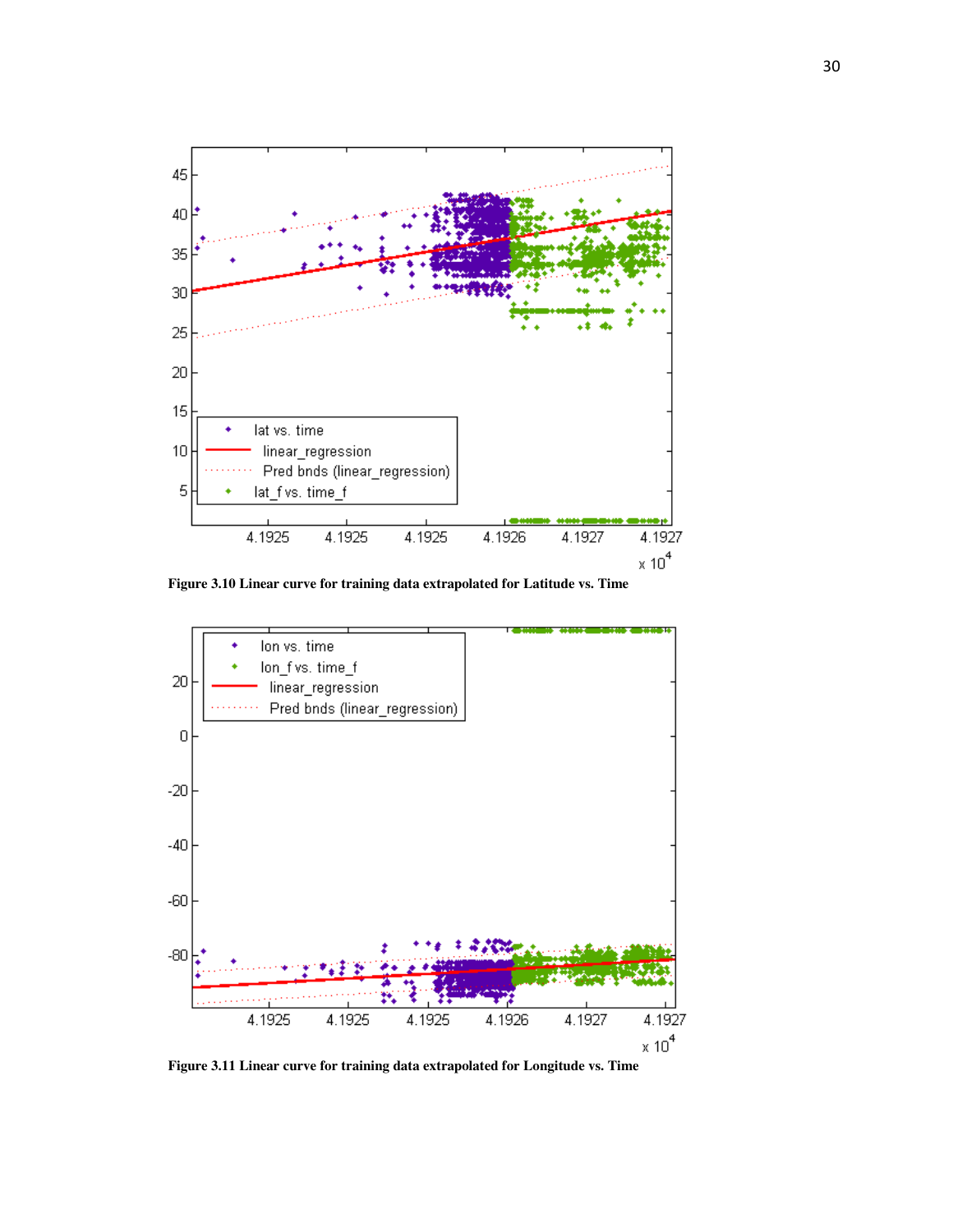Figure 3.10 Linear curve for training data extrapolated for Latitude vs. Time

Figure 3.11 Linear curve for training data extrapolated for Longitude vs. Time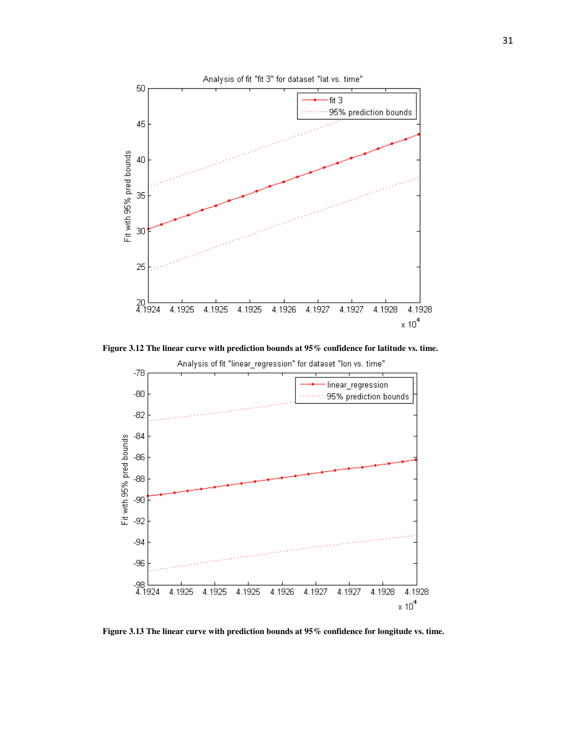Figure 3.12 The linear curve with prediction bounds at 95% confidence for latitude vs. time.

Figure 3.13 The linear curve with prediction bounds at 95% confidence for longitude vs. time.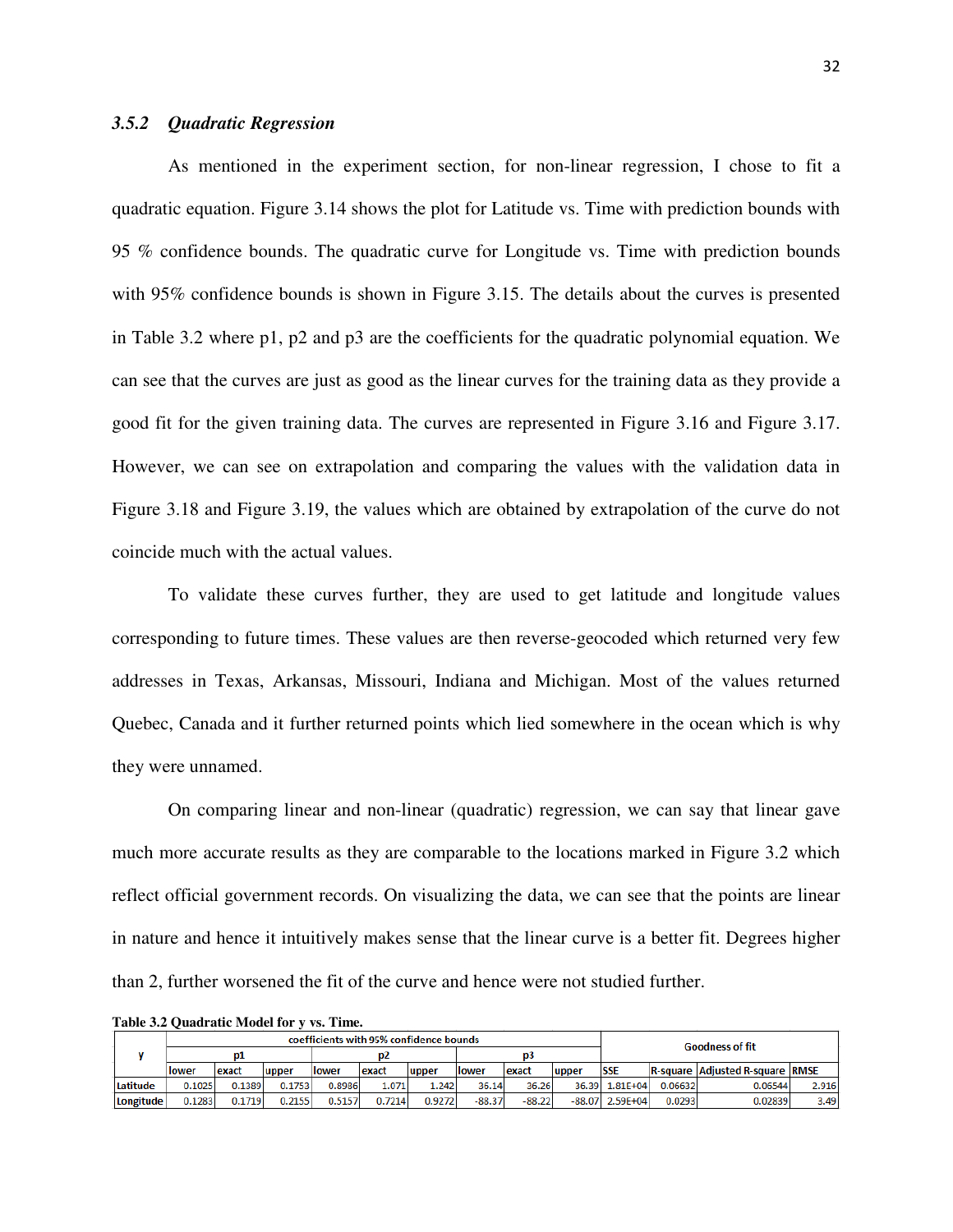### *3.5.2 Quadratic Regression*

As mentioned in the experiment section, for non-linear regression, I chose to fit a quadratic equation. Figure 3.14 shows the plot for Latitude vs. Time with prediction bounds with 95 % confidence bounds. The quadratic curve for Longitude vs. Time with prediction bounds with 95% confidence bounds is shown in Figure 3.15. The details about the curves is presented in Table 3.2 where p1, p2 and p3 are the coefficients for the quadratic polynomial equation. We can see that the curves are just as good as the linear curves for the training data as they provide a good fit for the given training data. The curves are represented in Figure 3.16 and Figure 3.17. However, we can see on extrapolation and comparing the values with the validation data in Figure 3.18 and Figure 3.19, the values which are obtained by extrapolation of the curve do not coincide much with the actual values.

To validate these curves further, they are used to get latitude and longitude values corresponding to future times. These values are then reverse-geocoded which returned very few addresses in Texas, Arkansas, Missouri, Indiana and Michigan. Most of the values returned Quebec, Canada and it further returned points which lied somewhere in the ocean which is why they were unnamed.

On comparing linear and non-linear (quadratic) regression, we can say that linear gave much more accurate results as they are comparable to the locations marked in Figure 3.2 which reflect official government records. On visualizing the data, we can see that the points are linear in nature and hence it intuitively makes sense that the linear curve is a better fit. Degrees higher than 2, further worsened the fit of the curve and hence were not studied further.

**Table 3.2 Quadratic Model for y vs. Time.**

| y | coefficients with 95% confidence bounds | | | | | | | | | Goodness of fit | | | |
|---|---|---|---|---|---|---|---|---|---|---|---|---|---|
| | p1 | | | p2 | | | p3 | | | | | | |
| | lower | exact | upper | lower | exact | upper | lower | exact | upper | SSE | R-square | Adjusted R-square | RMSE |
| Latitude | 0.1025 | 0.1389 | 0.1753 | 0.8986 | 1.071 | 1.242 | 36.14 | 36.26 | 36.39 | 1.81E+04 | 0.06632 | 0.06544 | 2.916 |
| Longitude | 0.1283 | 0.1719 | 0.2155 | 0.5157 | 0.7214 | 0.9272 | -88.37 | -88.22 | -88.07 | 2.59E+04 | 0.0293 | 0.02839 | 3.49 |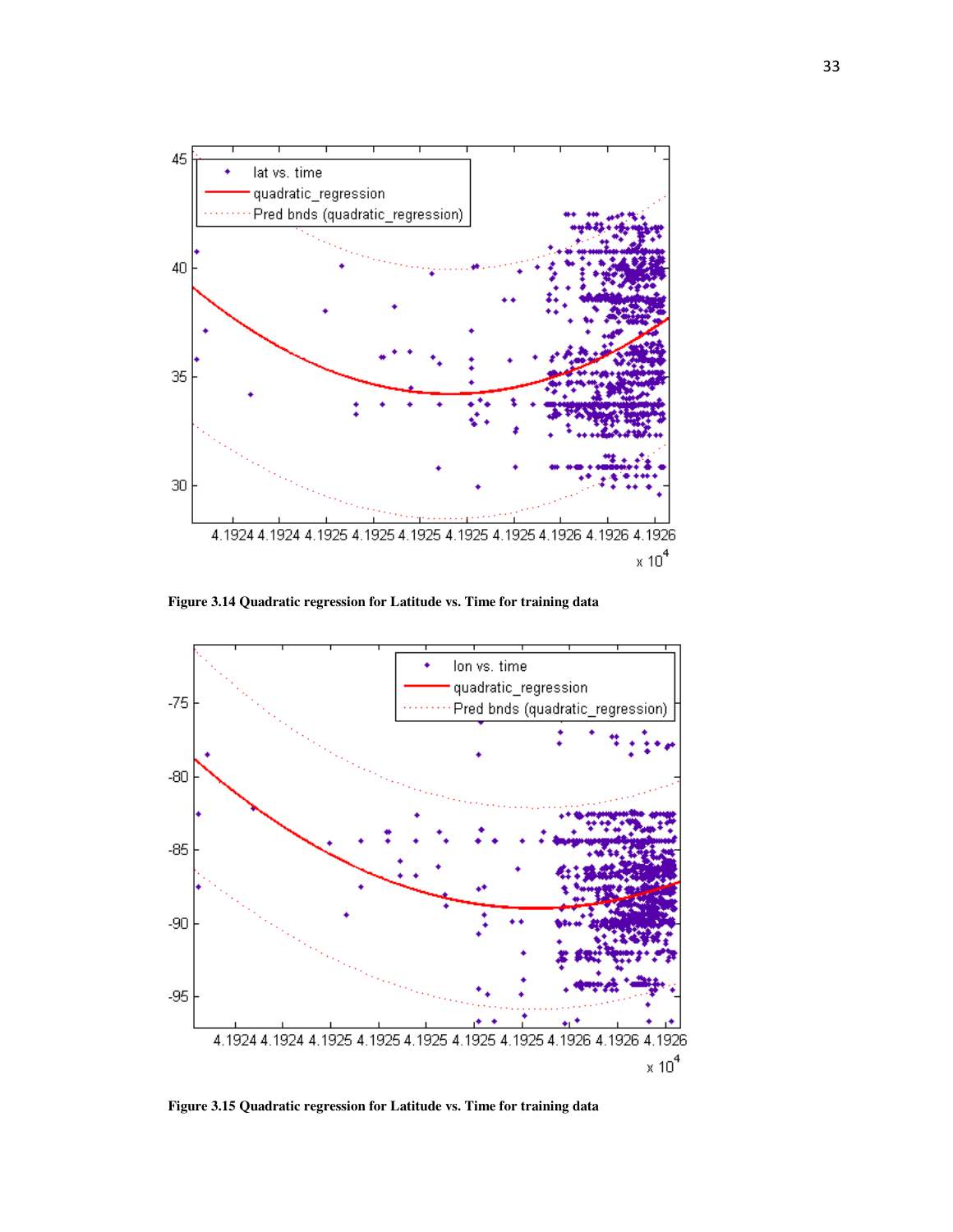Figure 3.14 Quadratic regression for Latitude vs. Time for training data

Figure 3.15 Quadratic regression for Latitude vs. Time for training data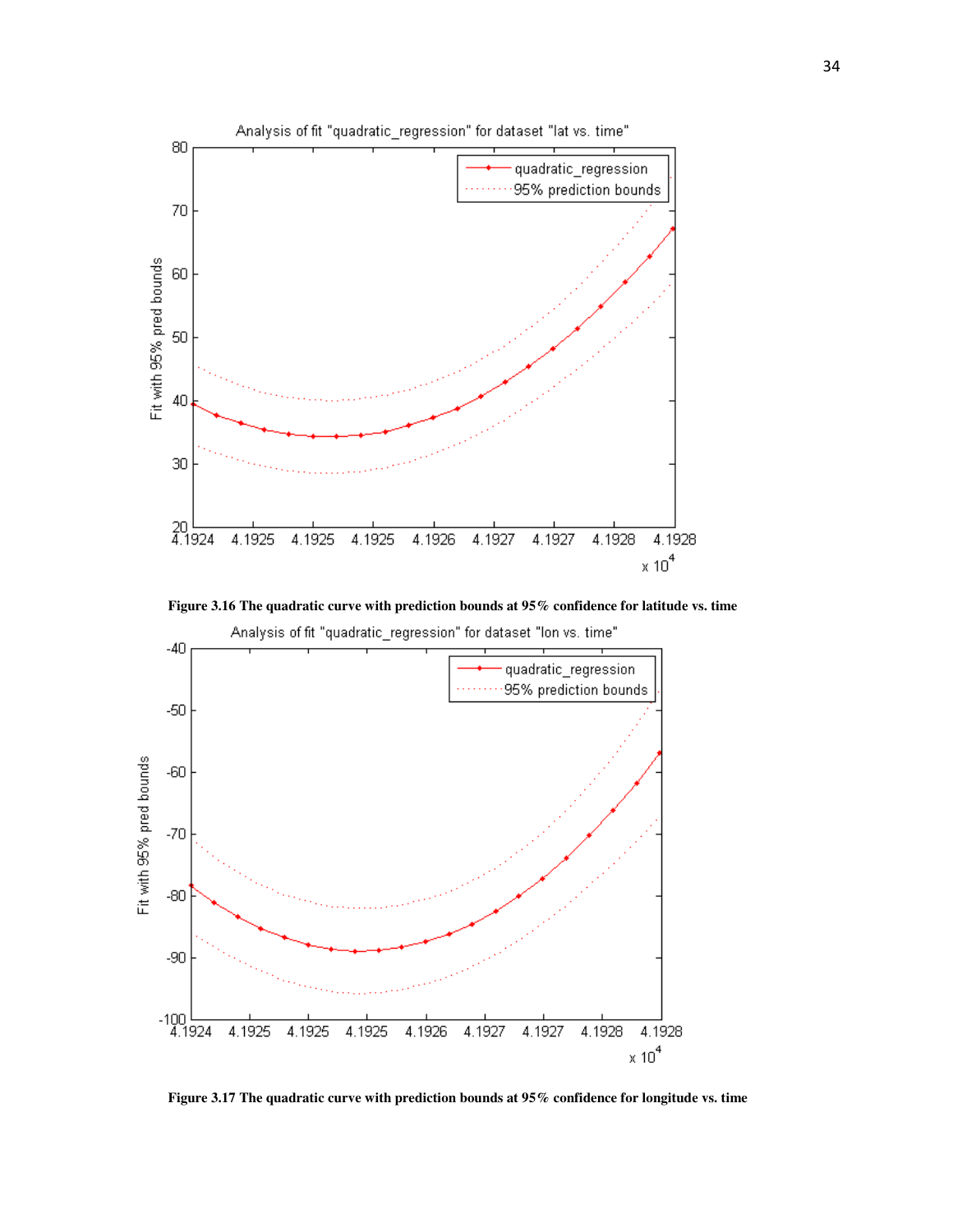Figure 3.16 The quadratic curve with prediction bounds at 95% confidence for latitude vs. time

Figure 3.17 The quadratic curve with prediction bounds at 95% confidence for longitude vs. time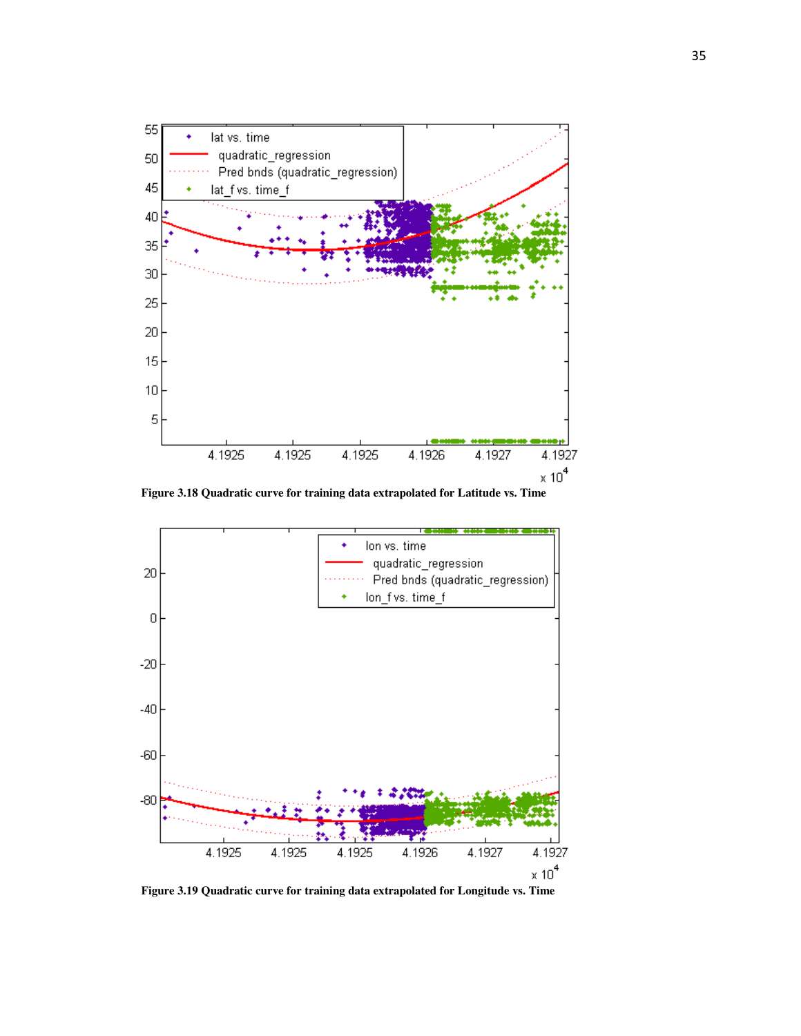**Figure 3.18 Quadratic curve for training data extrapolated for Latitude vs. Time**

**Figure 3.19 Quadratic curve for training data extrapolated for Longitude vs. Time**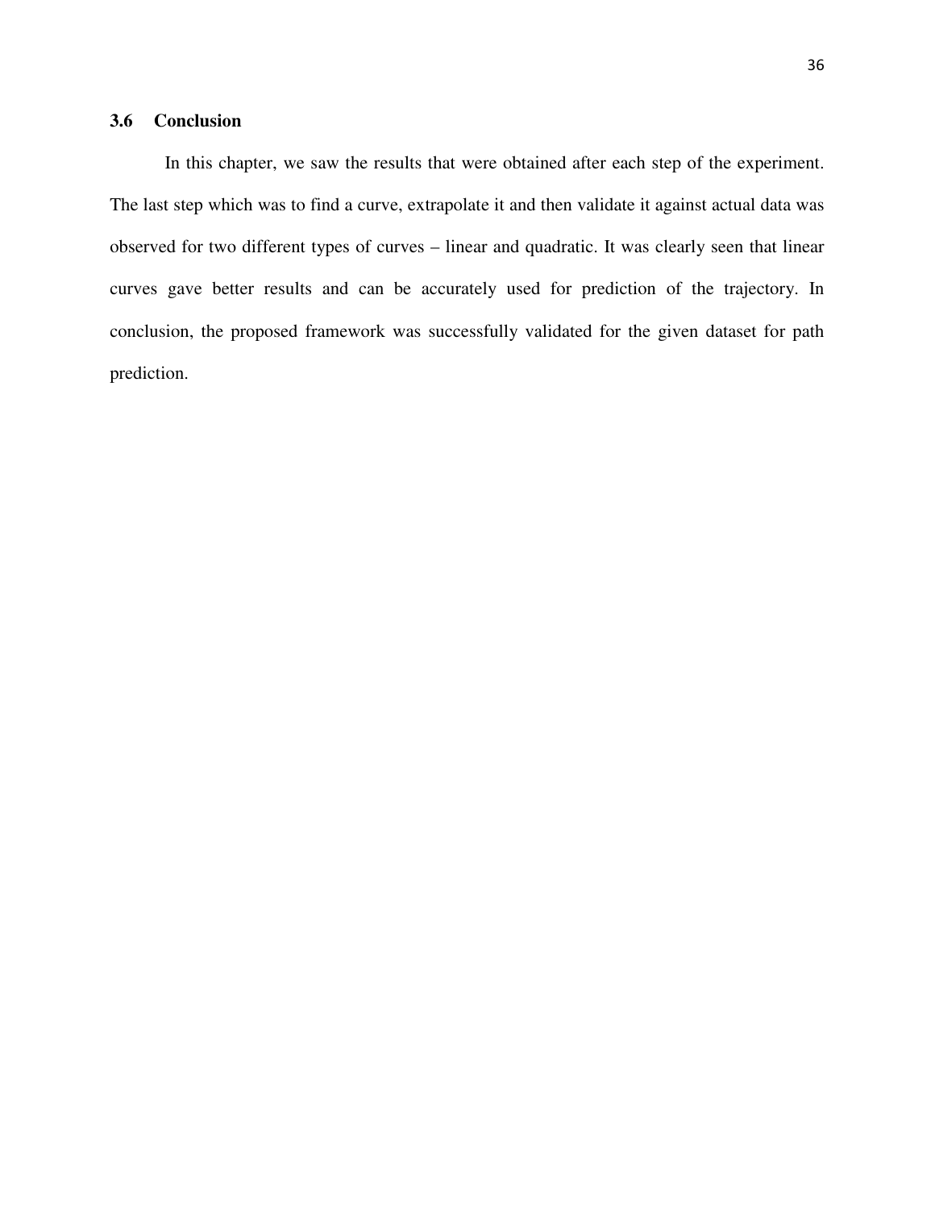### 3.6 Conclusion

In this chapter, we saw the results that were obtained after each step of the experiment. The last step which was to find a curve, extrapolate it and then validate it against actual data was observed for two different types of curves – linear and quadratic. It was clearly seen that linear curves gave better results and can be accurately used for prediction of the trajectory. In conclusion, the proposed framework was successfully validated for the given dataset for path prediction.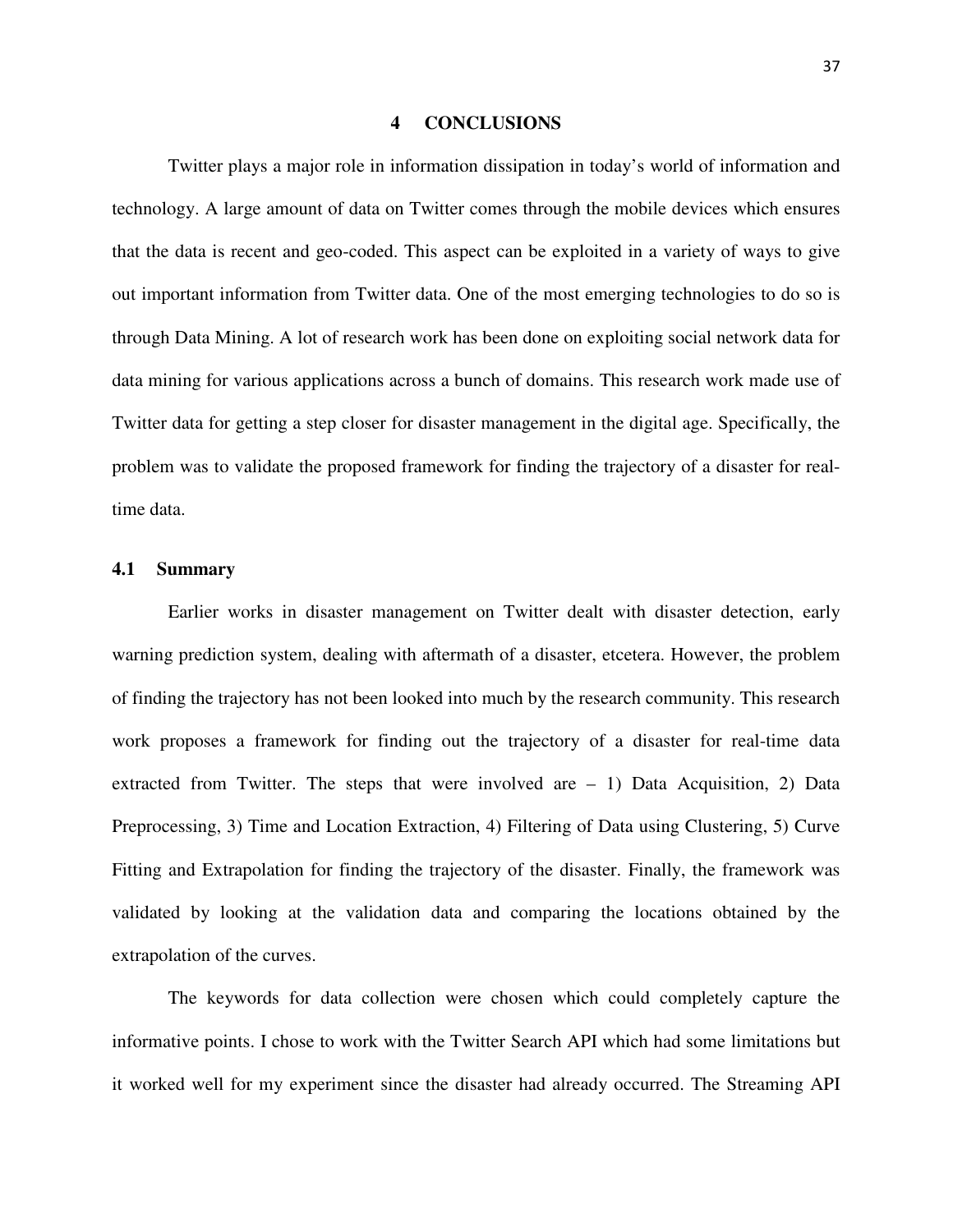# 4 CONCLUSIONS

Twitter plays a major role in information dissipation in today's world of information and technology. A large amount of data on Twitter comes through the mobile devices which ensures that the data is recent and geo-coded. This aspect can be exploited in a variety of ways to give out important information from Twitter data. One of the most emerging technologies to do so is through Data Mining. A lot of research work has been done on exploiting social network data for data mining for various applications across a bunch of domains. This research work made use of Twitter data for getting a step closer for disaster management in the digital age. Specifically, the problem was to validate the proposed framework for finding the trajectory of a disaster for real-time data.

## 4.1 Summary

Earlier works in disaster management on Twitter dealt with disaster detection, early warning prediction system, dealing with aftermath of a disaster, etcetera. However, the problem of finding the trajectory has not been looked into much by the research community. This research work proposes a framework for finding out the trajectory of a disaster for real-time data extracted from Twitter. The steps that were involved are – 1) Data Acquisition, 2) Data Preprocessing, 3) Time and Location Extraction, 4) Filtering of Data using Clustering, 5) Curve Fitting and Extrapolation for finding the trajectory of the disaster. Finally, the framework was validated by looking at the validation data and comparing the locations obtained by the extrapolation of the curves.

The keywords for data collection were chosen which could completely capture the informative points. I chose to work with the Twitter Search API which had some limitations but it worked well for my experiment since the disaster had already occurred. The Streaming API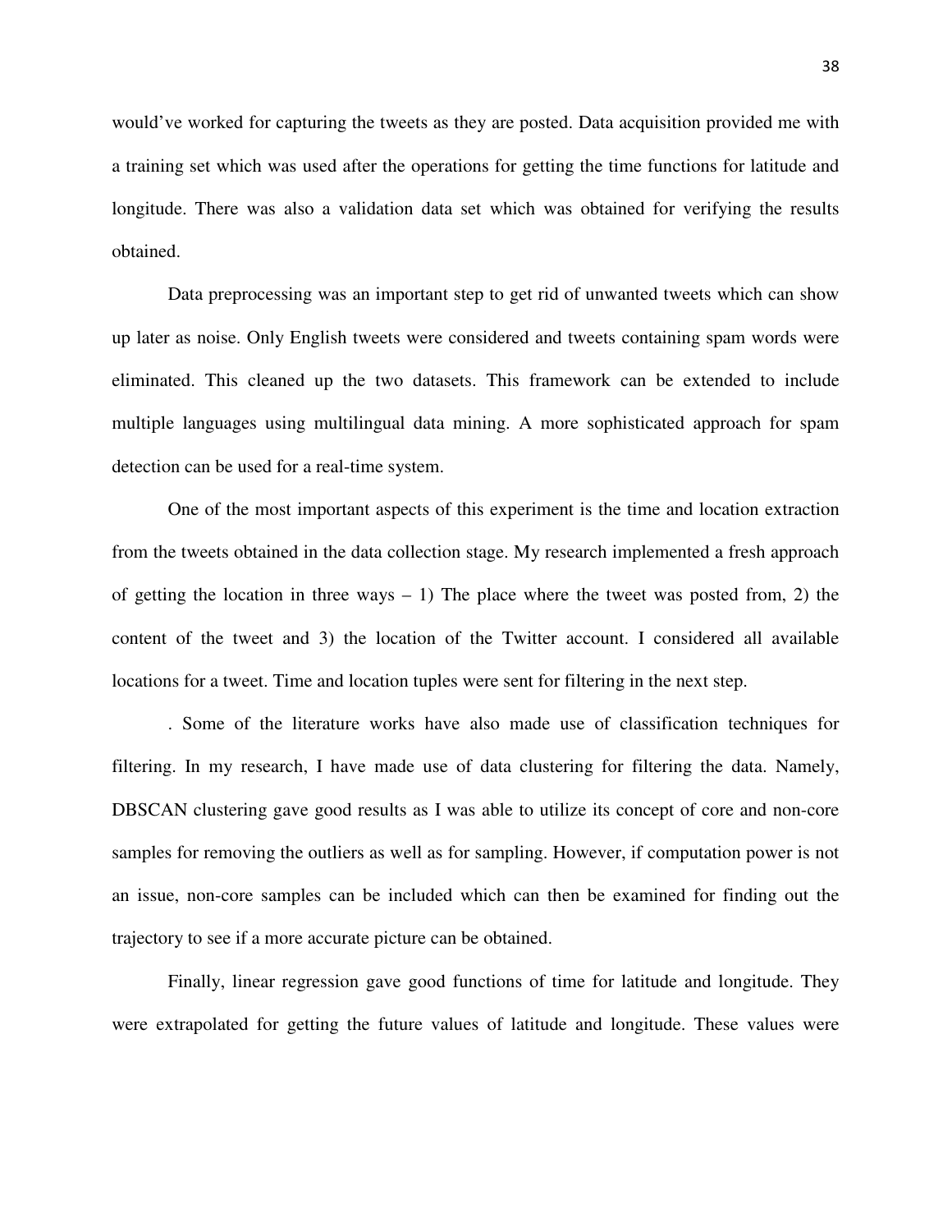would've worked for capturing the tweets as they are posted. Data acquisition provided me with a training set which was used after the operations for getting the time functions for latitude and longitude. There was also a validation data set which was obtained for verifying the results obtained.

Data preprocessing was an important step to get rid of unwanted tweets which can show up later as noise. Only English tweets were considered and tweets containing spam words were eliminated. This cleaned up the two datasets. This framework can be extended to include multiple languages using multilingual data mining. A more sophisticated approach for spam detection can be used for a real-time system.

One of the most important aspects of this experiment is the time and location extraction from the tweets obtained in the data collection stage. My research implemented a fresh approach of getting the location in three ways – 1) The place where the tweet was posted from, 2) the content of the tweet and 3) the location of the Twitter account. I considered all available locations for a tweet. Time and location tuples were sent for filtering in the next step.

. Some of the literature works have also made use of classification techniques for filtering. In my research, I have made use of data clustering for filtering the data. Namely, DBSCAN clustering gave good results as I was able to utilize its concept of core and non-core samples for removing the outliers as well as for sampling. However, if computation power is not an issue, non-core samples can be included which can then be examined for finding out the trajectory to see if a more accurate picture can be obtained.

Finally, linear regression gave good functions of time for latitude and longitude. They were extrapolated for getting the future values of latitude and longitude. These values were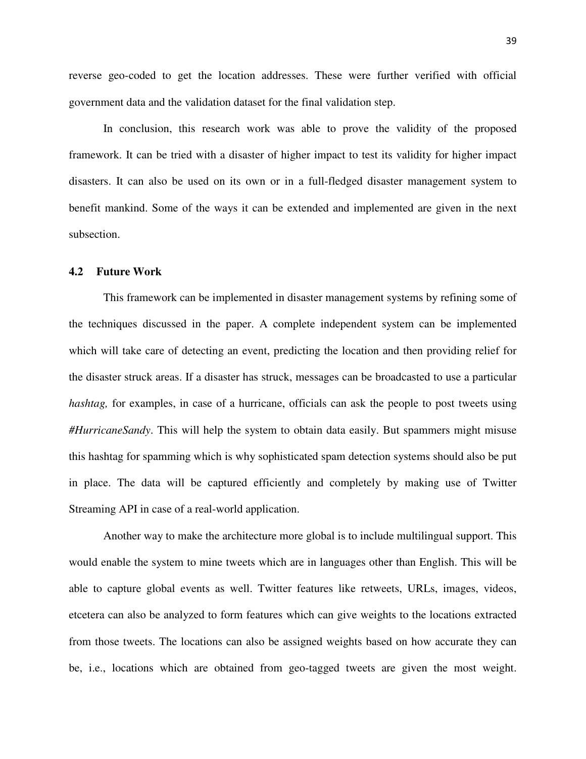reverse geo-coded to get the location addresses. These were further verified with official government data and the validation dataset for the final validation step.

In conclusion, this research work was able to prove the validity of the proposed framework. It can be tried with a disaster of higher impact to test its validity for higher impact disasters. It can also be used on its own or in a full-fledged disaster management system to benefit mankind. Some of the ways it can be extended and implemented are given in the next subsection.

## 4.2 Future Work

This framework can be implemented in disaster management systems by refining some of the techniques discussed in the paper. A complete independent system can be implemented which will take care of detecting an event, predicting the location and then providing relief for the disaster struck areas. If a disaster has struck, messages can be broadcasted to use a particular *hashtag,* for examples, in case of a hurricane, officials can ask the people to post tweets using *#HurricaneSandy*. This will help the system to obtain data easily. But spammers might misuse this hashtag for spamming which is why sophisticated spam detection systems should also be put in place. The data will be captured efficiently and completely by making use of Twitter Streaming API in case of a real-world application.

Another way to make the architecture more global is to include multilingual support. This would enable the system to mine tweets which are in languages other than English. This will be able to capture global events as well. Twitter features like retweets, URLs, images, videos, etcetera can also be analyzed to form features which can give weights to the locations extracted from those tweets. The locations can also be assigned weights based on how accurate they can be, i.e., locations which are obtained from geo-tagged tweets are given the most weight.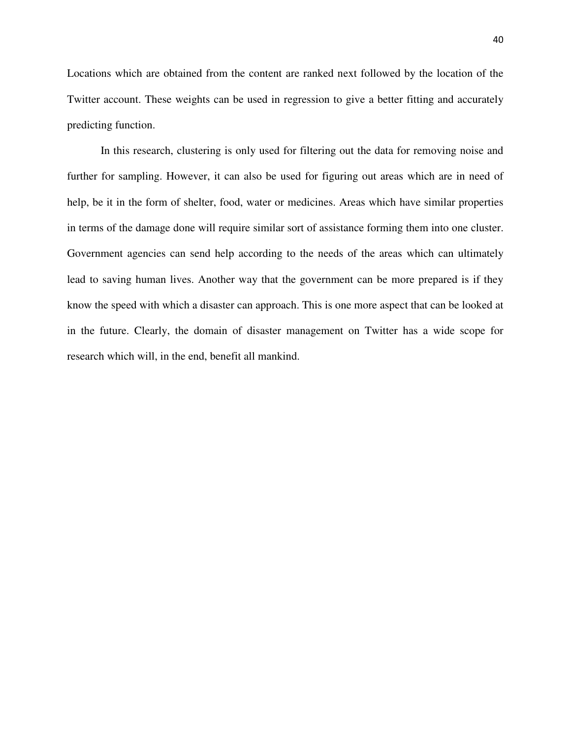Locations which are obtained from the content are ranked next followed by the location of the Twitter account. These weights can be used in regression to give a better fitting and accurately predicting function.

In this research, clustering is only used for filtering out the data for removing noise and further for sampling. However, it can also be used for figuring out areas which are in need of help, be it in the form of shelter, food, water or medicines. Areas which have similar properties in terms of the damage done will require similar sort of assistance forming them into one cluster. Government agencies can send help according to the needs of the areas which can ultimately lead to saving human lives. Another way that the government can be more prepared is if they know the speed with which a disaster can approach. This is one more aspect that can be looked at in the future. Clearly, the domain of disaster management on Twitter has a wide scope for research which will, in the end, benefit all mankind.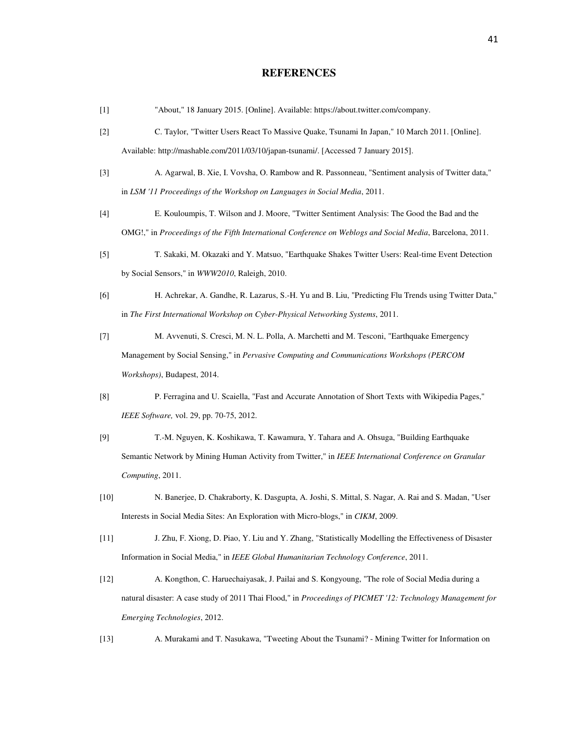# REFERENCES

[1] "About," 18 January 2015. [Online]. Available: https://about.twitter.com/company.

[2] C. Taylor, "Twitter Users React To Massive Quake, Tsunami In Japan," 10 March 2011. [Online]. Available: http://mashable.com/2011/03/10/japan-tsunami/. [Accessed 7 January 2015].

[3] A. Agarwal, B. Xie, I. Vovsha, O. Rambow and R. Passonneau, "Sentiment analysis of Twitter data," in *LSM '11 Proceedings of the Workshop on Languages in Social Media*, 2011.

[4] E. Kouloumpis, T. Wilson and J. Moore, "Twitter Sentiment Analysis: The Good the Bad and the OMG!," in *Proceedings of the Fifth International Conference on Weblogs and Social Media*, Barcelona, 2011.

[5] T. Sakaki, M. Okazaki and Y. Matsuo, "Earthquake Shakes Twitter Users: Real-time Event Detection by Social Sensors," in *WWW2010*, Raleigh, 2010.

[6] H. Achrekar, A. Gandhe, R. Lazarus, S.-H. Yu and B. Liu, "Predicting Flu Trends using Twitter Data," in *The First International Workshop on Cyber-Physical Networking Systems*, 2011.

[7] M. Avvenuti, S. Cresci, M. N. L. Polla, A. Marchetti and M. Tesconi, "Earthquake Emergency Management by Social Sensing," in *Pervasive Computing and Communications Workshops (PERCOM Workshops)*, Budapest, 2014.

[8] P. Ferragina and U. Scaiella, "Fast and Accurate Annotation of Short Texts with Wikipedia Pages," *IEEE Software,* vol. 29, pp. 70-75, 2012.

[9] T.-M. Nguyen, K. Koshikawa, T. Kawamura, Y. Tahara and A. Ohsuga, "Building Earthquake Semantic Network by Mining Human Activity from Twitter," in *IEEE International Conference on Granular Computing*, 2011.

[10] N. Banerjee, D. Chakraborty, K. Dasgupta, A. Joshi, S. Mittal, S. Nagar, A. Rai and S. Madan, "User Interests in Social Media Sites: An Exploration with Micro-blogs," in *CIKM*, 2009.

[11] J. Zhu, F. Xiong, D. Piao, Y. Liu and Y. Zhang, "Statistically Modelling the Effectiveness of Disaster Information in Social Media," in *IEEE Global Humanitarian Technology Conference*, 2011.

[12] A. Kongthon, C. Haruechaiyasak, J. Pailai and S. Kongyoung, "The role of Social Media during a natural disaster: A case study of 2011 Thai Flood," in *Proceedings of PICMET '12: Technology Management for Emerging Technologies*, 2012.

[13] A. Murakami and T. Nasukawa, "Tweeting About the Tsunami? - Mining Twitter for Information on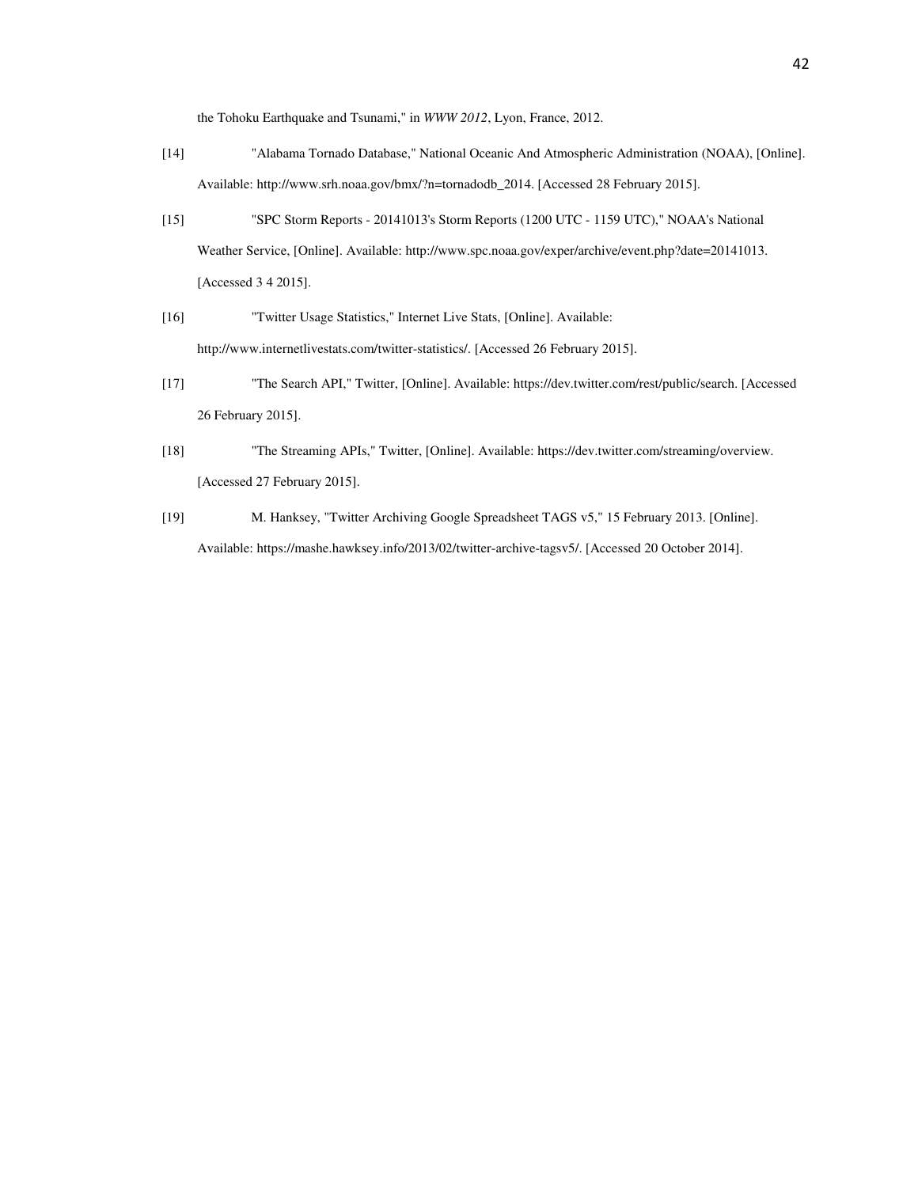the Tohoku Earthquake and Tsunami," in *WWW 2012*, Lyon, France, 2012.

[14] "Alabama Tornado Database," National Oceanic And Atmospheric Administration (NOAA), [Online]. Available: http://www.srh.noaa.gov/bmx/?n=tornadodb_2014. [Accessed 28 February 2015].

[15] "SPC Storm Reports - 20141013's Storm Reports (1200 UTC - 1159 UTC)," NOAA's National Weather Service, [Online]. Available: http://www.spc.noaa.gov/exper/archive/event.php?date=20141013. [Accessed 3 4 2015].

[16] "Twitter Usage Statistics," Internet Live Stats, [Online]. Available: http://www.internetlivestats.com/twitter-statistics/. [Accessed 26 February 2015].

[17] "The Search API," Twitter, [Online]. Available: https://dev.twitter.com/rest/public/search. [Accessed 26 February 2015].

[18] "The Streaming APIs," Twitter, [Online]. Available: https://dev.twitter.com/streaming/overview. [Accessed 27 February 2015].

[19] M. Hanksey, "Twitter Archiving Google Spreadsheet TAGS v5," 15 February 2013. [Online]. Available: https://mashe.hawksey.info/2013/02/twitter-archive-tagsv5/. [Accessed 20 October 2014].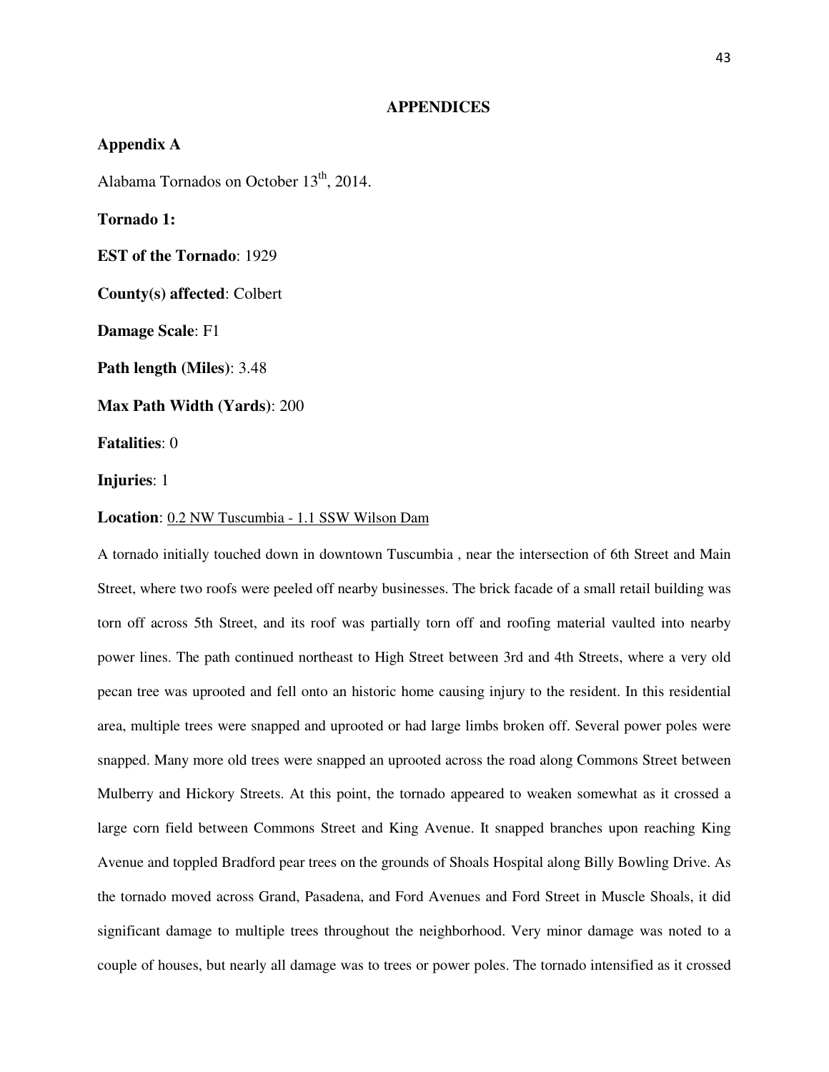# APPENDICES

## Appendix A

Alabama Tornados on October 13th, 2014.

**Tornado 1:**

**EST of the Tornado**: 1929

**County(s) affected**: Colbert

**Damage Scale**: F1

**Path length (Miles)**: 3.48

**Max Path Width (Yards)**: 200

**Fatalities**: 0

**Injuries**: 1

**Location**: 0.2 NW Tuscumbia - 1.1 SSW Wilson Dam

A tornado initially touched down in downtown Tuscumbia , near the intersection of 6th Street and Main Street, where two roofs were peeled off nearby businesses. The brick facade of a small retail building was torn off across 5th Street, and its roof was partially torn off and roofing material vaulted into nearby power lines. The path continued northeast to High Street between 3rd and 4th Streets, where a very old pecan tree was uprooted and fell onto an historic home causing injury to the resident. In this residential area, multiple trees were snapped and uprooted or had large limbs broken off. Several power poles were snapped. Many more old trees were snapped an uprooted across the road along Commons Street between Mulberry and Hickory Streets. At this point, the tornado appeared to weaken somewhat as it crossed a large corn field between Commons Street and King Avenue. It snapped branches upon reaching King Avenue and toppled Bradford pear trees on the grounds of Shoals Hospital along Billy Bowling Drive. As the tornado moved across Grand, Pasadena, and Ford Avenues and Ford Street in Muscle Shoals, it did significant damage to multiple trees throughout the neighborhood. Very minor damage was noted to a couple of houses, but nearly all damage was to trees or power poles. The tornado intensified as it crossed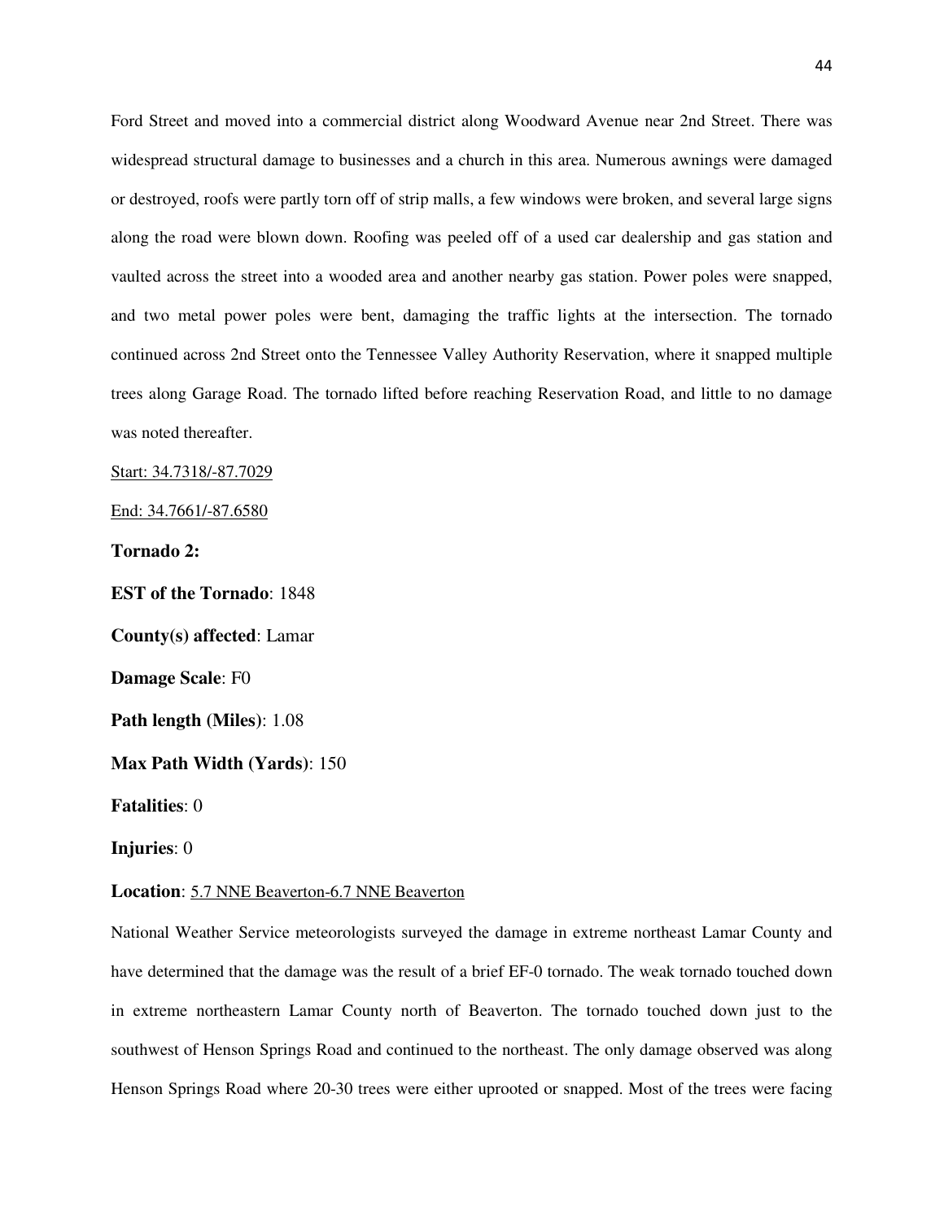Ford Street and moved into a commercial district along Woodward Avenue near 2nd Street. There was widespread structural damage to businesses and a church in this area. Numerous awnings were damaged or destroyed, roofs were partly torn off of strip malls, a few windows were broken, and several large signs along the road were blown down. Roofing was peeled off of a used car dealership and gas station and vaulted across the street into a wooded area and another nearby gas station. Power poles were snapped, and two metal power poles were bent, damaging the traffic lights at the intersection. The tornado continued across 2nd Street onto the Tennessee Valley Authority Reservation, where it snapped multiple trees along Garage Road. The tornado lifted before reaching Reservation Road, and little to no damage was noted thereafter.

Start: 34.7318/-87.7029

End: 34.7661/-87.6580

**Tornado 2:**

**EST of the Tornado**: 1848

**County(s) affected**: Lamar

**Damage Scale**: F0

**Path length (Miles)**: 1.08

**Max Path Width (Yards)**: 150

**Fatalities**: 0

**Injuries**: 0

**Location**: 5.7 NNE Beaverton-6.7 NNE Beaverton

National Weather Service meteorologists surveyed the damage in extreme northeast Lamar County and have determined that the damage was the result of a brief EF-0 tornado. The weak tornado touched down in extreme northeastern Lamar County north of Beaverton. The tornado touched down just to the southwest of Henson Springs Road and continued to the northeast. The only damage observed was along Henson Springs Road where 20-30 trees were either uprooted or snapped. Most of the trees were facing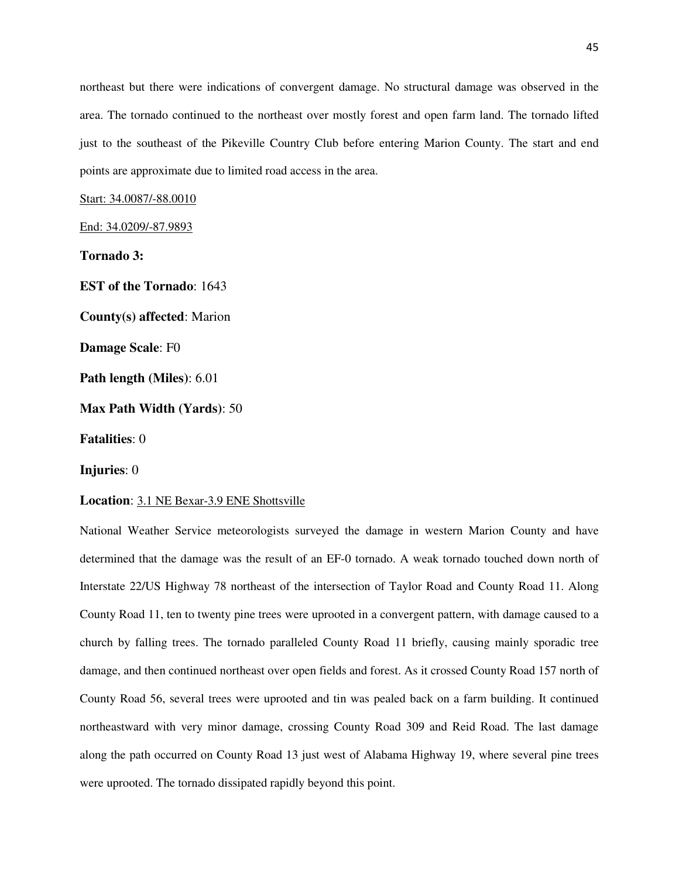northeast but there were indications of convergent damage. No structural damage was observed in the area. The tornado continued to the northeast over mostly forest and open farm land. The tornado lifted just to the southeast of the Pikeville Country Club before entering Marion County. The start and end points are approximate due to limited road access in the area.

Start: 34.0087/-88.0010

End: 34.0209/-87.9893

**Tornado 3:**

**EST of the Tornado**: 1643

**County(s) affected**: Marion

**Damage Scale**: F0

**Path length (Miles)**: 6.01

**Max Path Width (Yards)**: 50

**Fatalities**: 0

**Injuries**: 0

**Location**: 3.1 NE Bexar-3.9 ENE Shottsville

National Weather Service meteorologists surveyed the damage in western Marion County and have determined that the damage was the result of an EF-0 tornado. A weak tornado touched down north of Interstate 22/US Highway 78 northeast of the intersection of Taylor Road and County Road 11. Along County Road 11, ten to twenty pine trees were uprooted in a convergent pattern, with damage caused to a church by falling trees. The tornado paralleled County Road 11 briefly, causing mainly sporadic tree damage, and then continued northeast over open fields and forest. As it crossed County Road 157 north of County Road 56, several trees were uprooted and tin was pealed back on a farm building. It continued northeastward with very minor damage, crossing County Road 309 and Reid Road. The last damage along the path occurred on County Road 13 just west of Alabama Highway 19, where several pine trees were uprooted. The tornado dissipated rapidly beyond this point.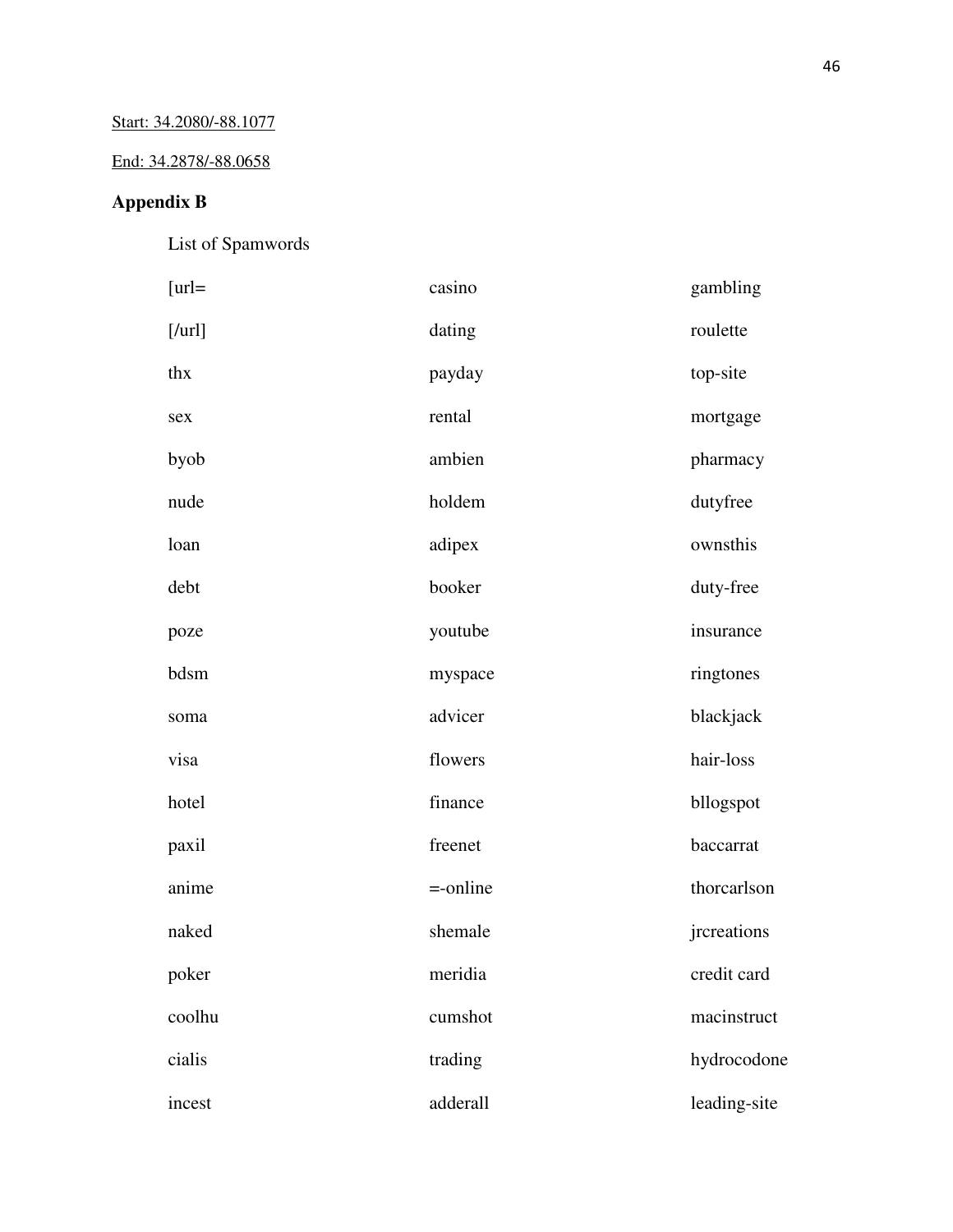Start: 34.2080/-88.1077

End: 34.2878/-88.0658

## Appendix B

List of Spamwords

| | | |
|---|---|---|
| [url= | casino | gambling |
| [/url] | dating | roulette |
| thx | payday | top-site |
| sex | rental | mortgage |
| byob | ambien | pharmacy |
| nude | holdem | dutyfree |
| loan | adipex | ownsthis |
| debt | booker | duty-free |
| poze | youtube | insurance |
| bdsm | myspace | ringtones |
| soma | advicer | blackjack |
| visa | flowers | hair-loss |
| hotel | finance | bllogspot |
| paxil | freenet | baccarrat |
| anime | =-online | thorcarlson |
| naked | shemale | jrcreations |
| poker | meridia | credit card |
| coolhu | cumshot | macinstruct |
| cialis | trading | hydrocodone |
| incest | adderall | leading-site |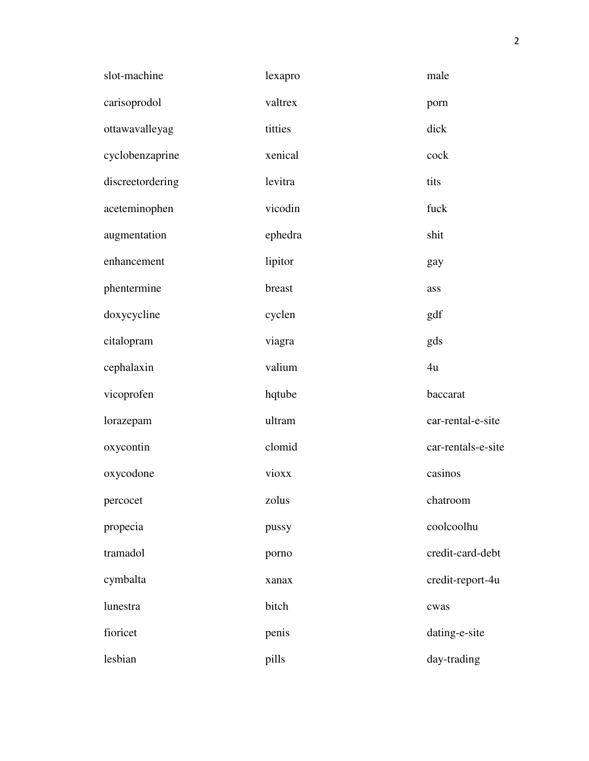| | | |
|---|---|---|
| slot-machine | lexapro | male |
| carisoprodol | valtrex | porn |
| ottawavalleyag | titties | dick |
| cyclobenzaprine | xenical | cock |
| discreetordering | levitra | tits |
| aceteminophen | vicodin | fuck |
| augmentation | ephedra | shit |
| enhancement | lipitor | gay |
| phentermine | breast | ass |
| doxycycline | cyclen | gdf |
| citalopram | viagra | gds |
| cephalaxin | valium | 4u |
| vicoprofen | hqtube | baccarat |
| lorazepam | ultram | car-rental-e-site |
| oxycontin | clomid | car-rentals-e-site |
| oxycodone | vioxx | casinos |
| percocet | zolus | chatroom |
| propecia | pussy | coolcoolhu |
| tramadol | porno | credit-card-debt |
| cymbalta | xanax | credit-report-4u |
| lunestra | bitch | cwas |
| fioricet | penis | dating-e-site |
| lesbian | pills | day-trading |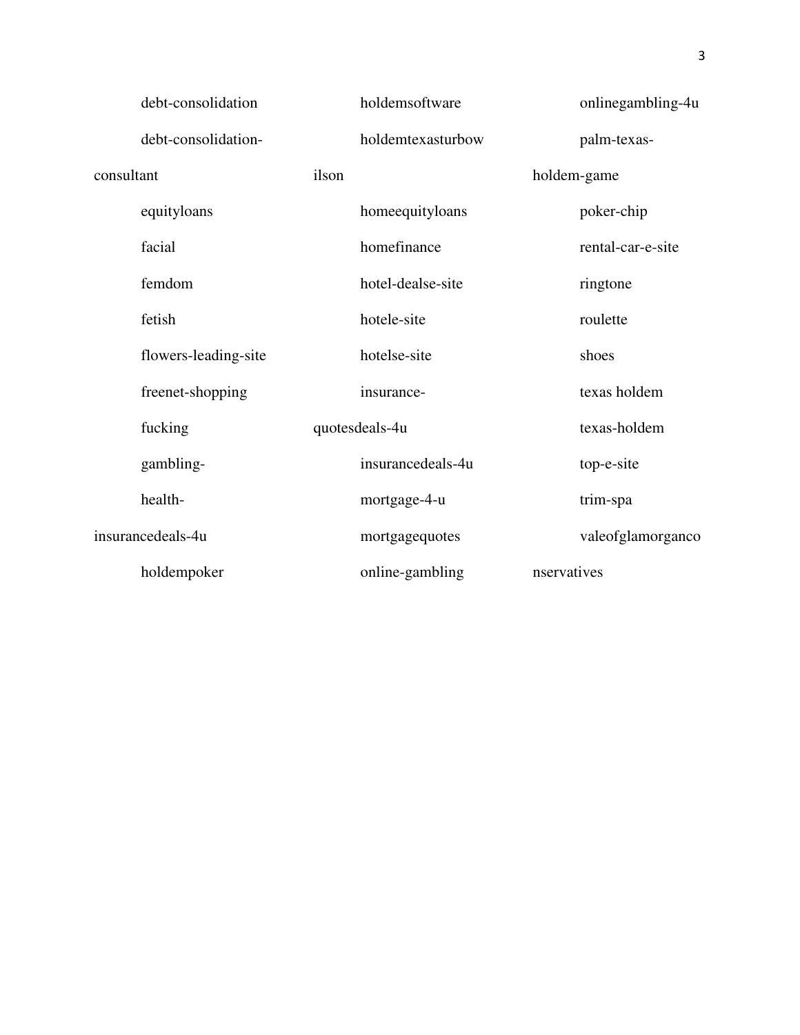debt-consolidation

debt-consolidation-consultant

equityloans

facial

femdom

fetish

flowers-leading-site

freenet-shopping

fucking

gambling-

health-insurancedeals-4u

holdempoker

holdemsoftware

holdemtexasturbowilson

homeequityloans

homefinance

hotel-dealse-site

hotele-site

hotelse-site

insurance-quotesdeals-4u

insurancedeals-4u

mortgage-4-u

mortgagequotes

online-gambling

onlinegambling-4u

palm-texas-holdem-game

poker-chip

rental-car-e-site

ringtone

roulette

shoes

texas holdem

texas-holdem

top-e-site

trim-spa

valeofglamorganconservatives